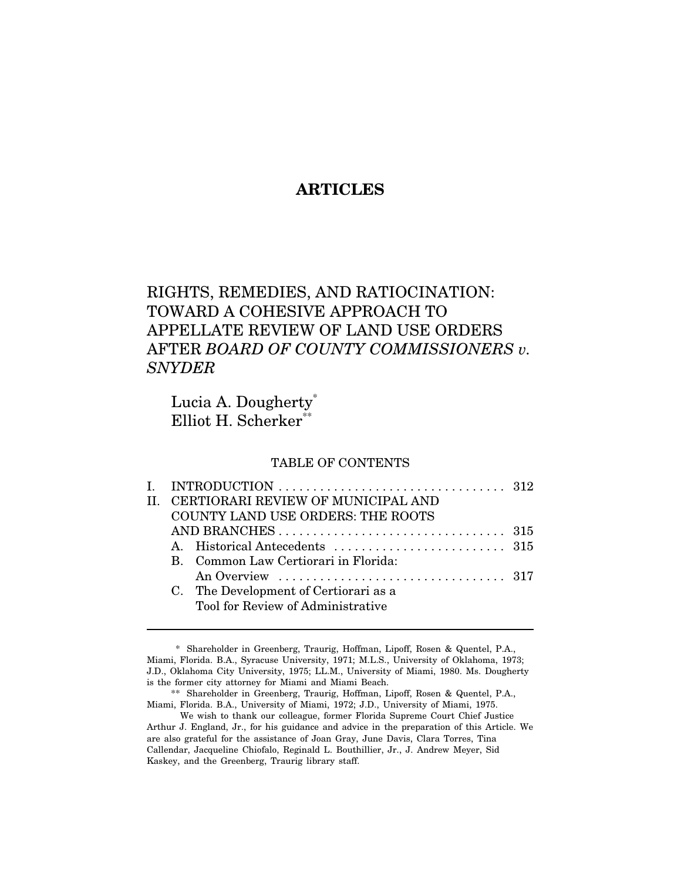# ARTICLES

## RIGHTS, REMEDIES, AND RATIOCINATION: TOWARD A COHESIVE APPROACH TO APPELLATE REVIEW OF LAND USE ORDERS AFTER *BOARD OF COUNTY COMMISSIONERS v. SNYDER*

Lucia A. Dougherty*
Elliot H. Scherker**

TABLE OF CONTENTS

I. INTRODUCTION . . . . . . . . . . . . . . . . . . . . . . . . . . . . . . . . 312
II. CERTIORARI REVIEW OF MUNICIPAL AND COUNTY LAND USE ORDERS: THE ROOTS AND BRANCHES . . . . . . . . . . . . . . . . . . . . . . . . . . . . . . . . 315
   A. Historical Antecedents . . . . . . . . . . . . . . . . . . . . . . . . . 315
   B. Common Law Certiorari in Florida: An Overview . . . . . . . . . . . . . . . . . . . . . . . . . . . . . . . . 317
   C. The Development of Certiorari as a Tool for Review of Administrative

---

\* Shareholder in Greenberg, Traurig, Hoffman, Lipoff, Rosen & Quentel, P.A., Miami, Florida. B.A., Syracuse University, 1971; M.L.S., University of Oklahoma, 1973; J.D., Oklahoma City University, 1975; LL.M., University of Miami, 1980. Ms. Dougherty is the former city attorney for Miami and Miami Beach.

\** Shareholder in Greenberg, Traurig, Hoffman, Lipoff, Rosen & Quentel, P.A., Miami, Florida. B.A., University of Miami, 1972; J.D., University of Miami, 1975.

We wish to thank our colleague, former Florida Supreme Court Chief Justice Arthur J. England, Jr., for his guidance and advice in the preparation of this Article. We are also grateful for the assistance of Joan Gray, June Davis, Clara Torres, Tina Callendar, Jacqueline Chiofalo, Reginald L. Bouthillier, Jr., J. Andrew Meyer, Sid Kaskey, and the Greenberg, Traurig library staff.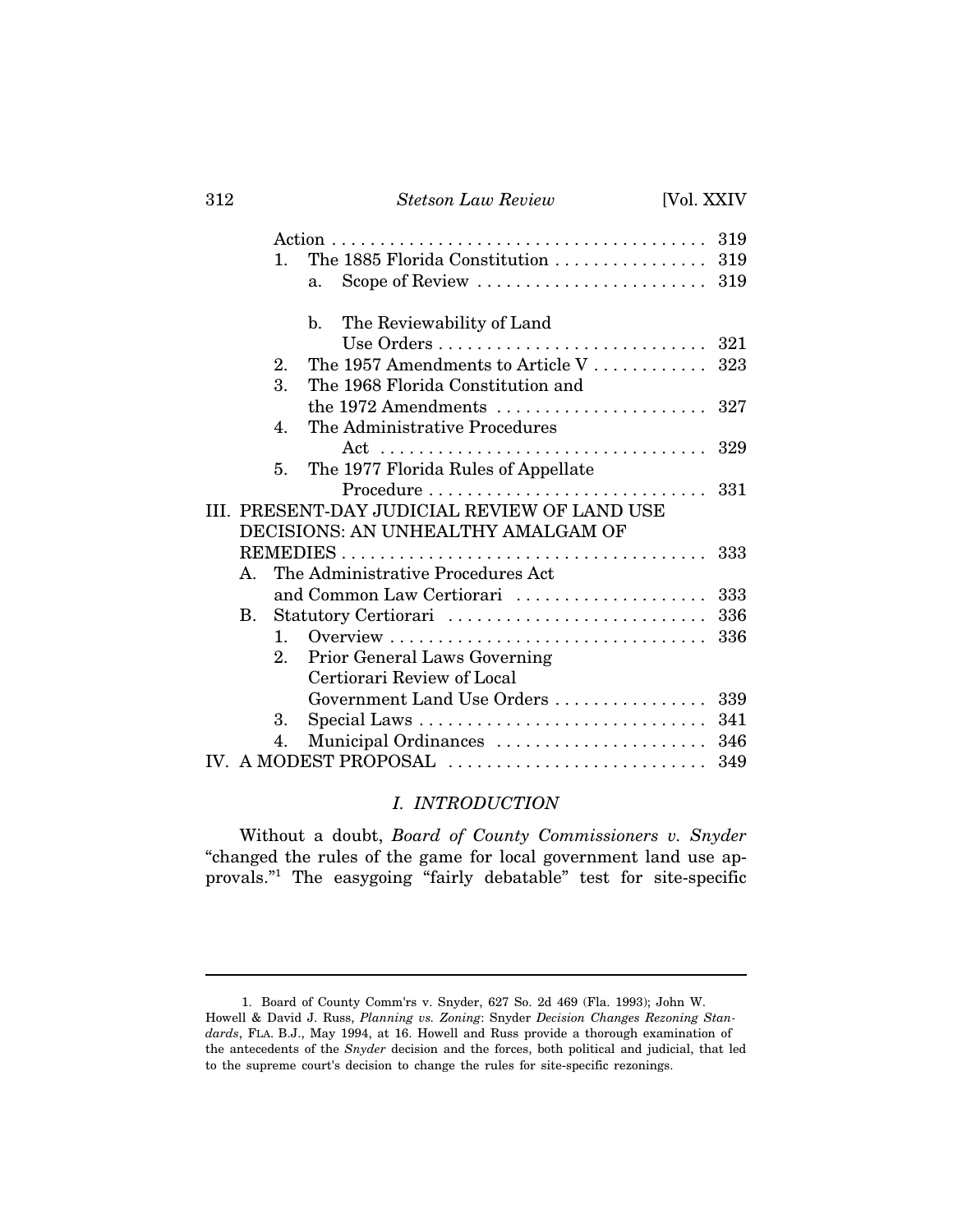Action . . . . . . . . . . . . . . . . . . . . . . . . . . . . . . . . . . . . . . . 319
1. The 1885 Florida Constitution . . . . . . . . . . . . . . . . 319
a. Scope of Review . . . . . . . . . . . . . . . . . . . . . . . . 319
b. The Reviewability of Land Use Orders . . . . . . . . . . . . . . . . . . . . . . . . . . . . 321
2. The 1957 Amendments to Article V . . . . . . . . . . . . 323
3. The 1968 Florida Constitution and the 1972 Amendments . . . . . . . . . . . . . . . . . . . . . . 327
4. The Administrative Procedures Act . . . . . . . . . . . . . . . . . . . . . . . . . . . . . . . . . 329
5. The 1977 Florida Rules of Appellate Procedure . . . . . . . . . . . . . . . . . . . . . . . . . . . . . 331

III. PRESENT-DAY JUDICIAL REVIEW OF LAND USE DECISIONS: AN UNHEALTHY AMALGAM OF REMEDIES . . . . . . . . . . . . . . . . . . . . . . . . . . . . . . . . . . . . . . 333
A. The Administrative Procedures Act and Common Law Certiorari . . . . . . . . . . . . . . . . . . . . 333
B. Statutory Certiorari . . . . . . . . . . . . . . . . . . . . . . . . . . . 336
1. Overview . . . . . . . . . . . . . . . . . . . . . . . . . . . . . . . . . 336
2. Prior General Laws Governing Certiorari Review of Local Government Land Use Orders . . . . . . . . . . . . . . . . 339
3. Special Laws . . . . . . . . . . . . . . . . . . . . . . . . . . . . . . 341
4. Municipal Ordinances . . . . . . . . . . . . . . . . . . . . . . 346

IV. A MODEST PROPOSAL . . . . . . . . . . . . . . . . . . . . . . . . . . . 349

## *I. INTRODUCTION*

Without a doubt, *Board of County Commissioners v. Snyder* "changed the rules of the game for local government land use approvals."[1] The easygoing "fairly debatable" test for site-specific

---

1. Board of County Comm'rs v. Snyder, 627 So. 2d 469 (Fla. 1993); John W. Howell & David J. Russ, *Planning vs. Zoning*: Snyder *Decision Changes Rezoning Standards*, FLA. B.J., May 1994, at 16. Howell and Russ provide a thorough examination of the antecedents of the *Snyder* decision and the forces, both political and judicial, that led to the supreme court's decision to change the rules for site-specific rezonings.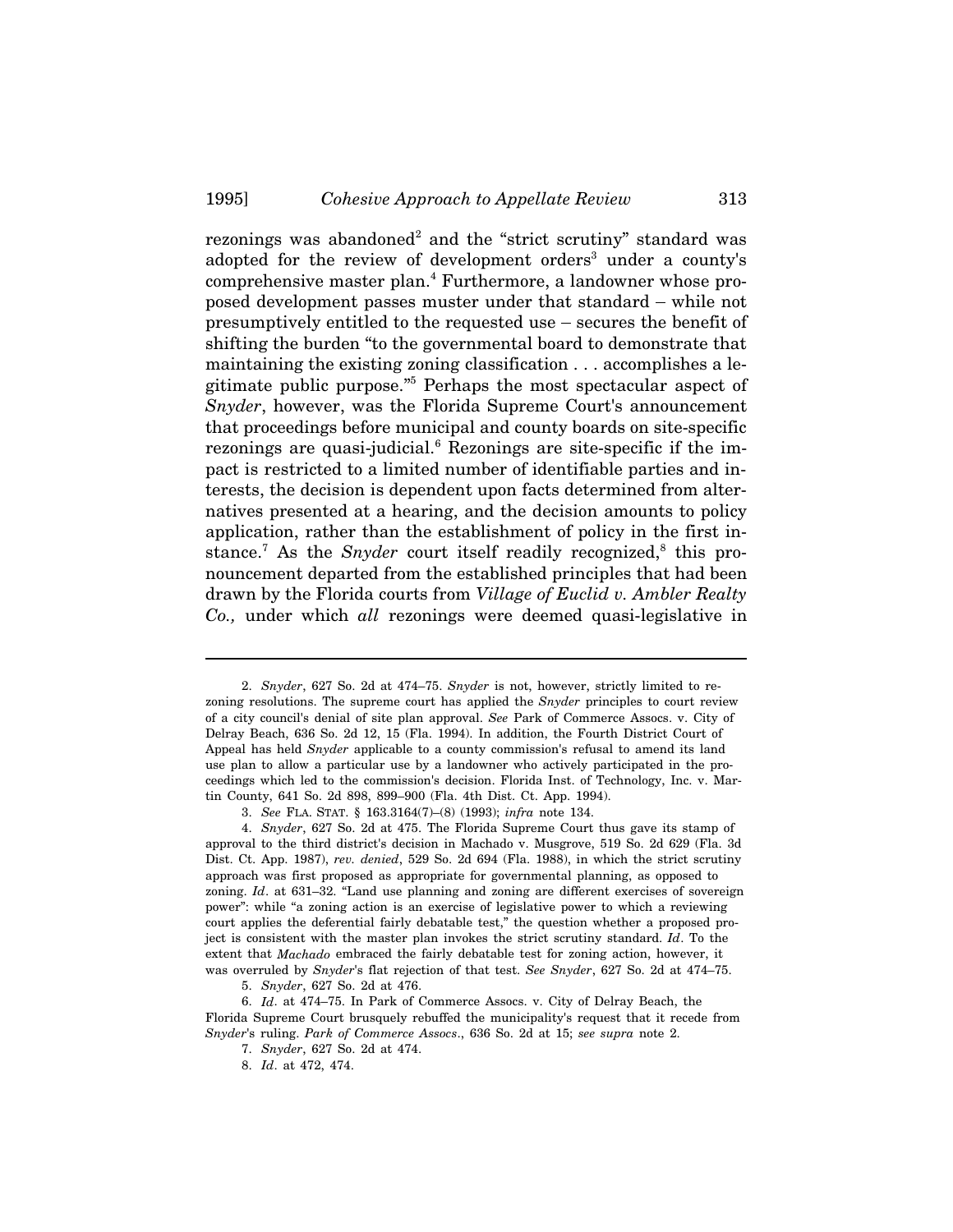rezonings was abandoned[2] and the "strict scrutiny" standard was adopted for the review of development orders[3] under a county's comprehensive master plan.[4] Furthermore, a landowner whose proposed development passes muster under that standard – while not presumptively entitled to the requested use – secures the benefit of shifting the burden "to the governmental board to demonstrate that maintaining the existing zoning classification . . . accomplishes a legitimate public purpose."[5] Perhaps the most spectacular aspect of *Snyder*, however, was the Florida Supreme Court's announcement that proceedings before municipal and county boards on site-specific rezonings are quasi-judicial.[6] Rezonings are site-specific if the impact is restricted to a limited number of identifiable parties and interests, the decision is dependent upon facts determined from alternatives presented at a hearing, and the decision amounts to policy application, rather than the establishment of policy in the first instance.[7] As the *Snyder* court itself readily recognized,[8] this pronouncement departed from the established principles that had been drawn by the Florida courts from *Village of Euclid v. Ambler Realty Co.,* under which *all* rezonings were deemed quasi-legislative in

---

2. *Snyder*, 627 So. 2d at 474–75. *Snyder* is not, however, strictly limited to rezoning resolutions. The supreme court has applied the *Snyder* principles to court review of a city council's denial of site plan approval. *See* Park of Commerce Assocs. v. City of Delray Beach, 636 So. 2d 12, 15 (Fla. 1994). In addition, the Fourth District Court of Appeal has held *Snyder* applicable to a county commission's refusal to amend its land use plan to allow a particular use by a landowner who actively participated in the proceedings which led to the commission's decision. Florida Inst. of Technology, Inc. v. Martin County, 641 So. 2d 898, 899–900 (Fla. 4th Dist. Ct. App. 1994).

3. *See* FLA. STAT. § 163.3164(7)–(8) (1993); *infra* note 134.

4. *Snyder*, 627 So. 2d at 475. The Florida Supreme Court thus gave its stamp of approval to the third district's decision in Machado v. Musgrove, 519 So. 2d 629 (Fla. 3d Dist. Ct. App. 1987), *rev. denied*, 529 So. 2d 694 (Fla. 1988), in which the strict scrutiny approach was first proposed as appropriate for governmental planning, as opposed to zoning. *Id*. at 631–32. "Land use planning and zoning are different exercises of sovereign power": while "a zoning action is an exercise of legislative power to which a reviewing court applies the deferential fairly debatable test," the question whether a proposed project is consistent with the master plan invokes the strict scrutiny standard. *Id*. To the extent that *Machado* embraced the fairly debatable test for zoning action, however, it was overruled by *Snyder*'s flat rejection of that test. *See Snyder*, 627 So. 2d at 474–75.

5. *Snyder*, 627 So. 2d at 476.

6. *Id*. at 474–75. In Park of Commerce Assocs. v. City of Delray Beach, the Florida Supreme Court brusquely rebuffed the municipality's request that it recede from *Snyder*'s ruling. *Park of Commerce Assocs*., 636 So. 2d at 15; *see supra* note 2.

7. *Snyder*, 627 So. 2d at 474.

8. *Id*. at 472, 474.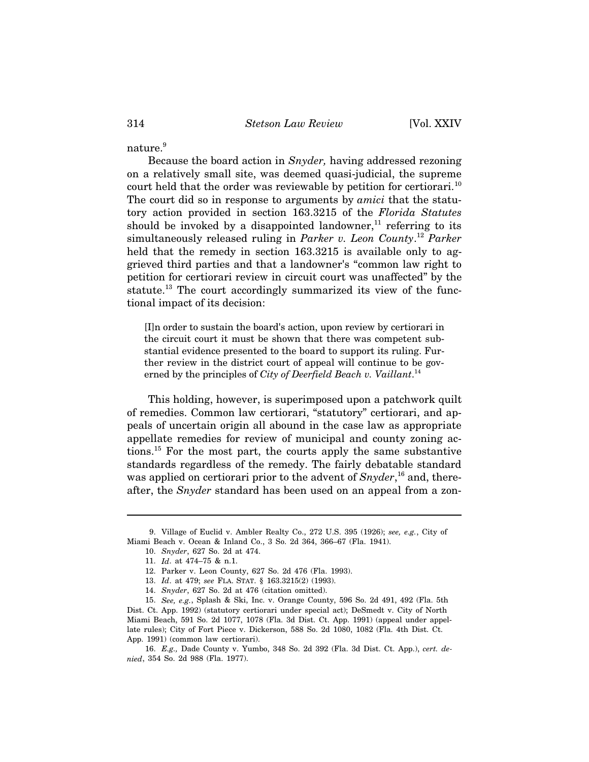nature.[9]

Because the board action in *Snyder,* having addressed rezoning on a relatively small site, was deemed quasi-judicial, the supreme court held that the order was reviewable by petition for certiorari.[10] The court did so in response to arguments by *amici* that the statutory action provided in section 163.3215 of the *Florida Statutes* should be invoked by a disappointed landowner,[11] referring to its simultaneously released ruling in *Parker v. Leon County*.[12] *Parker* held that the remedy in section 163.3215 is available only to aggrieved third parties and that a landowner's "common law right to petition for certiorari review in circuit court was unaffected" by the statute.[13] The court accordingly summarized its view of the functional impact of its decision:

> [I]n order to sustain the board's action, upon review by certiorari in the circuit court it must be shown that there was competent substantial evidence presented to the board to support its ruling. Further review in the district court of appeal will continue to be governed by the principles of *City of Deerfield Beach v. Vaillant*.[14]

This holding, however, is superimposed upon a patchwork quilt of remedies. Common law certiorari, "statutory" certiorari, and appeals of uncertain origin all abound in the case law as appropriate appellate remedies for review of municipal and county zoning actions.[15] For the most part, the courts apply the same substantive standards regardless of the remedy. The fairly debatable standard was applied on certiorari prior to the advent of *Snyder*,[16] and, thereafter, the *Snyder* standard has been used on an appeal from a zon-

---

9. Village of Euclid v. Ambler Realty Co., 272 U.S. 395 (1926); *see, e.g.*, City of Miami Beach v. Ocean & Inland Co., 3 So. 2d 364, 366–67 (Fla. 1941).

10. *Snyder*, 627 So. 2d at 474.

11. *Id*. at 474–75 & n.1.

12. Parker v. Leon County, 627 So. 2d 476 (Fla. 1993).

13. *Id*. at 479; *see* FLA. STAT. § 163.3215(2) (1993).

14. *Snyder*, 627 So. 2d at 476 (citation omitted).

15. *See, e.g.*, Splash & Ski, Inc. v. Orange County, 596 So. 2d 491, 492 (Fla. 5th Dist. Ct. App. 1992) (statutory certiorari under special act); DeSmedt v. City of North Miami Beach, 591 So. 2d 1077, 1078 (Fla. 3d Dist. Ct. App. 1991) (appeal under appellate rules); City of Fort Piece v. Dickerson, 588 So. 2d 1080, 1082 (Fla. 4th Dist. Ct. App. 1991) (common law certiorari).

16. *E.g.,* Dade County v. Yumbo, 348 So. 2d 392 (Fla. 3d Dist. Ct. App.), *cert. denied*, 354 So. 2d 988 (Fla. 1977).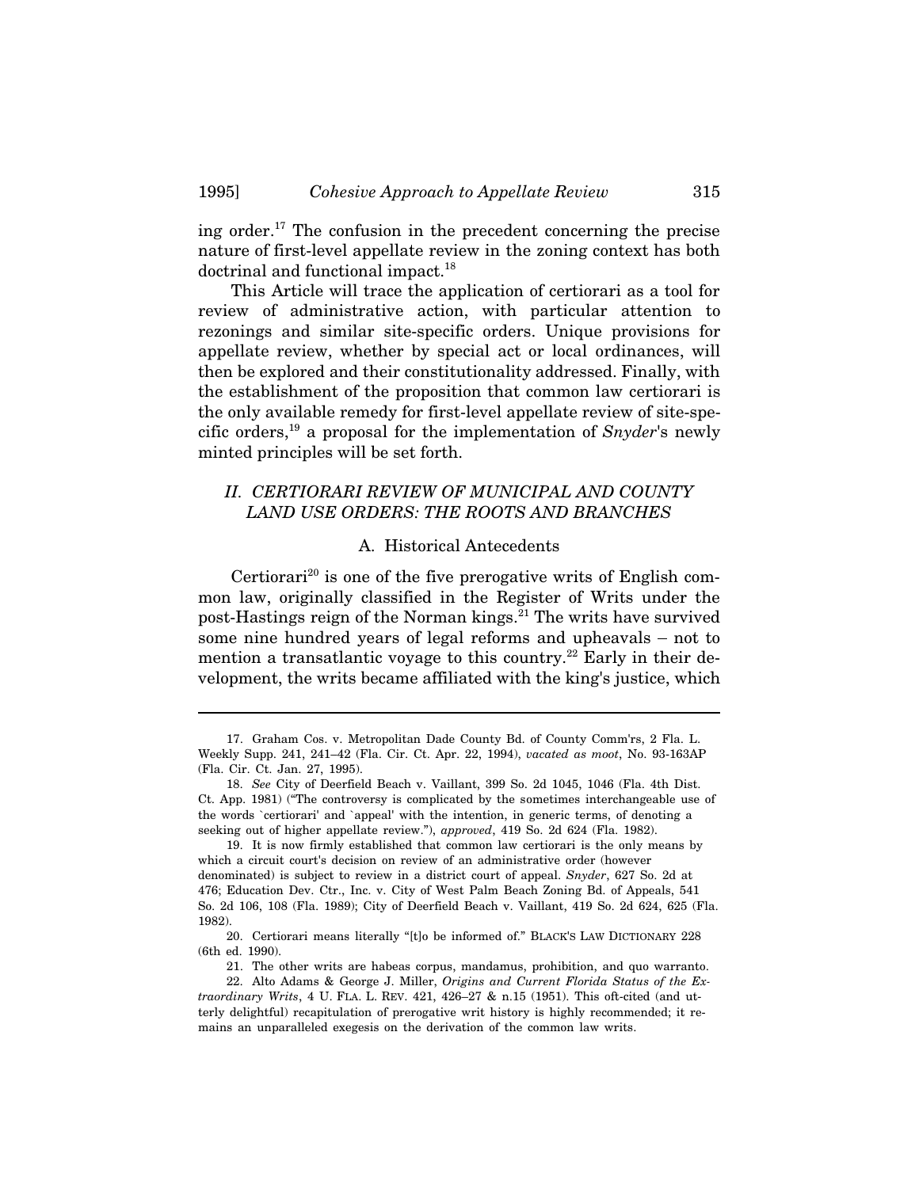ing order.[17] The confusion in the precedent concerning the precise nature of first-level appellate review in the zoning context has both doctrinal and functional impact.[18]

This Article will trace the application of certiorari as a tool for review of administrative action, with particular attention to rezonings and similar site-specific orders. Unique provisions for appellate review, whether by special act or local ordinances, will then be explored and their constitutionality addressed. Finally, with the establishment of the proposition that common law certiorari is the only available remedy for first-level appellate review of site-specific orders,[19] a proposal for the implementation of *Snyder*'s newly minted principles will be set forth.

## *II. CERTIORARI REVIEW OF MUNICIPAL AND COUNTY LAND USE ORDERS: THE ROOTS AND BRANCHES*

### A. Historical Antecedents

Certiorari[20] is one of the five prerogative writs of English common law, originally classified in the Register of Writs under the post-Hastings reign of the Norman kings.[21] The writs have survived some nine hundred years of legal reforms and upheavals – not to mention a transatlantic voyage to this country.[22] Early in their development, the writs became affiliated with the king's justice, which

---

17. Graham Cos. v. Metropolitan Dade County Bd. of County Comm'rs, 2 Fla. L. Weekly Supp. 241, 241–42 (Fla. Cir. Ct. Apr. 22, 1994), *vacated as moot*, No. 93-163AP (Fla. Cir. Ct. Jan. 27, 1995).

18. *See* City of Deerfield Beach v. Vaillant, 399 So. 2d 1045, 1046 (Fla. 4th Dist. Ct. App. 1981) ("The controversy is complicated by the sometimes interchangeable use of the words `certiorari' and `appeal' with the intention, in generic terms, of denoting a seeking out of higher appellate review."), *approved*, 419 So. 2d 624 (Fla. 1982).

19. It is now firmly established that common law certiorari is the only means by which a circuit court's decision on review of an administrative order (however denominated) is subject to review in a district court of appeal. *Snyder*, 627 So. 2d at 476; Education Dev. Ctr., Inc. v. City of West Palm Beach Zoning Bd. of Appeals, 541 So. 2d 106, 108 (Fla. 1989); City of Deerfield Beach v. Vaillant, 419 So. 2d 624, 625 (Fla. 1982).

20. Certiorari means literally "[t]o be informed of." BLACK'S LAW DICTIONARY 228 (6th ed. 1990).

21. The other writs are habeas corpus, mandamus, prohibition, and quo warranto.

22. Alto Adams & George J. Miller, *Origins and Current Florida Status of the Extraordinary Writs*, 4 U. FLA. L. REV. 421, 426–27 & n.15 (1951). This oft-cited (and utterly delightful) recapitulation of prerogative writ history is highly recommended; it remains an unparalleled exegesis on the derivation of the common law writs.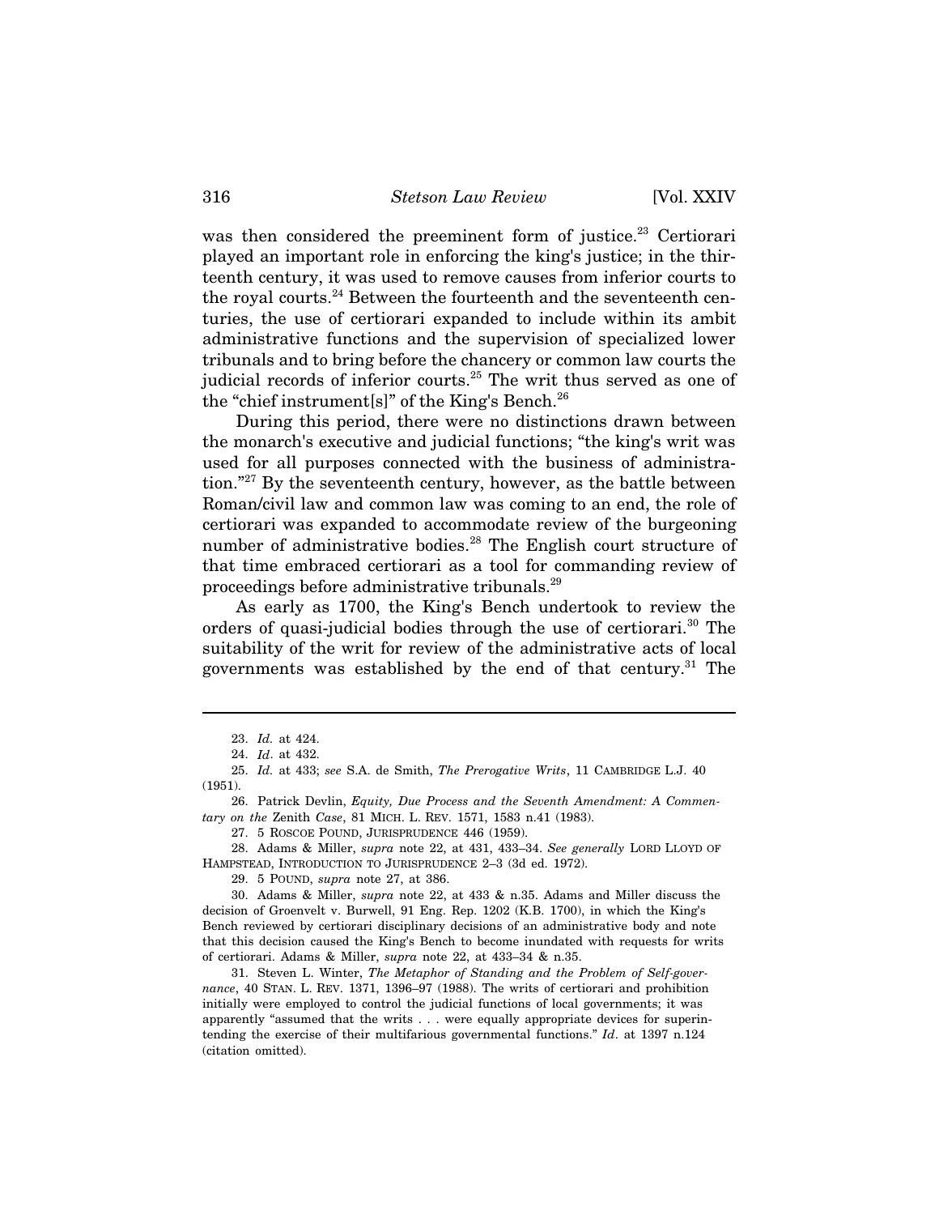was then considered the preeminent form of justice.[23] Certiorari played an important role in enforcing the king's justice; in the thirteenth century, it was used to remove causes from inferior courts to the royal courts.[24] Between the fourteenth and the seventeenth centuries, the use of certiorari expanded to include within its ambit administrative functions and the supervision of specialized lower tribunals and to bring before the chancery or common law courts the judicial records of inferior courts.[25] The writ thus served as one of the "chief instrument[s]" of the King's Bench.[26]

During this period, there were no distinctions drawn between the monarch's executive and judicial functions; "the king's writ was used for all purposes connected with the business of administration."[27] By the seventeenth century, however, as the battle between Roman/civil law and common law was coming to an end, the role of certiorari was expanded to accommodate review of the burgeoning number of administrative bodies.[28] The English court structure of that time embraced certiorari as a tool for commanding review of proceedings before administrative tribunals.[29]

As early as 1700, the King's Bench undertook to review the orders of quasi-judicial bodies through the use of certiorari.[30] The suitability of the writ for review of the administrative acts of local governments was established by the end of that century.[31] The

---

23. *Id.* at 424.

24. *Id*. at 432.

25. *Id.* at 433; *see* S.A. de Smith, *The Prerogative Writs*, 11 CAMBRIDGE L.J. 40 (1951).

26. Patrick Devlin, *Equity, Due Process and the Seventh Amendment: A Commentary on the* Zenith *Case*, 81 MICH. L. REV. 1571, 1583 n.41 (1983).

27. 5 ROSCOE POUND, JURISPRUDENCE 446 (1959).

28. Adams & Miller, *supra* note 22, at 431, 433–34. *See generally* LORD LLOYD OF HAMPSTEAD, INTRODUCTION TO JURISPRUDENCE 2–3 (3d ed. 1972).

29. 5 POUND, *supra* note 27, at 386.

30. Adams & Miller, *supra* note 22, at 433 & n.35. Adams and Miller discuss the decision of Groenvelt v. Burwell, 91 Eng. Rep. 1202 (K.B. 1700), in which the King's Bench reviewed by certiorari disciplinary decisions of an administrative body and note that this decision caused the King's Bench to become inundated with requests for writs of certiorari. Adams & Miller, *supra* note 22, at 433–34 & n.35.

31. Steven L. Winter, *The Metaphor of Standing and the Problem of Self-governance*, 40 STAN. L. REV. 1371, 1396–97 (1988). The writs of certiorari and prohibition initially were employed to control the judicial functions of local governments; it was apparently "assumed that the writs . . . were equally appropriate devices for superintending the exercise of their multifarious governmental functions." *Id*. at 1397 n.124 (citation omitted).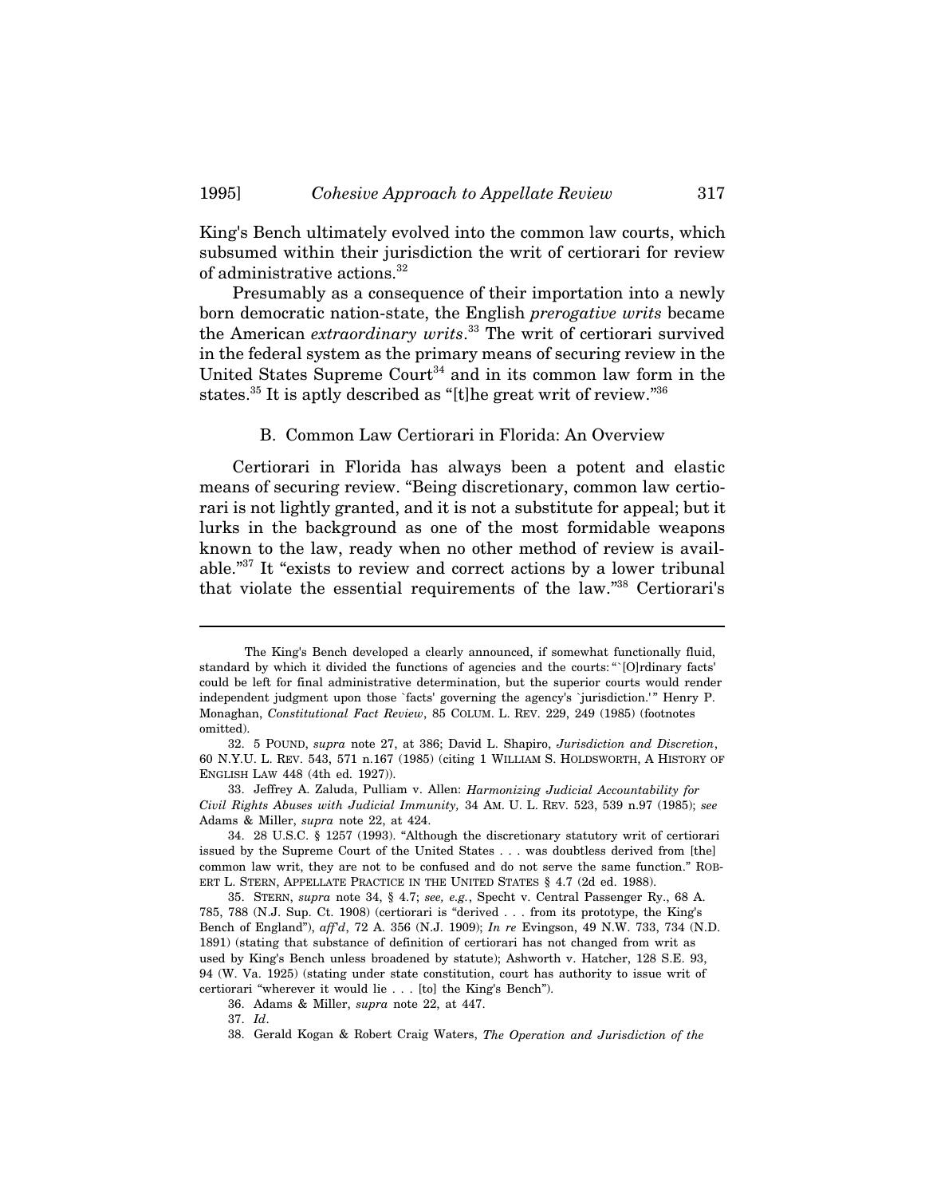King's Bench ultimately evolved into the common law courts, which subsumed within their jurisdiction the writ of certiorari for review of administrative actions.[32]

Presumably as a consequence of their importation into a newly born democratic nation-state, the English *prerogative writs* became the American *extraordinary writs*.[33] The writ of certiorari survived in the federal system as the primary means of securing review in the United States Supreme Court[34] and in its common law form in the states.[35] It is aptly described as "[t]he great writ of review."[36]

### B. Common Law Certiorari in Florida: An Overview

Certiorari in Florida has always been a potent and elastic means of securing review. "Being discretionary, common law certiorari is not lightly granted, and it is not a substitute for appeal; but it lurks in the background as one of the most formidable weapons known to the law, ready when no other method of review is available."[37] It "exists to review and correct actions by a lower tribunal that violate the essential requirements of the law."[38] Certiorari's

---

The King's Bench developed a clearly announced, if somewhat functionally fluid, standard by which it divided the functions of agencies and the courts: "`[O]rdinary facts' could be left for final administrative determination, but the superior courts would render independent judgment upon those `facts' governing the agency's `jurisdiction.'" Henry P. Monaghan, *Constitutional Fact Review*, 85 COLUM. L. REV. 229, 249 (1985) (footnotes omitted).

32. 5 POUND, *supra* note 27, at 386; David L. Shapiro, *Jurisdiction and Discretion*, 60 N.Y.U. L. REV. 543, 571 n.167 (1985) (citing 1 WILLIAM S. HOLDSWORTH, A HISTORY OF ENGLISH LAW 448 (4th ed. 1927)).

33. Jeffrey A. Zaluda, Pulliam v. Allen: *Harmonizing Judicial Accountability for Civil Rights Abuses with Judicial Immunity,* 34 AM. U. L. REV. 523, 539 n.97 (1985); *see* Adams & Miller, *supra* note 22, at 424.

34. 28 U.S.C. § 1257 (1993). "Although the discretionary statutory writ of certiorari issued by the Supreme Court of the United States . . . was doubtless derived from [the] common law writ, they are not to be confused and do not serve the same function." ROBERT L. STERN, APPELLATE PRACTICE IN THE UNITED STATES § 4.7 (2d ed. 1988).

35. STERN, *supra* note 34, § 4.7; *see, e.g.*, Specht v. Central Passenger Ry., 68 A. 785, 788 (N.J. Sup. Ct. 1908) (certiorari is "derived . . . from its prototype, the King's Bench of England"), *aff'd*, 72 A. 356 (N.J. 1909); *In re* Evingson, 49 N.W. 733, 734 (N.D. 1891) (stating that substance of definition of certiorari has not changed from writ as used by King's Bench unless broadened by statute); Ashworth v. Hatcher, 128 S.E. 93, 94 (W. Va. 1925) (stating under state constitution, court has authority to issue writ of certiorari "wherever it would lie . . . [to] the King's Bench").

36. Adams & Miller, *supra* note 22, at 447.

37. *Id*.

38. Gerald Kogan & Robert Craig Waters, *The Operation and Jurisdiction of the*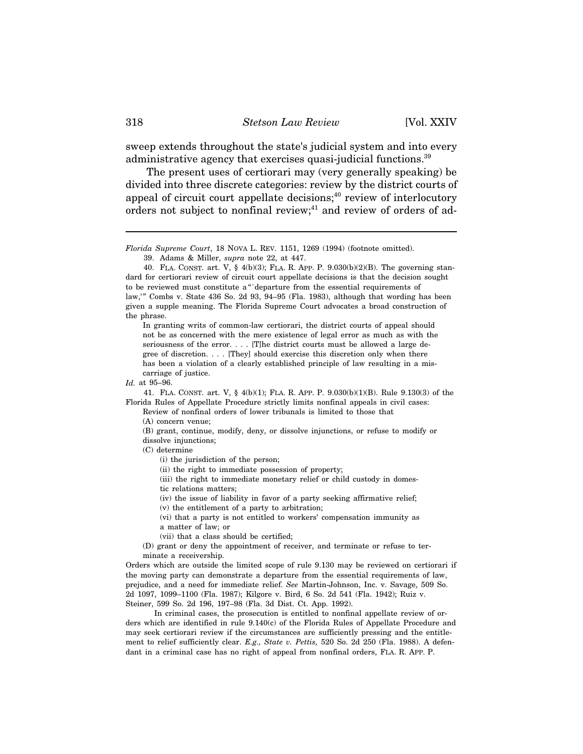sweep extends throughout the state's judicial system and into every administrative agency that exercises quasi-judicial functions.[39]

The present uses of certiorari may (very generally speaking) be divided into three discrete categories: review by the district courts of appeal of circuit court appellate decisions;[40] review of interlocutory orders not subject to nonfinal review;[41] and review of orders of ad-

---

*Florida Supreme Court*, 18 NOVA L. REV. 1151, 1269 (1994) (footnote omitted).

39. Adams & Miller, *supra* note 22, at 447.

40. FLA. CONST. art. V, § 4(b)(3); FLA. R. APP. P. 9.030(b)(2)(B). The governing standard for certiorari review of circuit court appellate decisions is that the decision sought to be reviewed must constitute a "`departure from the essential requirements of law,'" Combs v. State 436 So. 2d 93, 94–95 (Fla. 1983), although that wording has been given a supple meaning. The Florida Supreme Court advocates a broad construction of the phrase.

> In granting writs of common-law certiorari, the district courts of appeal should not be as concerned with the mere existence of legal error as much as with the seriousness of the error. . . . [T]he district courts must be allowed a large degree of discretion. . . . [They] should exercise this discretion only when there has been a violation of a clearly established principle of law resulting in a miscarriage of justice.

*Id.* at 95–96.

41. FLA. CONST. art. V, § 4(b)(1); FLA. R. APP. P. 9.030(b)(1)(B). Rule 9.130(3) of the Florida Rules of Appellate Procedure strictly limits nonfinal appeals in civil cases:

> Review of nonfinal orders of lower tribunals is limited to those that
>
> (A) concern venue;
>
> (B) grant, continue, modify, deny, or dissolve injunctions, or refuse to modify or dissolve injunctions;
>
> (C) determine
>
> (i) the jurisdiction of the person;
>
> (ii) the right to immediate possession of property;
>
> (iii) the right to immediate monetary relief or child custody in domestic relations matters;
>
> (iv) the issue of liability in favor of a party seeking affirmative relief;
>
> (v) the entitlement of a party to arbitration;
>
> (vi) that a party is not entitled to workers' compensation immunity as a matter of law; or
>
> (vii) that a class should be certified;
>
> (D) grant or deny the appointment of receiver, and terminate or refuse to terminate a receivership.

Orders which are outside the limited scope of rule 9.130 may be reviewed on certiorari if the moving party can demonstrate a departure from the essential requirements of law, prejudice, and a need for immediate relief. *See* Martin-Johnson, Inc. v. Savage, 509 So. 2d 1097, 1099–1100 (Fla. 1987); Kilgore v. Bird, 6 So. 2d 541 (Fla. 1942); Ruiz v. Steiner, 599 So. 2d 196, 197–98 (Fla. 3d Dist. Ct. App. 1992).

In criminal cases, the prosecution is entitled to nonfinal appellate review of orders which are identified in rule 9.140(c) of the Florida Rules of Appellate Procedure and may seek certiorari review if the circumstances are sufficiently pressing and the entitlement to relief sufficiently clear. *E.g., State v. Pettis,* 520 So. 2d 250 (Fla. 1988). A defendant in a criminal case has no right of appeal from nonfinal orders, FLA. R. APP. P.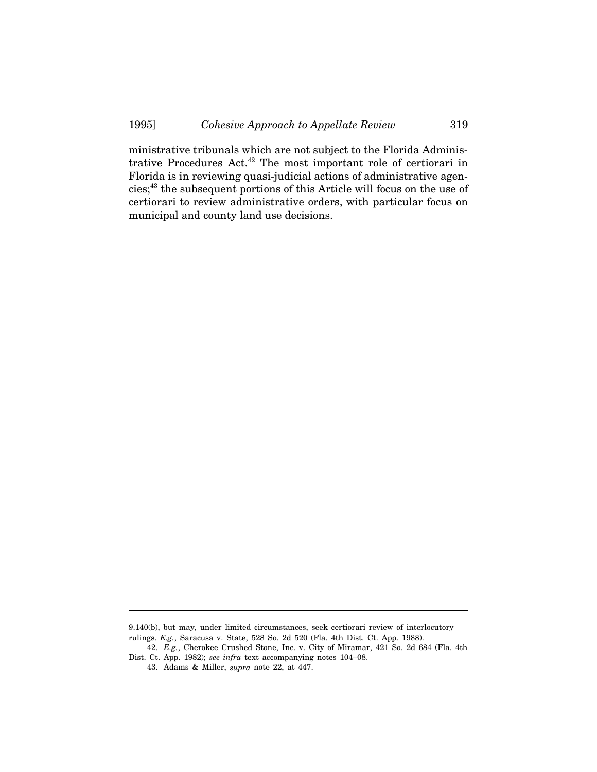ministrative tribunals which are not subject to the Florida Administrative Procedures Act.[42] The most important role of certiorari in Florida is in reviewing quasi-judicial actions of administrative agencies;[43] the subsequent portions of this Article will focus on the use of certiorari to review administrative orders, with particular focus on municipal and county land use decisions.

---

9.140(b), but may, under limited circumstances, seek certiorari review of interlocutory rulings. *E.g.*, Saracusa v. State, 528 So. 2d 520 (Fla. 4th Dist. Ct. App. 1988).

42. *E.g.*, Cherokee Crushed Stone, Inc. v. City of Miramar, 421 So. 2d 684 (Fla. 4th Dist. Ct. App. 1982); *see infra* text accompanying notes 104–08.

43. Adams & Miller, *supra* note 22, at 447.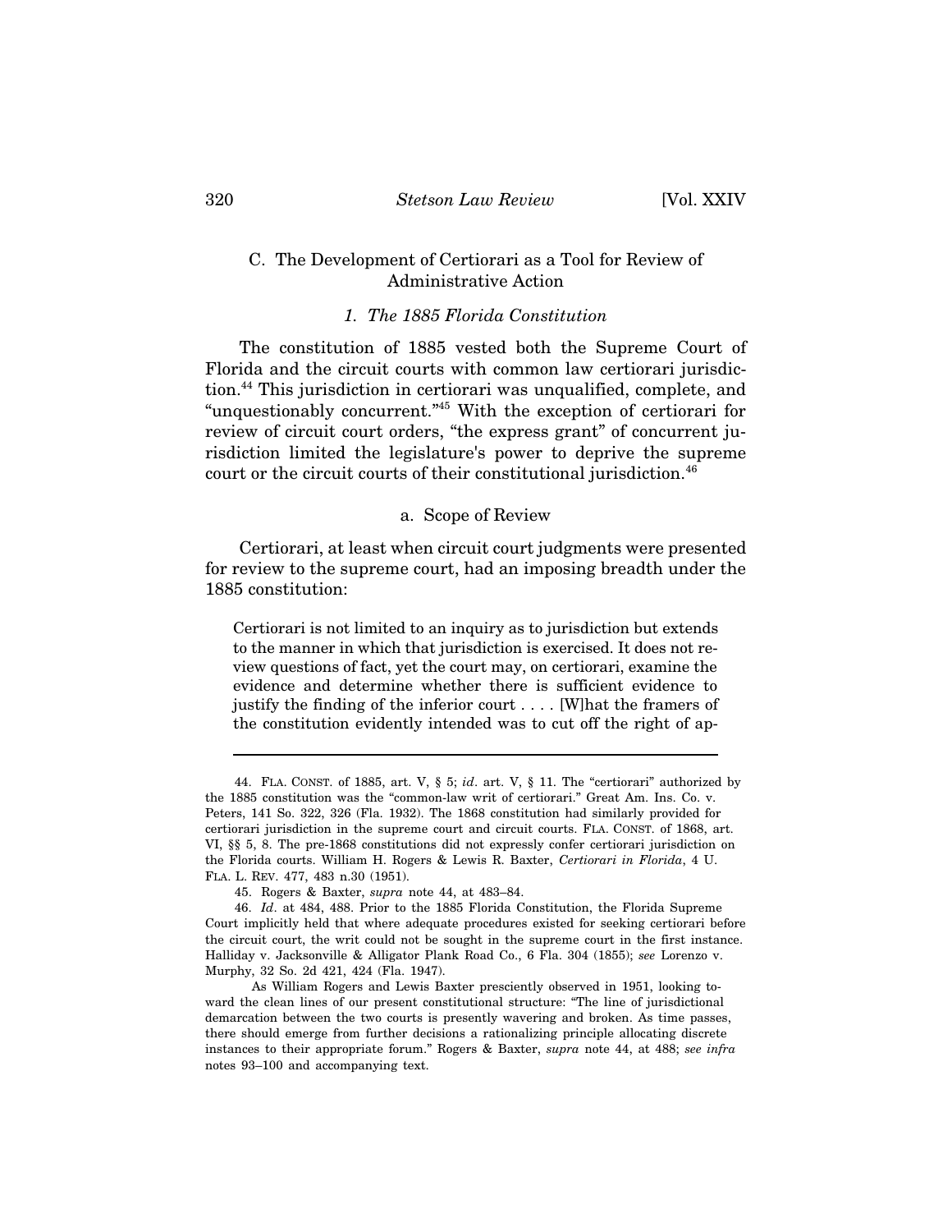## C. The Development of Certiorari as a Tool for Review of Administrative Action

### *1. The 1885 Florida Constitution*

The constitution of 1885 vested both the Supreme Court of Florida and the circuit courts with common law certiorari jurisdiction.[44] This jurisdiction in certiorari was unqualified, complete, and "unquestionably concurrent."[45] With the exception of certiorari for review of circuit court orders, "the express grant" of concurrent jurisdiction limited the legislature's power to deprive the supreme court or the circuit courts of their constitutional jurisdiction.[46]

#### a. Scope of Review

Certiorari, at least when circuit court judgments were presented for review to the supreme court, had an imposing breadth under the 1885 constitution:

> Certiorari is not limited to an inquiry as to jurisdiction but extends to the manner in which that jurisdiction is exercised. It does not review questions of fact, yet the court may, on certiorari, examine the evidence and determine whether there is sufficient evidence to justify the finding of the inferior court . . . . [W]hat the framers of the constitution evidently intended was to cut off the right of ap-

---

44. FLA. CONST. of 1885, art. V, § 5; *id*. art. V, § 11. The "certiorari" authorized by the 1885 constitution was the "common-law writ of certiorari." Great Am. Ins. Co. v. Peters, 141 So. 322, 326 (Fla. 1932). The 1868 constitution had similarly provided for certiorari jurisdiction in the supreme court and circuit courts. FLA. CONST. of 1868, art. VI, §§ 5, 8. The pre-1868 constitutions did not expressly confer certiorari jurisdiction on the Florida courts. William H. Rogers & Lewis R. Baxter, *Certiorari in Florida*, 4 U. FLA. L. REV. 477, 483 n.30 (1951).

45. Rogers & Baxter, *supra* note 44, at 483–84.

46. *Id*. at 484, 488. Prior to the 1885 Florida Constitution, the Florida Supreme Court implicitly held that where adequate procedures existed for seeking certiorari before the circuit court, the writ could not be sought in the supreme court in the first instance. Halliday v. Jacksonville & Alligator Plank Road Co., 6 Fla. 304 (1855); *see* Lorenzo v. Murphy, 32 So. 2d 421, 424 (Fla. 1947).

As William Rogers and Lewis Baxter presciently observed in 1951, looking toward the clean lines of our present constitutional structure: "The line of jurisdictional demarcation between the two courts is presently wavering and broken. As time passes, there should emerge from further decisions a rationalizing principle allocating discrete instances to their appropriate forum." Rogers & Baxter, *supra* note 44, at 488; *see infra* notes 93–100 and accompanying text.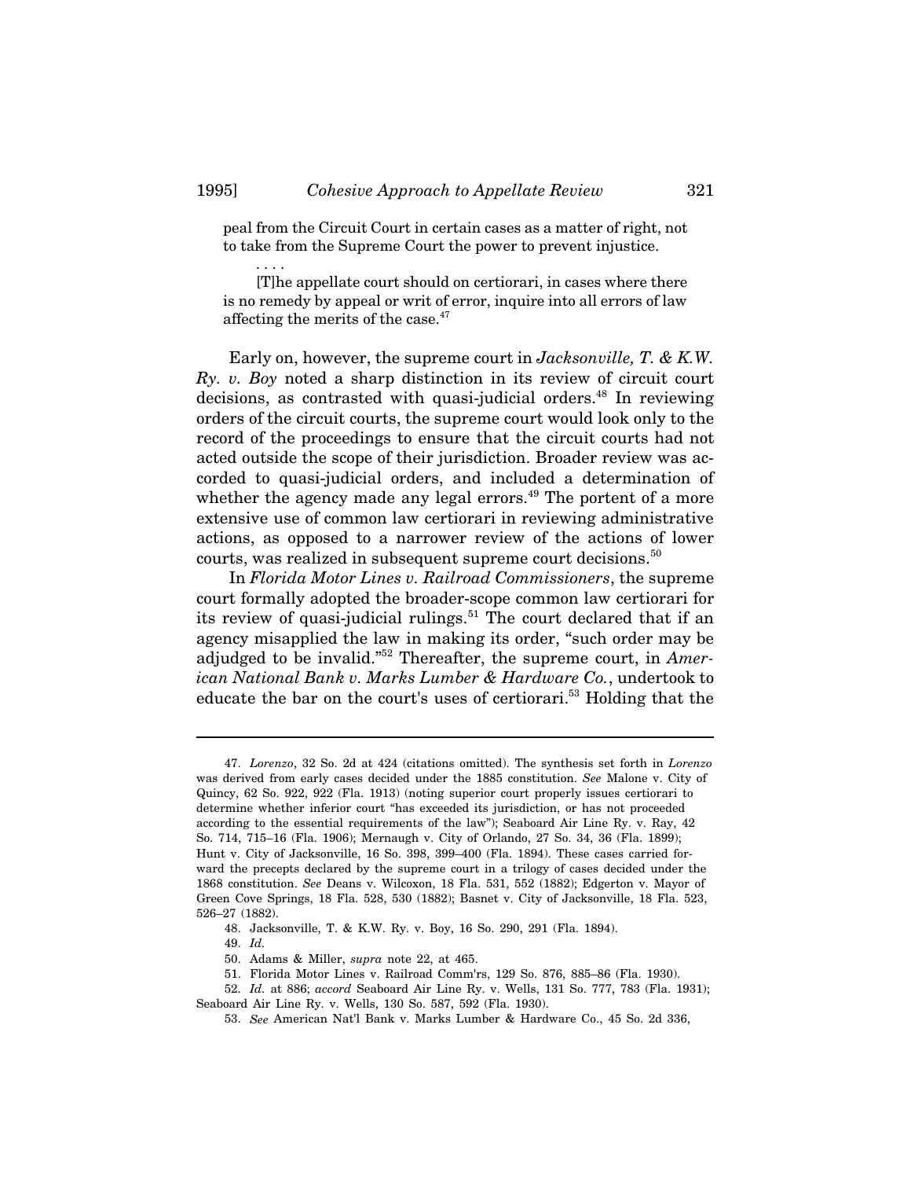peal from the Circuit Court in certain cases as a matter of right, not to take from the Supreme Court the power to prevent injustice.

> . . . .

> [T]he appellate court should on certiorari, in cases where there is no remedy by appeal or writ of error, inquire into all errors of law affecting the merits of the case.[47]

Early on, however, the supreme court in *Jacksonville, T. & K.W. Ry. v. Boy* noted a sharp distinction in its review of circuit court decisions, as contrasted with quasi-judicial orders.[48] In reviewing orders of the circuit courts, the supreme court would look only to the record of the proceedings to ensure that the circuit courts had not acted outside the scope of their jurisdiction. Broader review was accorded to quasi-judicial orders, and included a determination of whether the agency made any legal errors.[49] The portent of a more extensive use of common law certiorari in reviewing administrative actions, as opposed to a narrower review of the actions of lower courts, was realized in subsequent supreme court decisions.[50]

In *Florida Motor Lines v. Railroad Commissioners*, the supreme court formally adopted the broader-scope common law certiorari for its review of quasi-judicial rulings.[51] The court declared that if an agency misapplied the law in making its order, "such order may be adjudged to be invalid."[52] Thereafter, the supreme court, in *American National Bank v. Marks Lumber & Hardware Co.*, undertook to educate the bar on the court's uses of certiorari.[53] Holding that the

---

47. *Lorenzo*, 32 So. 2d at 424 (citations omitted). The synthesis set forth in *Lorenzo* was derived from early cases decided under the 1885 constitution. *See* Malone v. City of Quincy, 62 So. 922, 922 (Fla. 1913) (noting superior court properly issues certiorari to determine whether inferior court "has exceeded its jurisdiction, or has not proceeded according to the essential requirements of the law"); Seaboard Air Line Ry. v. Ray, 42 So. 714, 715–16 (Fla. 1906); Mernaugh v. City of Orlando, 27 So. 34, 36 (Fla. 1899); Hunt v. City of Jacksonville, 16 So. 398, 399–400 (Fla. 1894). These cases carried forward the precepts declared by the supreme court in a trilogy of cases decided under the 1868 constitution. *See* Deans v. Wilcoxon, 18 Fla. 531, 552 (1882); Edgerton v. Mayor of Green Cove Springs, 18 Fla. 528, 530 (1882); Basnet v. City of Jacksonville, 18 Fla. 523, 526–27 (1882).

48. Jacksonville, T. & K.W. Ry. v. Boy, 16 So. 290, 291 (Fla. 1894).

49. *Id.*

50. Adams & Miller, *supra* note 22, at 465.

51. Florida Motor Lines v. Railroad Comm'rs, 129 So. 876, 885–86 (Fla. 1930).

52. *Id.* at 886; *accord* Seaboard Air Line Ry. v. Wells, 131 So. 777, 783 (Fla. 1931); Seaboard Air Line Ry. v. Wells, 130 So. 587, 592 (Fla. 1930).

53. *See* American Nat'l Bank v. Marks Lumber & Hardware Co., 45 So. 2d 336,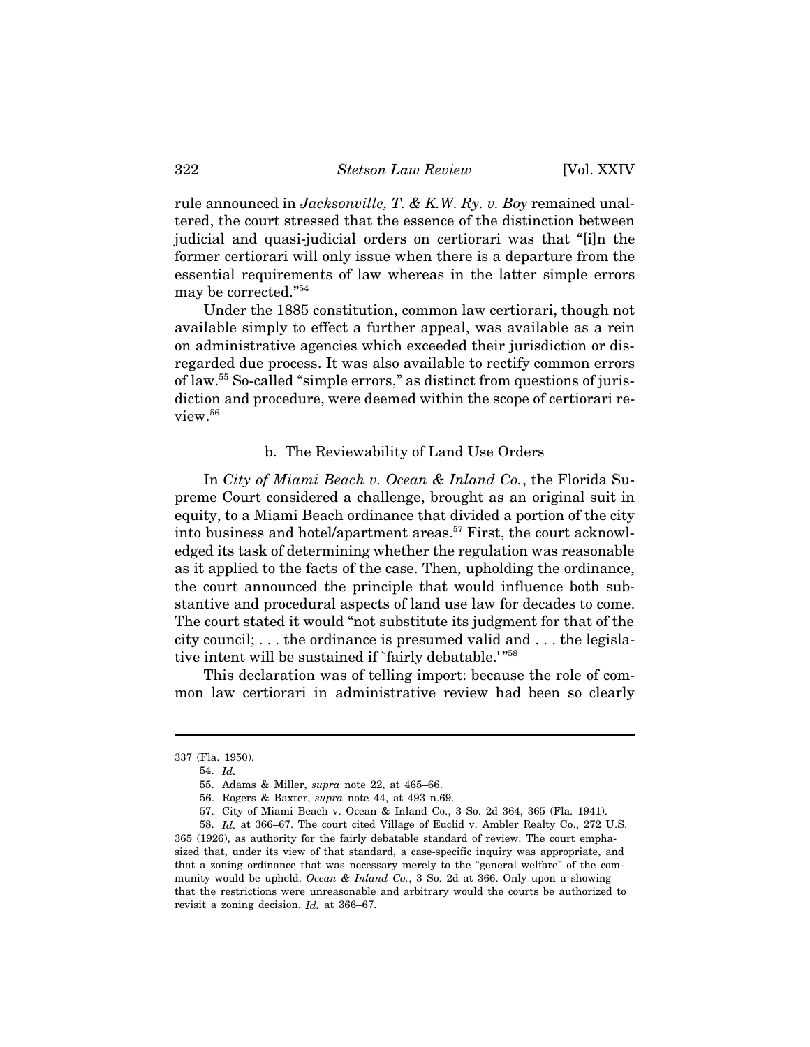rule announced in *Jacksonville, T. & K.W. Ry. v. Boy* remained unaltered, the court stressed that the essence of the distinction between judicial and quasi-judicial orders on certiorari was that "[i]n the former certiorari will only issue when there is a departure from the essential requirements of law whereas in the latter simple errors may be corrected."[54]

Under the 1885 constitution, common law certiorari, though not available simply to effect a further appeal, was available as a rein on administrative agencies which exceeded their jurisdiction or disregarded due process. It was also available to rectify common errors of law.[55] So-called "simple errors," as distinct from questions of jurisdiction and procedure, were deemed within the scope of certiorari review.[56]

#### b. The Reviewability of Land Use Orders

In *City of Miami Beach v. Ocean & Inland Co.*, the Florida Supreme Court considered a challenge, brought as an original suit in equity, to a Miami Beach ordinance that divided a portion of the city into business and hotel/apartment areas.[57] First, the court acknowledged its task of determining whether the regulation was reasonable as it applied to the facts of the case. Then, upholding the ordinance, the court announced the principle that would influence both substantive and procedural aspects of land use law for decades to come. The court stated it would "not substitute its judgment for that of the city council; . . . the ordinance is presumed valid and . . . the legislative intent will be sustained if 'fairly debatable.'"[58]

This declaration was of telling import: because the role of common law certiorari in administrative review had been so clearly

---

337 (Fla. 1950).

54. *Id.*

55. Adams & Miller, *supra* note 22, at 465–66.

56. Rogers & Baxter, *supra* note 44, at 493 n.69.

57. City of Miami Beach v. Ocean & Inland Co., 3 So. 2d 364, 365 (Fla. 1941).

58. *Id.* at 366–67. The court cited Village of Euclid v. Ambler Realty Co., 272 U.S. 365 (1926), as authority for the fairly debatable standard of review. The court emphasized that, under its view of that standard, a case-specific inquiry was appropriate, and that a zoning ordinance that was necessary merely to the "general welfare" of the community would be upheld. *Ocean & Inland Co.*, 3 So. 2d at 366. Only upon a showing that the restrictions were unreasonable and arbitrary would the courts be authorized to revisit a zoning decision. *Id.* at 366–67.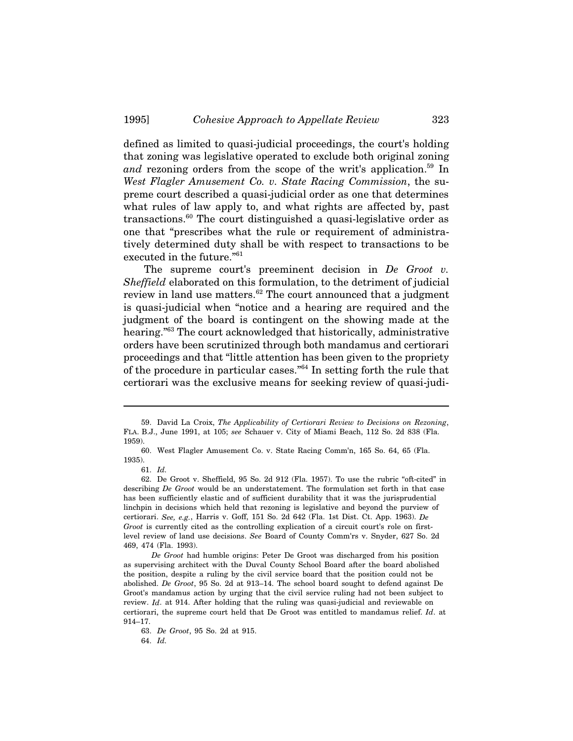defined as limited to quasi-judicial proceedings, the court's holding that zoning was legislative operated to exclude both original zoning *and* rezoning orders from the scope of the writ's application.[59] In *West Flagler Amusement Co. v. State Racing Commission*, the supreme court described a quasi-judicial order as one that determines what rules of law apply to, and what rights are affected by, past transactions.[60] The court distinguished a quasi-legislative order as one that "prescribes what the rule or requirement of administratively determined duty shall be with respect to transactions to be executed in the future."[61]

The supreme court's preeminent decision in *De Groot v. Sheffield* elaborated on this formulation, to the detriment of judicial review in land use matters.[62] The court announced that a judgment is quasi-judicial when "notice and a hearing are required and the judgment of the board is contingent on the showing made at the hearing."[63] The court acknowledged that historically, administrative orders have been scrutinized through both mandamus and certiorari proceedings and that "little attention has been given to the propriety of the procedure in particular cases."[64] In setting forth the rule that certiorari was the exclusive means for seeking review of quasi-judi-

---

59. David La Croix, *The Applicability of Certiorari Review to Decisions on Rezoning*, FLA. B.J., June 1991, at 105; *see* Schauer v. City of Miami Beach, 112 So. 2d 838 (Fla. 1959).

60. West Flagler Amusement Co. v. State Racing Comm'n, 165 So. 64, 65 (Fla. 1935).

61. *Id.*

62. De Groot v. Sheffield, 95 So. 2d 912 (Fla. 1957). To use the rubric "oft-cited" in describing *De Groot* would be an understatement. The formulation set forth in that case has been sufficiently elastic and of sufficient durability that it was the jurisprudential linchpin in decisions which held that rezoning is legislative and beyond the purview of certiorari. *See, e.g.*, Harris v. Goff, 151 So. 2d 642 (Fla. 1st Dist. Ct. App. 1963). *De Groot* is currently cited as the controlling explication of a circuit court's role on first-level review of land use decisions. *See* Board of County Comm'rs v. Snyder, 627 So. 2d 469, 474 (Fla. 1993).

*De Groot* had humble origins: Peter De Groot was discharged from his position as supervising architect with the Duval County School Board after the board abolished the position, despite a ruling by the civil service board that the position could not be abolished. *De Groot*, 95 So. 2d at 913–14. The school board sought to defend against De Groot's mandamus action by urging that the civil service ruling had not been subject to review. *Id*. at 914. After holding that the ruling was quasi-judicial and reviewable on certiorari, the supreme court held that De Groot was entitled to mandamus relief. *Id*. at 914–17.

63. *De Groot*, 95 So. 2d at 915.

64. *Id.*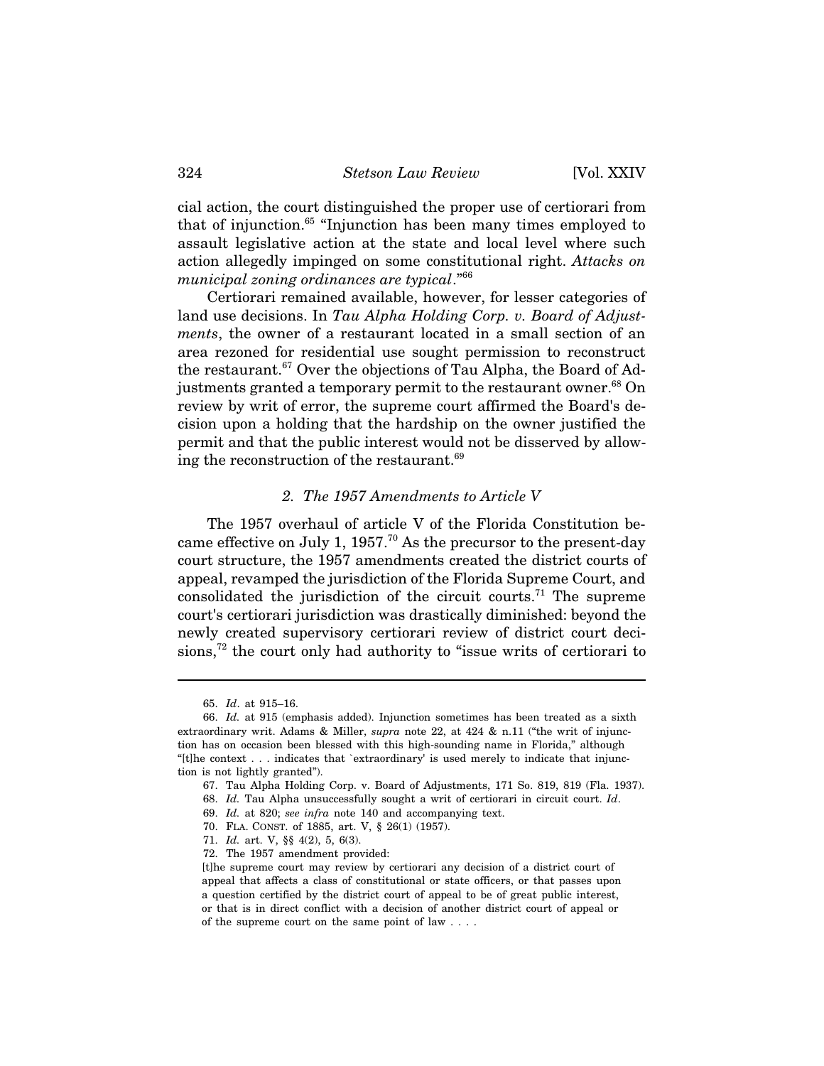cial action, the court distinguished the proper use of certiorari from that of injunction.[65] "Injunction has been many times employed to assault legislative action at the state and local level where such action allegedly impinged on some constitutional right. *Attacks on municipal zoning ordinances are typical*."[66]

Certiorari remained available, however, for lesser categories of land use decisions. In *Tau Alpha Holding Corp. v. Board of Adjustments*, the owner of a restaurant located in a small section of an area rezoned for residential use sought permission to reconstruct the restaurant.[67] Over the objections of Tau Alpha, the Board of Adjustments granted a temporary permit to the restaurant owner.[68] On review by writ of error, the supreme court affirmed the Board's decision upon a holding that the hardship on the owner justified the permit and that the public interest would not be disserved by allowing the reconstruction of the restaurant.[69]

### *2. The 1957 Amendments to Article V*

The 1957 overhaul of article V of the Florida Constitution became effective on July 1, 1957.[70] As the precursor to the present-day court structure, the 1957 amendments created the district courts of appeal, revamped the jurisdiction of the Florida Supreme Court, and consolidated the jurisdiction of the circuit courts.[71] The supreme court's certiorari jurisdiction was drastically diminished: beyond the newly created supervisory certiorari review of district court decisions,[72] the court only had authority to "issue writs of certiorari to

---

65. *Id*. at 915–16.

66. *Id.* at 915 (emphasis added). Injunction sometimes has been treated as a sixth extraordinary writ. Adams & Miller, *supra* note 22, at 424 & n.11 ("the writ of injunction has on occasion been blessed with this high-sounding name in Florida," although "[t]he context . . . indicates that `extraordinary' is used merely to indicate that injunction is not lightly granted").

67. Tau Alpha Holding Corp. v. Board of Adjustments, 171 So. 819, 819 (Fla. 1937).

68. *Id.* Tau Alpha unsuccessfully sought a writ of certiorari in circuit court. *Id*.

69. *Id.* at 820; *see infra* note 140 and accompanying text.

70. FLA. CONST. of 1885, art. V, § 26(1) (1957).

71. *Id.* art. V, §§ 4(2), 5, 6(3).

72. The 1957 amendment provided:

> [t]he supreme court may review by certiorari any decision of a district court of appeal that affects a class of constitutional or state officers, or that passes upon a question certified by the district court of appeal to be of great public interest, or that is in direct conflict with a decision of another district court of appeal or of the supreme court on the same point of law . . . .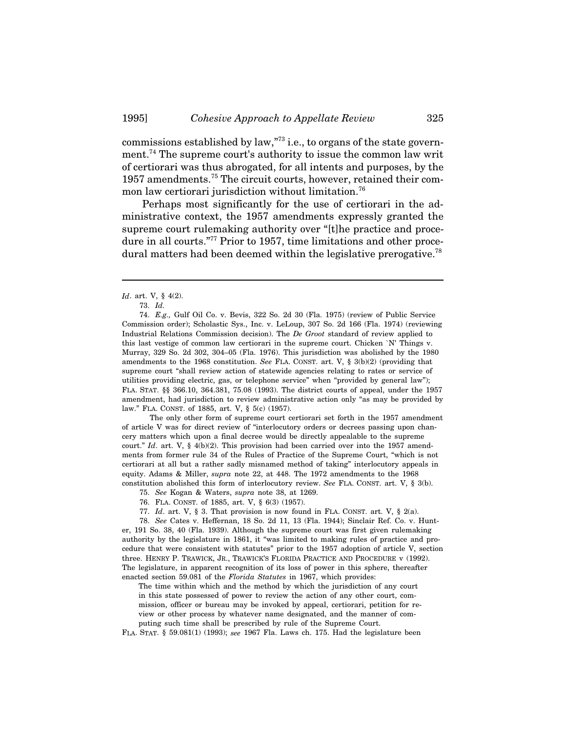commissions established by law,"[73] i.e., to organs of the state government.[74] The supreme court's authority to issue the common law writ of certiorari was thus abrogated, for all intents and purposes, by the 1957 amendments.[75] The circuit courts, however, retained their common law certiorari jurisdiction without limitation.[76]

Perhaps most significantly for the use of certiorari in the administrative context, the 1957 amendments expressly granted the supreme court rulemaking authority over "[t]he practice and procedure in all courts."[77] Prior to 1957, time limitations and other procedural matters had been deemed within the legislative prerogative.[78]

---

*Id*. art. V, § 4(2).

73. *Id.*

74. *E.g.,* Gulf Oil Co. v. Bevis, 322 So. 2d 30 (Fla. 1975) (review of Public Service Commission order); Scholastic Sys., Inc. v. LeLoup, 307 So. 2d 166 (Fla. 1974) (reviewing Industrial Relations Commission decision). The *De Groot* standard of review applied to this last vestige of common law certiorari in the supreme court. Chicken `N' Things v. Murray, 329 So. 2d 302, 304–05 (Fla. 1976). This jurisdiction was abolished by the 1980 amendments to the 1968 constitution. *See* FLA. CONST. art. V, § 3(b)(2) (providing that supreme court "shall review action of statewide agencies relating to rates or service of utilities providing electric, gas, or telephone service" when "provided by general law"); FLA. STAT. §§ 366.10, 364.381, 75.08 (1993). The district courts of appeal, under the 1957 amendment, had jurisdiction to review administrative action only "as may be provided by law." FLA. CONST. of 1885, art. V, § 5(c) (1957).

The only other form of supreme court certiorari set forth in the 1957 amendment of article V was for direct review of "interlocutory orders or decrees passing upon chancery matters which upon a final decree would be directly appealable to the supreme court." *Id*. art. V, § 4(b)(2). This provision had been carried over into the 1957 amendments from former rule 34 of the Rules of Practice of the Supreme Court, "which is not certiorari at all but a rather sadly misnamed method of taking" interlocutory appeals in equity. Adams & Miller, *supra* note 22, at 448. The 1972 amendments to the 1968 constitution abolished this form of interlocutory review. *See* FLA. CONST. art. V, § 3(b).

75. *See* Kogan & Waters, *supra* note 38, at 1269.

76. FLA. CONST. of 1885, art. V, § 6(3) (1957).

77. *Id*. art. V, § 3. That provision is now found in FLA. CONST. art. V, § 2(a).

78. *See* Cates v. Heffernan, 18 So. 2d 11, 13 (Fla. 1944); Sinclair Ref. Co. v. Hunter, 191 So. 38, 40 (Fla. 1939). Although the supreme court was first given rulemaking authority by the legislature in 1861, it "was limited to making rules of practice and procedure that were consistent with statutes" prior to the 1957 adoption of article V, section three. HENRY P. TRAWICK, JR., TRAWICK'S FLORIDA PRACTICE AND PROCEDURE v (1992). The legislature, in apparent recognition of its loss of power in this sphere, thereafter enacted section 59.081 of the *Florida Statutes* in 1967, which provides:

> The time within which and the method by which the jurisdiction of any court in this state possessed of power to review the action of any other court, commission, officer or bureau may be invoked by appeal, certiorari, petition for review or other process by whatever name designated, and the manner of computing such time shall be prescribed by rule of the Supreme Court.

FLA. STAT. § 59.081(1) (1993); *see* 1967 Fla. Laws ch. 175. Had the legislature been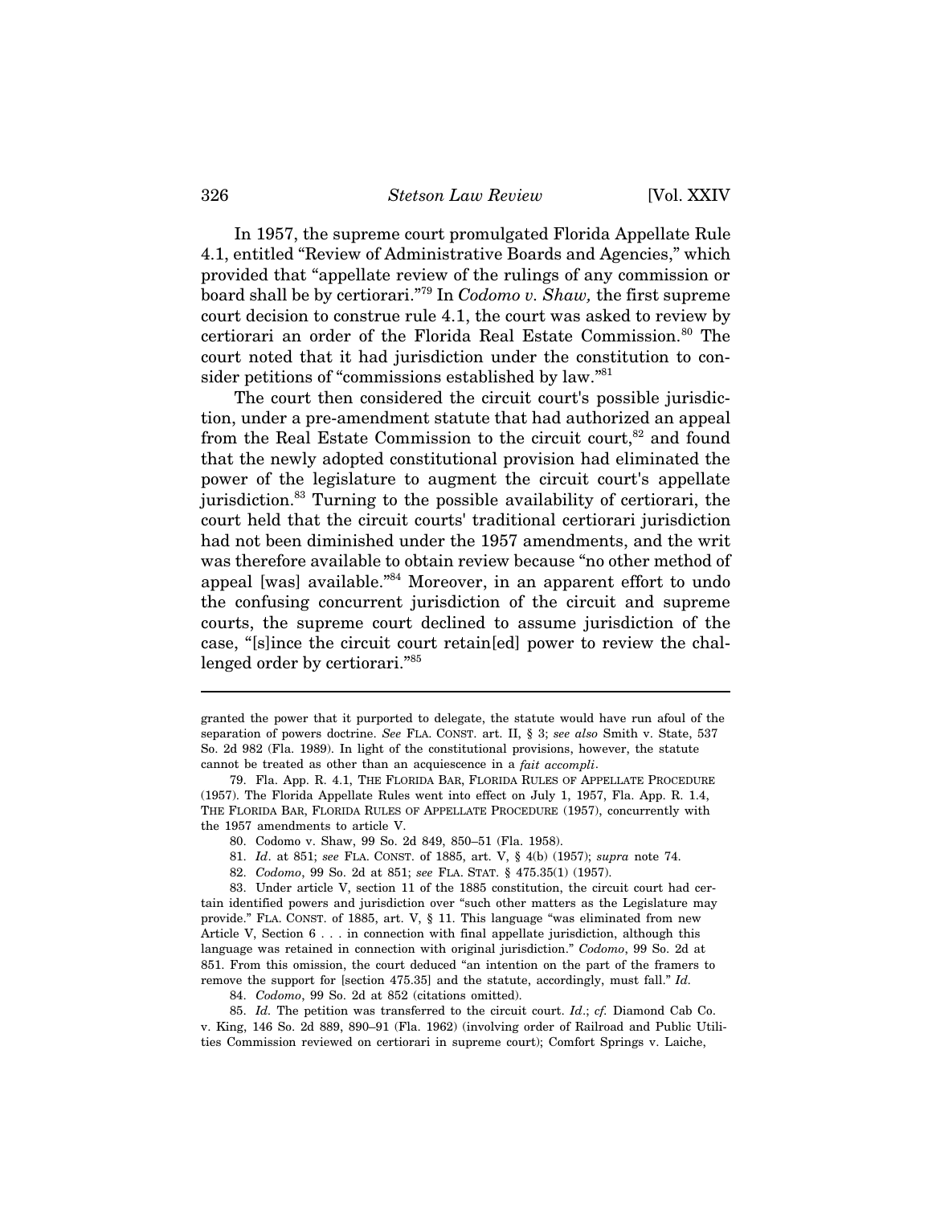In 1957, the supreme court promulgated Florida Appellate Rule 4.1, entitled "Review of Administrative Boards and Agencies," which provided that "appellate review of the rulings of any commission or board shall be by certiorari."[79] In *Codomo v. Shaw,* the first supreme court decision to construe rule 4.1, the court was asked to review by certiorari an order of the Florida Real Estate Commission.[80] The court noted that it had jurisdiction under the constitution to consider petitions of "commissions established by law."[81]

The court then considered the circuit court's possible jurisdiction, under a pre-amendment statute that had authorized an appeal from the Real Estate Commission to the circuit court,[82] and found that the newly adopted constitutional provision had eliminated the power of the legislature to augment the circuit court's appellate jurisdiction.[83] Turning to the possible availability of certiorari, the court held that the circuit courts' traditional certiorari jurisdiction had not been diminished under the 1957 amendments, and the writ was therefore available to obtain review because "no other method of appeal [was] available."[84] Moreover, in an apparent effort to undo the confusing concurrent jurisdiction of the circuit and supreme courts, the supreme court declined to assume jurisdiction of the case, "[s]ince the circuit court retain[ed] power to review the challenged order by certiorari."[85]

---

granted the power that it purported to delegate, the statute would have run afoul of the separation of powers doctrine. *See* FLA. CONST. art. II, § 3; *see also* Smith v. State, 537 So. 2d 982 (Fla. 1989). In light of the constitutional provisions, however, the statute cannot be treated as other than an acquiescence in a *fait accompli*.

79. Fla. App. R. 4.1, THE FLORIDA BAR, FLORIDA RULES OF APPELLATE PROCEDURE (1957). The Florida Appellate Rules went into effect on July 1, 1957, Fla. App. R. 1.4, THE FLORIDA BAR, FLORIDA RULES OF APPELLATE PROCEDURE (1957), concurrently with the 1957 amendments to article V.

80. Codomo v. Shaw, 99 So. 2d 849, 850–51 (Fla. 1958).

81. *Id*. at 851; *see* FLA. CONST. of 1885, art. V, § 4(b) (1957); *supra* note 74.

82. *Codomo*, 99 So. 2d at 851; *see* FLA. STAT. § 475.35(1) (1957).

83. Under article V, section 11 of the 1885 constitution, the circuit court had certain identified powers and jurisdiction over "such other matters as the Legislature may provide." FLA. CONST. of 1885, art. V, § 11. This language "was eliminated from new Article V, Section 6 . . . in connection with final appellate jurisdiction, although this language was retained in connection with original jurisdiction." *Codomo*, 99 So. 2d at 851. From this omission, the court deduced "an intention on the part of the framers to remove the support for [section 475.35] and the statute, accordingly, must fall." *Id.*

84. *Codomo*, 99 So. 2d at 852 (citations omitted).

85. *Id.* The petition was transferred to the circuit court. *Id*.; *cf.* Diamond Cab Co. v. King, 146 So. 2d 889, 890–91 (Fla. 1962) (involving order of Railroad and Public Utilities Commission reviewed on certiorari in supreme court); Comfort Springs v. Laiche,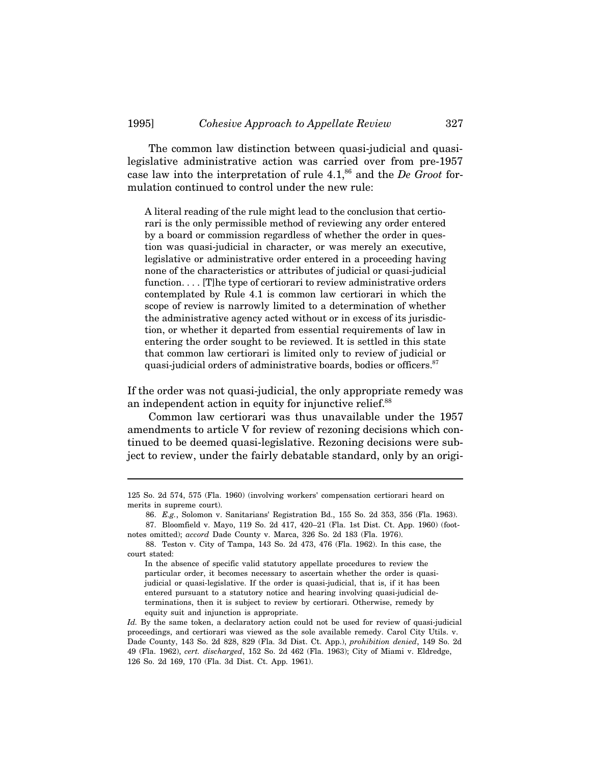The common law distinction between quasi-judicial and quasi-legislative administrative action was carried over from pre-1957 case law into the interpretation of rule 4.1,[86] and the *De Groot* formulation continued to control under the new rule:

> A literal reading of the rule might lead to the conclusion that certiorari is the only permissible method of reviewing any order entered by a board or commission regardless of whether the order in question was quasi-judicial in character, or was merely an executive, legislative or administrative order entered in a proceeding having none of the characteristics or attributes of judicial or quasi-judicial function. . . . [T]he type of certiorari to review administrative orders contemplated by Rule 4.1 is common law certiorari in which the scope of review is narrowly limited to a determination of whether the administrative agency acted without or in excess of its jurisdiction, or whether it departed from essential requirements of law in entering the order sought to be reviewed. It is settled in this state that common law certiorari is limited only to review of judicial or quasi-judicial orders of administrative boards, bodies or officers.[87]

If the order was not quasi-judicial, the only appropriate remedy was an independent action in equity for injunctive relief.[88]

Common law certiorari was thus unavailable under the 1957 amendments to article V for review of rezoning decisions which continued to be deemed quasi-legislative. Rezoning decisions were subject to review, under the fairly debatable standard, only by an origi-

---

125 So. 2d 574, 575 (Fla. 1960) (involving workers' compensation certiorari heard on merits in supreme court).

86. *E.g.*, Solomon v. Sanitarians' Registration Bd., 155 So. 2d 353, 356 (Fla. 1963).

87. Bloomfield v. Mayo, 119 So. 2d 417, 420–21 (Fla. 1st Dist. Ct. App. 1960) (footnotes omitted); *accord* Dade County v. Marca, 326 So. 2d 183 (Fla. 1976).

88. Teston v. City of Tampa, 143 So. 2d 473, 476 (Fla. 1962). In this case, the court stated:

> In the absence of specific valid statutory appellate procedures to review the particular order, it becomes necessary to ascertain whether the order is quasi-judicial or quasi-legislative. If the order is quasi-judicial, that is, if it has been entered pursuant to a statutory notice and hearing involving quasi-judicial determinations, then it is subject to review by certiorari. Otherwise, remedy by equity suit and injunction is appropriate.

*Id.* By the same token, a declaratory action could not be used for review of quasi-judicial proceedings, and certiorari was viewed as the sole available remedy. Carol City Utils. v. Dade County, 143 So. 2d 828, 829 (Fla. 3d Dist. Ct. App.), *prohibition denied*, 149 So. 2d 49 (Fla. 1962), *cert. discharged*, 152 So. 2d 462 (Fla. 1963); City of Miami v. Eldredge, 126 So. 2d 169, 170 (Fla. 3d Dist. Ct. App. 1961).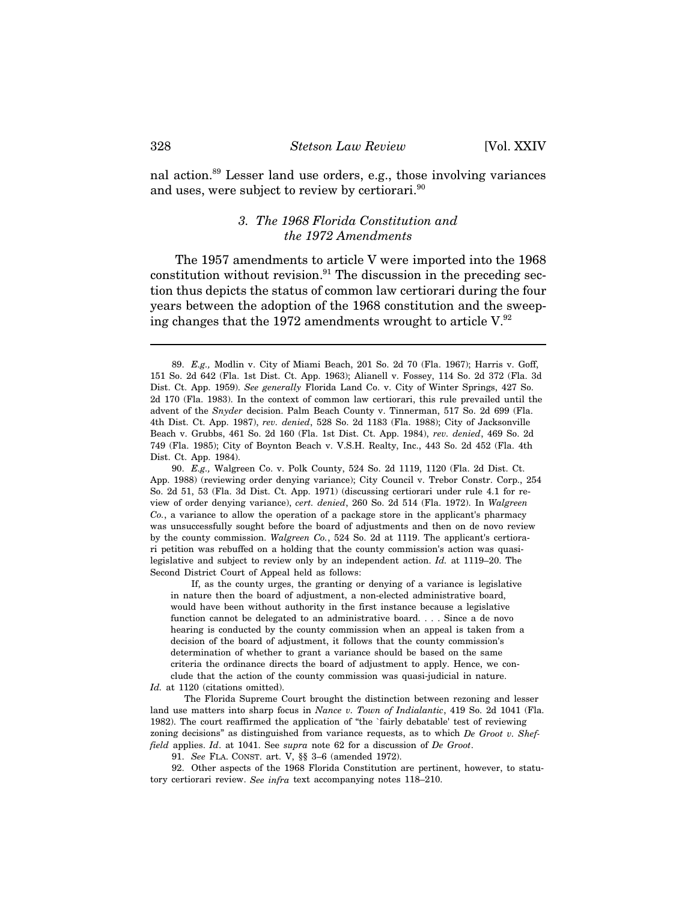nal action.[89] Lesser land use orders, e.g., those involving variances and uses, were subject to review by certiorari.[90]

### *3. The 1968 Florida Constitution and the 1972 Amendments*

The 1957 amendments to article V were imported into the 1968 constitution without revision.[91] The discussion in the preceding section thus depicts the status of common law certiorari during the four years between the adoption of the 1968 constitution and the sweeping changes that the 1972 amendments wrought to article V.[92]

---

89. *E.g.,* Modlin v. City of Miami Beach, 201 So. 2d 70 (Fla. 1967); Harris v. Goff, 151 So. 2d 642 (Fla. 1st Dist. Ct. App. 1963); Alianell v. Fossey, 114 So. 2d 372 (Fla. 3d Dist. Ct. App. 1959). *See generally* Florida Land Co. v. City of Winter Springs, 427 So. 2d 170 (Fla. 1983). In the context of common law certiorari, this rule prevailed until the advent of the *Snyder* decision. Palm Beach County v. Tinnerman, 517 So. 2d 699 (Fla. 4th Dist. Ct. App. 1987), *rev. denied*, 528 So. 2d 1183 (Fla. 1988); City of Jacksonville Beach v. Grubbs, 461 So. 2d 160 (Fla. 1st Dist. Ct. App. 1984), *rev. denied*, 469 So. 2d 749 (Fla. 1985); City of Boynton Beach v. V.S.H. Realty, Inc., 443 So. 2d 452 (Fla. 4th Dist. Ct. App. 1984).

90. *E.g.,* Walgreen Co. v. Polk County, 524 So. 2d 1119, 1120 (Fla. 2d Dist. Ct. App. 1988) (reviewing order denying variance); City Council v. Trebor Constr. Corp., 254 So. 2d 51, 53 (Fla. 3d Dist. Ct. App. 1971) (discussing certiorari under rule 4.1 for review of order denying variance), *cert. denied*, 260 So. 2d 514 (Fla. 1972). In *Walgreen Co.*, a variance to allow the operation of a package store in the applicant's pharmacy was unsuccessfully sought before the board of adjustments and then on de novo review by the county commission. *Walgreen Co.*, 524 So. 2d at 1119. The applicant's certiorari petition was rebuffed on a holding that the county commission's action was quasi-legislative and subject to review only by an independent action. *Id.* at 1119–20. The Second District Court of Appeal held as follows:

> If, as the county urges, the granting or denying of a variance is legislative in nature then the board of adjustment, a non-elected administrative board, would have been without authority in the first instance because a legislative function cannot be delegated to an administrative board. . . . Since a de novo hearing is conducted by the county commission when an appeal is taken from a decision of the board of adjustment, it follows that the county commission's determination of whether to grant a variance should be based on the same criteria the ordinance directs the board of adjustment to apply. Hence, we conclude that the action of the county commission was quasi-judicial in nature.

*Id.* at 1120 (citations omitted).

The Florida Supreme Court brought the distinction between rezoning and lesser land use matters into sharp focus in *Nance v. Town of Indialantic*, 419 So. 2d 1041 (Fla. 1982). The court reaffirmed the application of "the `fairly debatable' test of reviewing zoning decisions" as distinguished from variance requests, as to which *De Groot v. Sheffield* applies. *Id*. at 1041. See *supra* note 62 for a discussion of *De Groot*.

91. *See* FLA. CONST. art. V, §§ 3–6 (amended 1972).

92. Other aspects of the 1968 Florida Constitution are pertinent, however, to statutory certiorari review. *See infra* text accompanying notes 118–210.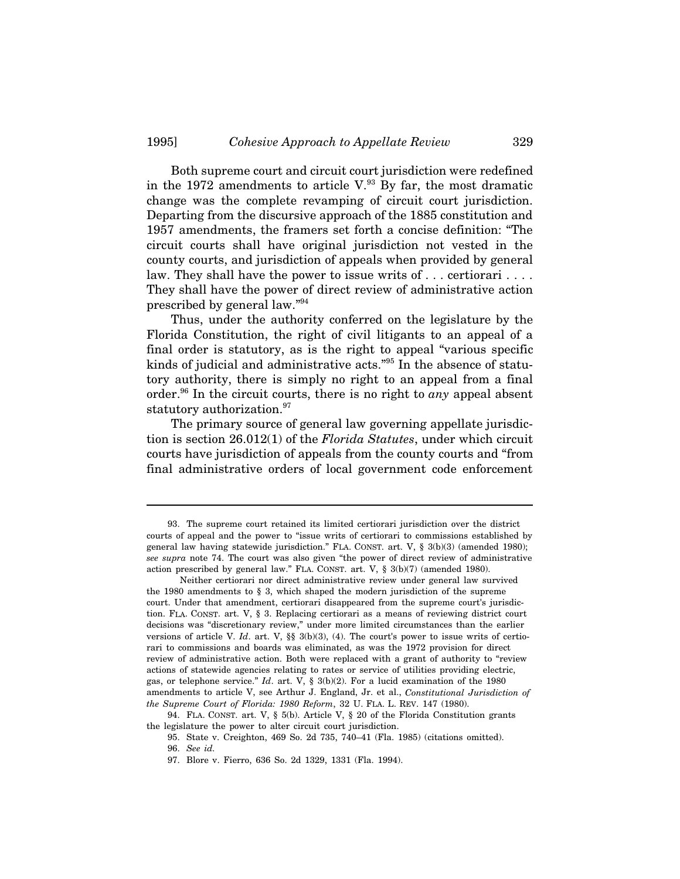Both supreme court and circuit court jurisdiction were redefined in the 1972 amendments to article V.[93] By far, the most dramatic change was the complete revamping of circuit court jurisdiction. Departing from the discursive approach of the 1885 constitution and 1957 amendments, the framers set forth a concise definition: "The circuit courts shall have original jurisdiction not vested in the county courts, and jurisdiction of appeals when provided by general law. They shall have the power to issue writs of . . . certiorari . . . . They shall have the power of direct review of administrative action prescribed by general law."[94]

Thus, under the authority conferred on the legislature by the Florida Constitution, the right of civil litigants to an appeal of a final order is statutory, as is the right to appeal "various specific kinds of judicial and administrative acts."[95] In the absence of statutory authority, there is simply no right to an appeal from a final order.[96] In the circuit courts, there is no right to *any* appeal absent statutory authorization.[97]

The primary source of general law governing appellate jurisdiction is section 26.012(1) of the *Florida Statutes*, under which circuit courts have jurisdiction of appeals from the county courts and "from final administrative orders of local government code enforcement

---

93. The supreme court retained its limited certiorari jurisdiction over the district courts of appeal and the power to "issue writs of certiorari to commissions established by general law having statewide jurisdiction." FLA. CONST. art. V, § 3(b)(3) (amended 1980); *see supra* note 74. The court was also given "the power of direct review of administrative action prescribed by general law." FLA. CONST. art. V, § 3(b)(7) (amended 1980).

Neither certiorari nor direct administrative review under general law survived the 1980 amendments to § 3, which shaped the modern jurisdiction of the supreme court. Under that amendment, certiorari disappeared from the supreme court's jurisdiction. FLA. CONST. art. V, § 3. Replacing certiorari as a means of reviewing district court decisions was "discretionary review," under more limited circumstances than the earlier versions of article V. *Id*. art. V, §§ 3(b)(3), (4). The court's power to issue writs of certiorari to commissions and boards was eliminated, as was the 1972 provision for direct review of administrative action. Both were replaced with a grant of authority to "review actions of statewide agencies relating to rates or service of utilities providing electric, gas, or telephone service." *Id*. art. V, § 3(b)(2). For a lucid examination of the 1980 amendments to article V, see Arthur J. England, Jr. et al., *Constitutional Jurisdiction of the Supreme Court of Florida: 1980 Reform*, 32 U. FLA. L. REV. 147 (1980).

94. FLA. CONST. art. V, § 5(b). Article V, § 20 of the Florida Constitution grants the legislature the power to alter circuit court jurisdiction.

95. State v. Creighton, 469 So. 2d 735, 740–41 (Fla. 1985) (citations omitted).

96. *See id.*

97. Blore v. Fierro, 636 So. 2d 1329, 1331 (Fla. 1994).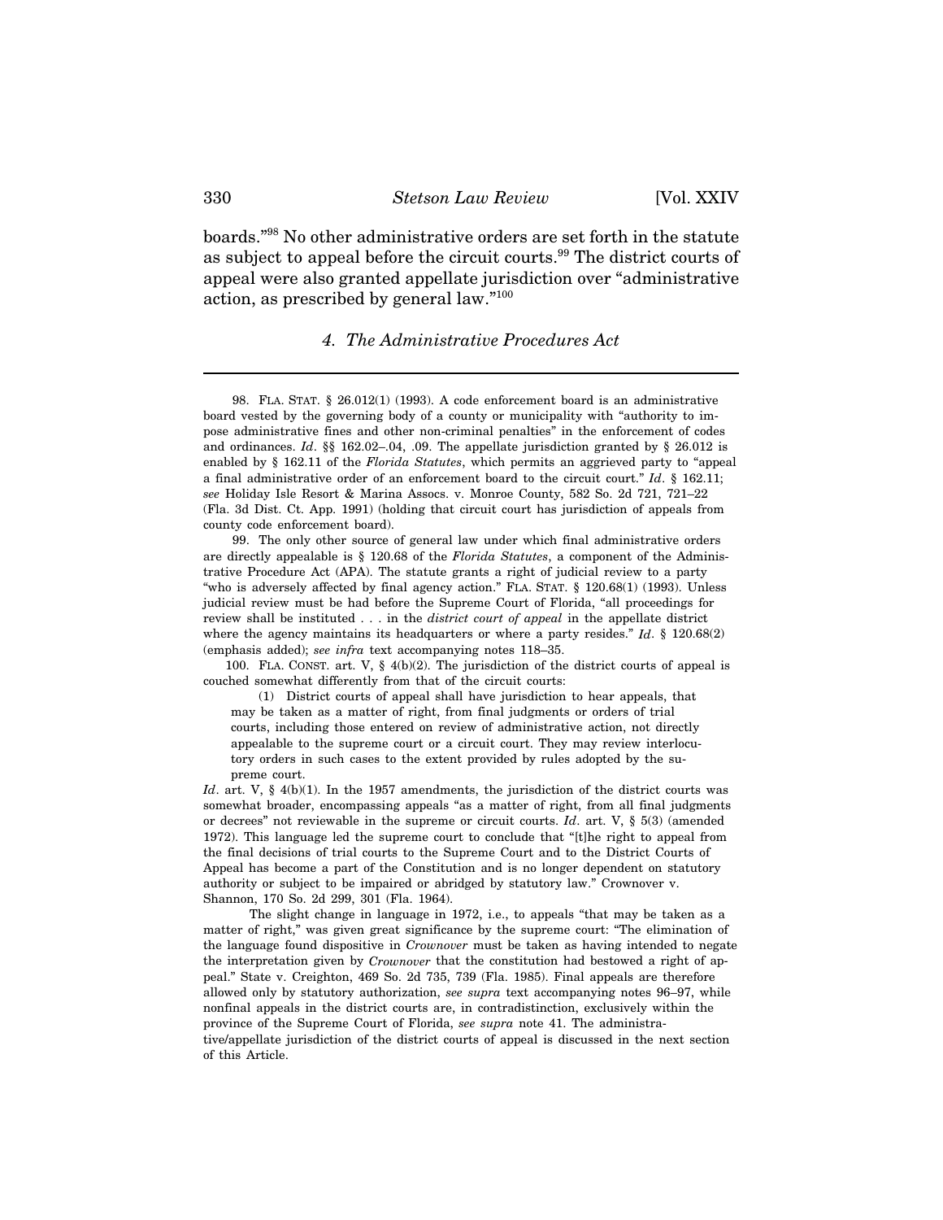boards."[98] No other administrative orders are set forth in the statute as subject to appeal before the circuit courts.[99] The district courts of appeal were also granted appellate jurisdiction over "administrative action, as prescribed by general law."[100]

### *4. The Administrative Procedures Act*

---

98. FLA. STAT. § 26.012(1) (1993). A code enforcement board is an administrative board vested by the governing body of a county or municipality with "authority to impose administrative fines and other non-criminal penalties" in the enforcement of codes and ordinances. *Id*. §§ 162.02–.04, .09. The appellate jurisdiction granted by § 26.012 is enabled by § 162.11 of the *Florida Statutes*, which permits an aggrieved party to "appeal a final administrative order of an enforcement board to the circuit court." *Id*. § 162.11; *see* Holiday Isle Resort & Marina Assocs. v. Monroe County, 582 So. 2d 721, 721–22 (Fla. 3d Dist. Ct. App. 1991) (holding that circuit court has jurisdiction of appeals from county code enforcement board).

99. The only other source of general law under which final administrative orders are directly appealable is § 120.68 of the *Florida Statutes*, a component of the Administrative Procedure Act (APA). The statute grants a right of judicial review to a party "who is adversely affected by final agency action." FLA. STAT. § 120.68(1) (1993). Unless judicial review must be had before the Supreme Court of Florida, "all proceedings for review shall be instituted . . . in the *district court of appeal* in the appellate district where the agency maintains its headquarters or where a party resides." *Id*. § 120.68(2) (emphasis added); *see infra* text accompanying notes 118–35.

100. FLA. CONST. art. V, § 4(b)(2). The jurisdiction of the district courts of appeal is couched somewhat differently from that of the circuit courts:

> (1) District courts of appeal shall have jurisdiction to hear appeals, that may be taken as a matter of right, from final judgments or orders of trial courts, including those entered on review of administrative action, not directly appealable to the supreme court or a circuit court. They may review interlocutory orders in such cases to the extent provided by rules adopted by the supreme court.

*Id*. art. V, § 4(b)(1). In the 1957 amendments, the jurisdiction of the district courts was somewhat broader, encompassing appeals "as a matter of right, from all final judgments or decrees" not reviewable in the supreme or circuit courts. *Id*. art. V, § 5(3) (amended 1972). This language led the supreme court to conclude that "[t]he right to appeal from the final decisions of trial courts to the Supreme Court and to the District Courts of Appeal has become a part of the Constitution and is no longer dependent on statutory authority or subject to be impaired or abridged by statutory law." Crownover v. Shannon, 170 So. 2d 299, 301 (Fla. 1964).

The slight change in language in 1972, i.e., to appeals "that may be taken as a matter of right," was given great significance by the supreme court: "The elimination of the language found dispositive in *Crownover* must be taken as having intended to negate the interpretation given by *Crownover* that the constitution had bestowed a right of appeal." State v. Creighton, 469 So. 2d 735, 739 (Fla. 1985). Final appeals are therefore allowed only by statutory authorization, *see supra* text accompanying notes 96–97, while nonfinal appeals in the district courts are, in contradistinction, exclusively within the province of the Supreme Court of Florida, *see supra* note 41. The administrative/appellate jurisdiction of the district courts of appeal is discussed in the next section of this Article.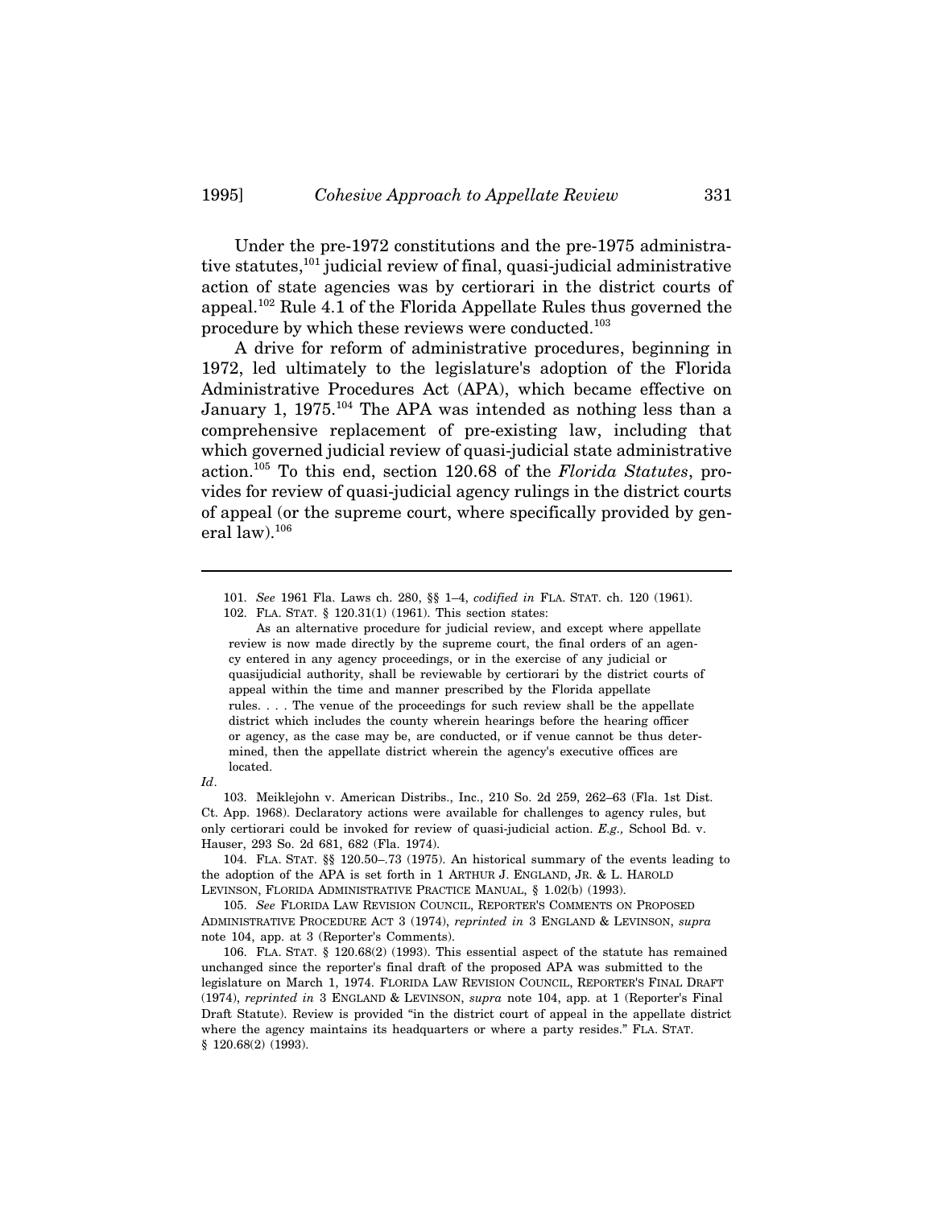Under the pre-1972 constitutions and the pre-1975 administrative statutes,[101] judicial review of final, quasi-judicial administrative action of state agencies was by certiorari in the district courts of appeal.[102] Rule 4.1 of the Florida Appellate Rules thus governed the procedure by which these reviews were conducted.[103]

A drive for reform of administrative procedures, beginning in 1972, led ultimately to the legislature's adoption of the Florida Administrative Procedures Act (APA), which became effective on January 1, 1975.[104] The APA was intended as nothing less than a comprehensive replacement of pre-existing law, including that which governed judicial review of quasi-judicial state administrative action.[105] To this end, section 120.68 of the *Florida Statutes*, provides for review of quasi-judicial agency rulings in the district courts of appeal (or the supreme court, where specifically provided by general law).[106]

---

101. *See* 1961 Fla. Laws ch. 280, §§ 1–4, *codified in* FLA. STAT. ch. 120 (1961).

102. FLA. STAT. § 120.31(1) (1961). This section states:

> As an alternative procedure for judicial review, and except where appellate review is now made directly by the supreme court, the final orders of an agency entered in any agency proceedings, or in the exercise of any judicial or quasijudicial authority, shall be reviewable by certiorari by the district courts of appeal within the time and manner prescribed by the Florida appellate rules. . . . The venue of the proceedings for such review shall be the appellate district which includes the county wherein hearings before the hearing officer or agency, as the case may be, are conducted, or if venue cannot be thus determined, then the appellate district wherein the agency's executive offices are located.

*Id*.

103. Meiklejohn v. American Distribs., Inc., 210 So. 2d 259, 262–63 (Fla. 1st Dist. Ct. App. 1968). Declaratory actions were available for challenges to agency rules, but only certiorari could be invoked for review of quasi-judicial action. *E.g.,* School Bd. v. Hauser, 293 So. 2d 681, 682 (Fla. 1974).

104. FLA. STAT. §§ 120.50–.73 (1975). An historical summary of the events leading to the adoption of the APA is set forth in 1 ARTHUR J. ENGLAND, JR. & L. HAROLD LEVINSON, FLORIDA ADMINISTRATIVE PRACTICE MANUAL, § 1.02(b) (1993).

105. *See* FLORIDA LAW REVISION COUNCIL, REPORTER'S COMMENTS ON PROPOSED ADMINISTRATIVE PROCEDURE ACT 3 (1974), *reprinted in* 3 ENGLAND & LEVINSON, *supra* note 104, app. at 3 (Reporter's Comments).

106. FLA. STAT. § 120.68(2) (1993). This essential aspect of the statute has remained unchanged since the reporter's final draft of the proposed APA was submitted to the legislature on March 1, 1974. FLORIDA LAW REVISION COUNCIL, REPORTER'S FINAL DRAFT (1974), *reprinted in* 3 ENGLAND & LEVINSON, *supra* note 104, app. at 1 (Reporter's Final Draft Statute). Review is provided "in the district court of appeal in the appellate district where the agency maintains its headquarters or where a party resides." FLA. STAT. § 120.68(2) (1993).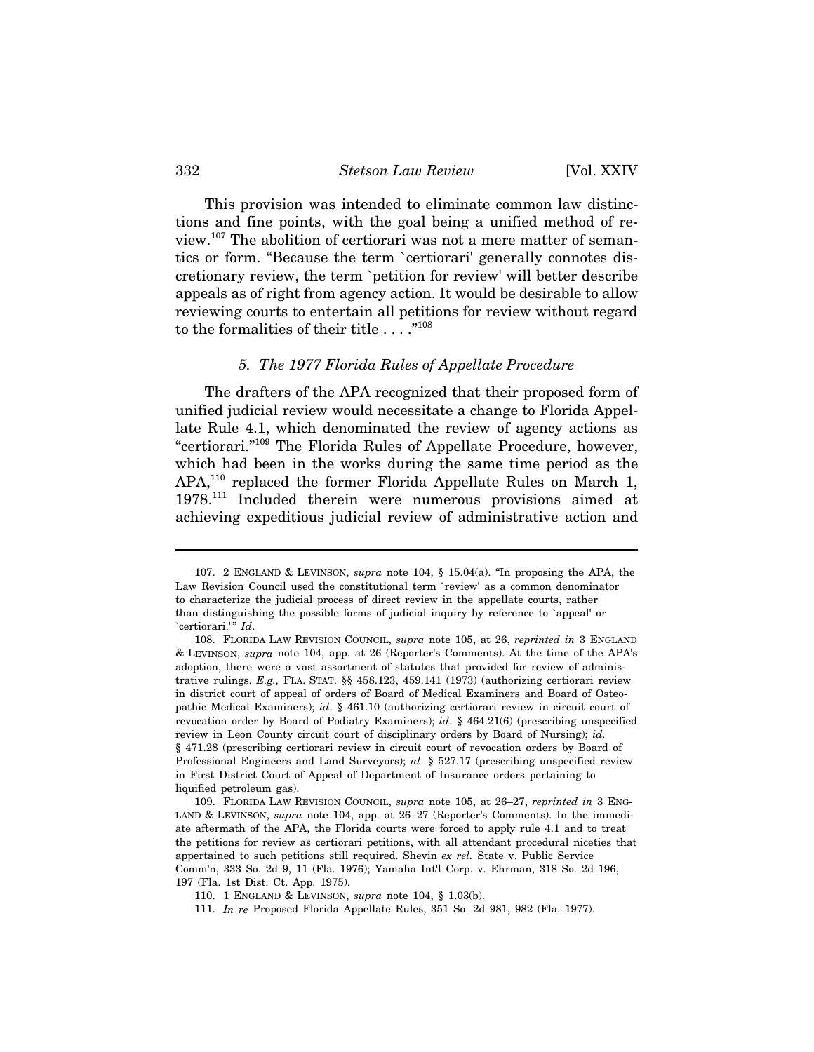This provision was intended to eliminate common law distinctions and fine points, with the goal being a unified method of review.[107] The abolition of certiorari was not a mere matter of semantics or form. "Because the term `certiorari' generally connotes discretionary review, the term `petition for review' will better describe appeals as of right from agency action. It would be desirable to allow reviewing courts to entertain all petitions for review without regard to the formalities of their title . . . ."[108]

### *5. The 1977 Florida Rules of Appellate Procedure*

The drafters of the APA recognized that their proposed form of unified judicial review would necessitate a change to Florida Appellate Rule 4.1, which denominated the review of agency actions as "certiorari."[109] The Florida Rules of Appellate Procedure, however, which had been in the works during the same time period as the APA,[110] replaced the former Florida Appellate Rules on March 1, 1978.[111] Included therein were numerous provisions aimed at achieving expeditious judicial review of administrative action and

---

107. 2 ENGLAND & LEVINSON, *supra* note 104, § 15.04(a). "In proposing the APA, the Law Revision Council used the constitutional term `review' as a common denominator to characterize the judicial process of direct review in the appellate courts, rather than distinguishing the possible forms of judicial inquiry by reference to `appeal' or `certiorari.'" *Id*.

108. FLORIDA LAW REVISION COUNCIL, *supra* note 105, at 26, *reprinted in* 3 ENGLAND & LEVINSON, *supra* note 104, app. at 26 (Reporter's Comments). At the time of the APA's adoption, there were a vast assortment of statutes that provided for review of administrative rulings. *E.g.,* FLA. STAT. §§ 458.123, 459.141 (1973) (authorizing certiorari review in district court of appeal of orders of Board of Medical Examiners and Board of Osteopathic Medical Examiners); *id*. § 461.10 (authorizing certiorari review in circuit court of revocation order by Board of Podiatry Examiners); *id*. § 464.21(6) (prescribing unspecified review in Leon County circuit court of disciplinary orders by Board of Nursing); *id.* § 471.28 (prescribing certiorari review in circuit court of revocation orders by Board of Professional Engineers and Land Surveyors); *id*. § 527.17 (prescribing unspecified review in First District Court of Appeal of Department of Insurance orders pertaining to liquified petroleum gas).

109. FLORIDA LAW REVISION COUNCIL, *supra* note 105, at 26–27, *reprinted in* 3 ENGLAND & LEVINSON, *supra* note 104, app. at 26–27 (Reporter's Comments). In the immediate aftermath of the APA, the Florida courts were forced to apply rule 4.1 and to treat the petitions for review as certiorari petitions, with all attendant procedural niceties that appertained to such petitions still required. Shevin *ex rel.* State v. Public Service Comm'n, 333 So. 2d 9, 11 (Fla. 1976); Yamaha Int'l Corp. v. Ehrman, 318 So. 2d 196, 197 (Fla. 1st Dist. Ct. App. 1975).

110. 1 ENGLAND & LEVINSON, *supra* note 104, § 1.03(b).

111. *In re* Proposed Florida Appellate Rules, 351 So. 2d 981, 982 (Fla. 1977).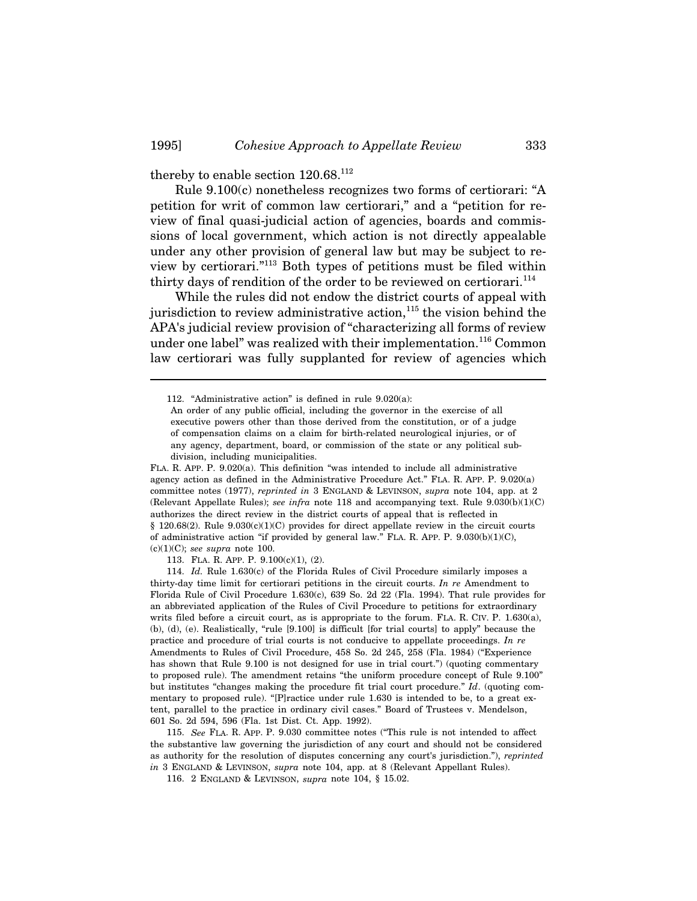thereby to enable section 120.68.[112]

Rule 9.100(c) nonetheless recognizes two forms of certiorari: "A petition for writ of common law certiorari," and a "petition for review of final quasi-judicial action of agencies, boards and commissions of local government, which action is not directly appealable under any other provision of general law but may be subject to review by certiorari."[113] Both types of petitions must be filed within thirty days of rendition of the order to be reviewed on certiorari.[114]

While the rules did not endow the district courts of appeal with jurisdiction to review administrative action,[115] the vision behind the APA's judicial review provision of "characterizing all forms of review under one label" was realized with their implementation.[116] Common law certiorari was fully supplanted for review of agencies which

---

112. "Administrative action" is defined in rule 9.020(a):

> An order of any public official, including the governor in the exercise of all executive powers other than those derived from the constitution, or of a judge of compensation claims on a claim for birth-related neurological injuries, or of any agency, department, board, or commission of the state or any political subdivision, including municipalities.

FLA. R. APP. P. 9.020(a). This definition "was intended to include all administrative agency action as defined in the Administrative Procedure Act." FLA. R. APP. P. 9.020(a) committee notes (1977), *reprinted in* 3 ENGLAND & LEVINSON, *supra* note 104, app. at 2 (Relevant Appellate Rules); *see infra* note 118 and accompanying text. Rule 9.030(b)(1)(C) authorizes the direct review in the district courts of appeal that is reflected in § 120.68(2). Rule 9.030(c)(1)(C) provides for direct appellate review in the circuit courts of administrative action "if provided by general law." FLA. R. APP. P. 9.030(b)(1)(C), (c)(1)(C); *see supra* note 100.

113. FLA. R. APP. P. 9.100(c)(1), (2).

114. *Id.* Rule 1.630(c) of the Florida Rules of Civil Procedure similarly imposes a thirty-day time limit for certiorari petitions in the circuit courts. *In re* Amendment to Florida Rule of Civil Procedure 1.630(c), 639 So. 2d 22 (Fla. 1994). That rule provides for an abbreviated application of the Rules of Civil Procedure to petitions for extraordinary writs filed before a circuit court, as is appropriate to the forum. FLA. R. CIV. P. 1.630(a), (b), (d), (e). Realistically, "rule [9.100] is difficult [for trial courts] to apply" because the practice and procedure of trial courts is not conducive to appellate proceedings. *In re* Amendments to Rules of Civil Procedure, 458 So. 2d 245, 258 (Fla. 1984) ("Experience has shown that Rule 9.100 is not designed for use in trial court.") (quoting commentary to proposed rule). The amendment retains "the uniform procedure concept of Rule 9.100" but institutes "changes making the procedure fit trial court procedure." *Id*. (quoting commentary to proposed rule). "[P]ractice under rule 1.630 is intended to be, to a great extent, parallel to the practice in ordinary civil cases." Board of Trustees v. Mendelson, 601 So. 2d 594, 596 (Fla. 1st Dist. Ct. App. 1992).

115. *See* FLA. R. APP. P. 9.030 committee notes ("This rule is not intended to affect the substantive law governing the jurisdiction of any court and should not be considered as authority for the resolution of disputes concerning any court's jurisdiction."), *reprinted in* 3 ENGLAND & LEVINSON, *supra* note 104, app. at 8 (Relevant Appellant Rules).

116. 2 ENGLAND & LEVINSON, *supra* note 104, § 15.02.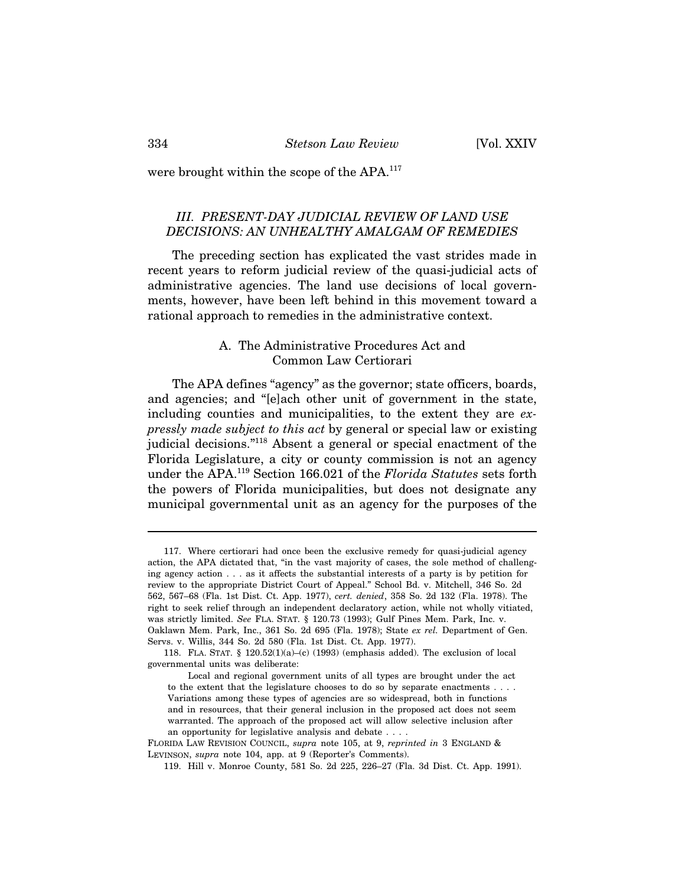were brought within the scope of the APA.[117]

## *III. PRESENT-DAY JUDICIAL REVIEW OF LAND USE DECISIONS: AN UNHEALTHY AMALGAM OF REMEDIES*

The preceding section has explicated the vast strides made in recent years to reform judicial review of the quasi-judicial acts of administrative agencies. The land use decisions of local governments, however, have been left behind in this movement toward a rational approach to remedies in the administrative context.

### A. The Administrative Procedures Act and Common Law Certiorari

The APA defines "agency" as the governor; state officers, boards, and agencies; and "[e]ach other unit of government in the state, including counties and municipalities, to the extent they are *expressly made subject to this act* by general or special law or existing judicial decisions."[118] Absent a general or special enactment of the Florida Legislature, a city or county commission is not an agency under the APA.[119] Section 166.021 of the *Florida Statutes* sets forth the powers of Florida municipalities, but does not designate any municipal governmental unit as an agency for the purposes of the

---

117. Where certiorari had once been the exclusive remedy for quasi-judicial agency action, the APA dictated that, "in the vast majority of cases, the sole method of challenging agency action . . . as it affects the substantial interests of a party is by petition for review to the appropriate District Court of Appeal." School Bd. v. Mitchell, 346 So. 2d 562, 567–68 (Fla. 1st Dist. Ct. App. 1977), *cert. denied*, 358 So. 2d 132 (Fla. 1978). The right to seek relief through an independent declaratory action, while not wholly vitiated, was strictly limited. *See* FLA. STAT. § 120.73 (1993); Gulf Pines Mem. Park, Inc. v. Oaklawn Mem. Park, Inc., 361 So. 2d 695 (Fla. 1978); State *ex rel.* Department of Gen. Servs. v. Willis, 344 So. 2d 580 (Fla. 1st Dist. Ct. App. 1977).

118. FLA. STAT. § 120.52(1)(a)–(c) (1993) (emphasis added). The exclusion of local governmental units was deliberate:

> Local and regional government units of all types are brought under the act to the extent that the legislature chooses to do so by separate enactments . . . . Variations among these types of agencies are so widespread, both in functions and in resources, that their general inclusion in the proposed act does not seem warranted. The approach of the proposed act will allow selective inclusion after an opportunity for legislative analysis and debate . . . .

FLORIDA LAW REVISION COUNCIL, *supra* note 105, at 9, *reprinted in* 3 ENGLAND & LEVINSON, *supra* note 104, app. at 9 (Reporter's Comments).

119. Hill v. Monroe County, 581 So. 2d 225, 226–27 (Fla. 3d Dist. Ct. App. 1991).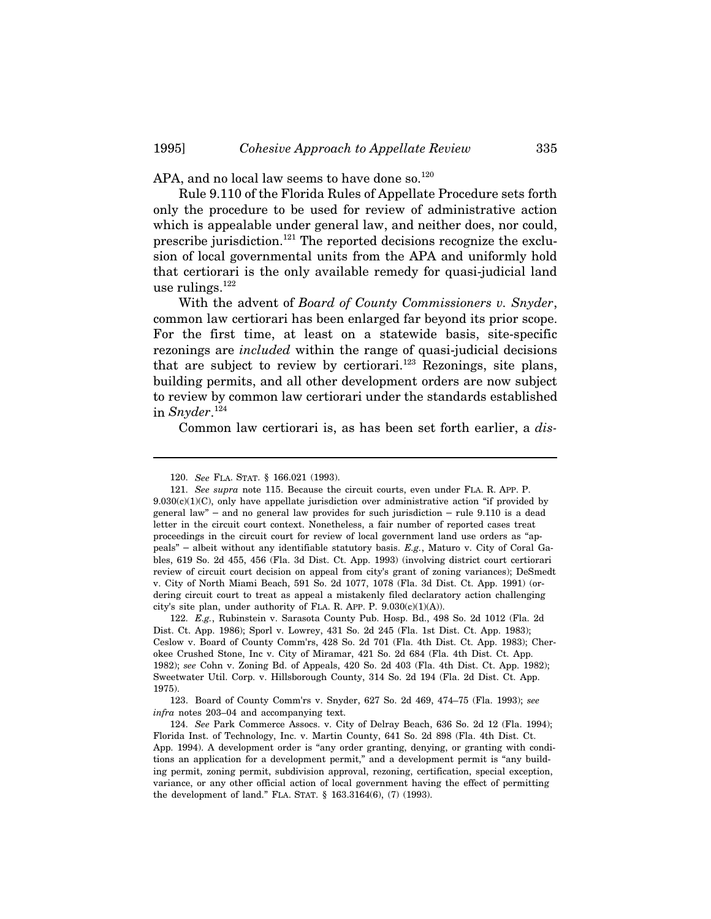APA, and no local law seems to have done so.[120]

Rule 9.110 of the Florida Rules of Appellate Procedure sets forth only the procedure to be used for review of administrative action which is appealable under general law, and neither does, nor could, prescribe jurisdiction.[121] The reported decisions recognize the exclusion of local governmental units from the APA and uniformly hold that certiorari is the only available remedy for quasi-judicial land use rulings.[122]

With the advent of *Board of County Commissioners v. Snyder*, common law certiorari has been enlarged far beyond its prior scope. For the first time, at least on a statewide basis, site-specific rezonings are *included* within the range of quasi-judicial decisions that are subject to review by certiorari.[123] Rezonings, site plans, building permits, and all other development orders are now subject to review by common law certiorari under the standards established in *Snyder*.[124]

Common law certiorari is, as has been set forth earlier, a *dis-*

---

120. *See* FLA. STAT. § 166.021 (1993).

121. *See supra* note 115. Because the circuit courts, even under FLA. R. APP. P. 9.030(c)(1)(C), only have appellate jurisdiction over administrative action "if provided by general law" – and no general law provides for such jurisdiction – rule 9.110 is a dead letter in the circuit court context. Nonetheless, a fair number of reported cases treat proceedings in the circuit court for review of local government land use orders as "appeals" – albeit without any identifiable statutory basis. *E.g.*, Maturo v. City of Coral Gables, 619 So. 2d 455, 456 (Fla. 3d Dist. Ct. App. 1993) (involving district court certiorari review of circuit court decision on appeal from city's grant of zoning variances); DeSmedt v. City of North Miami Beach, 591 So. 2d 1077, 1078 (Fla. 3d Dist. Ct. App. 1991) (ordering circuit court to treat as appeal a mistakenly filed declaratory action challenging city's site plan, under authority of FLA. R. APP. P. 9.030(c)(1)(A)).

122. *E.g.*, Rubinstein v. Sarasota County Pub. Hosp. Bd., 498 So. 2d 1012 (Fla. 2d Dist. Ct. App. 1986); Sporl v. Lowrey, 431 So. 2d 245 (Fla. 1st Dist. Ct. App. 1983); Ceslow v. Board of County Comm'rs, 428 So. 2d 701 (Fla. 4th Dist. Ct. App. 1983); Cherokee Crushed Stone, Inc v. City of Miramar, 421 So. 2d 684 (Fla. 4th Dist. Ct. App. 1982); *see* Cohn v. Zoning Bd. of Appeals, 420 So. 2d 403 (Fla. 4th Dist. Ct. App. 1982); Sweetwater Util. Corp. v. Hillsborough County, 314 So. 2d 194 (Fla. 2d Dist. Ct. App. 1975).

123. Board of County Comm'rs v. Snyder, 627 So. 2d 469, 474–75 (Fla. 1993); *see infra* notes 203–04 and accompanying text.

124. *See* Park Commerce Assocs. v. City of Delray Beach, 636 So. 2d 12 (Fla. 1994); Florida Inst. of Technology, Inc. v. Martin County, 641 So. 2d 898 (Fla. 4th Dist. Ct. App. 1994). A development order is "any order granting, denying, or granting with conditions an application for a development permit," and a development permit is "any building permit, zoning permit, subdivision approval, rezoning, certification, special exception, variance, or any other official action of local government having the effect of permitting the development of land." FLA. STAT. § 163.3164(6), (7) (1993).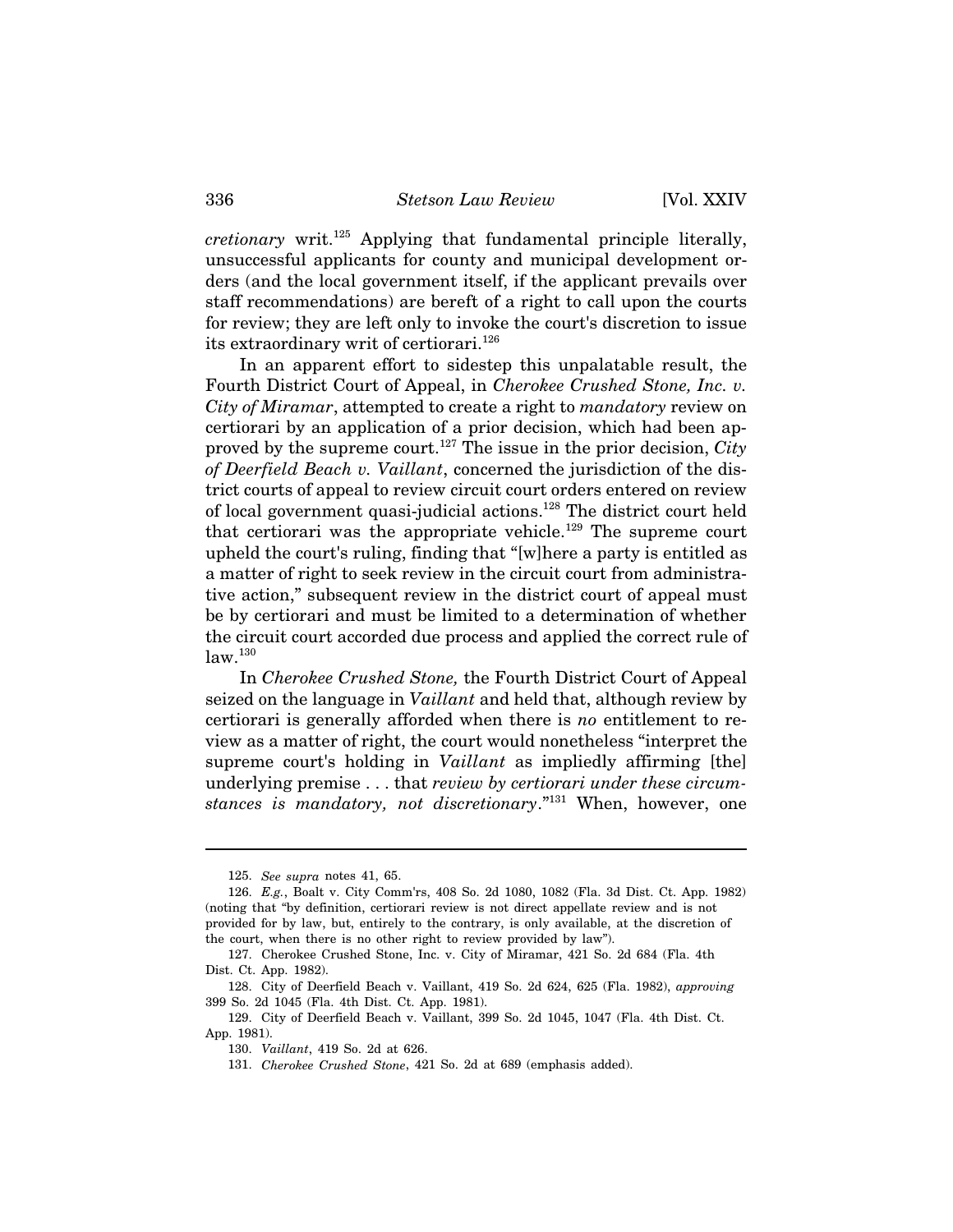*cretionary* writ.[125] Applying that fundamental principle literally, unsuccessful applicants for county and municipal development orders (and the local government itself, if the applicant prevails over staff recommendations) are bereft of a right to call upon the courts for review; they are left only to invoke the court's discretion to issue its extraordinary writ of certiorari.[126]

In an apparent effort to sidestep this unpalatable result, the Fourth District Court of Appeal, in *Cherokee Crushed Stone, Inc. v. City of Miramar*, attempted to create a right to *mandatory* review on certiorari by an application of a prior decision, which had been approved by the supreme court.[127] The issue in the prior decision, *City of Deerfield Beach v. Vaillant*, concerned the jurisdiction of the district courts of appeal to review circuit court orders entered on review of local government quasi-judicial actions.[128] The district court held that certiorari was the appropriate vehicle.[129] The supreme court upheld the court's ruling, finding that "[w]here a party is entitled as a matter of right to seek review in the circuit court from administrative action," subsequent review in the district court of appeal must be by certiorari and must be limited to a determination of whether the circuit court accorded due process and applied the correct rule of law.[130]

In *Cherokee Crushed Stone,* the Fourth District Court of Appeal seized on the language in *Vaillant* and held that, although review by certiorari is generally afforded when there is *no* entitlement to review as a matter of right, the court would nonetheless "interpret the supreme court's holding in *Vaillant* as impliedly affirming [the] underlying premise . . . that *review by certiorari under these circumstances is mandatory, not discretionary*."[131] When, however, one

---

125. *See supra* notes 41, 65.

126. *E.g.*, Boalt v. City Comm'rs, 408 So. 2d 1080, 1082 (Fla. 3d Dist. Ct. App. 1982) (noting that "by definition, certiorari review is not direct appellate review and is not provided for by law, but, entirely to the contrary, is only available, at the discretion of the court, when there is no other right to review provided by law").

127. Cherokee Crushed Stone, Inc. v. City of Miramar, 421 So. 2d 684 (Fla. 4th Dist. Ct. App. 1982).

128. City of Deerfield Beach v. Vaillant, 419 So. 2d 624, 625 (Fla. 1982), *approving* 399 So. 2d 1045 (Fla. 4th Dist. Ct. App. 1981).

129. City of Deerfield Beach v. Vaillant, 399 So. 2d 1045, 1047 (Fla. 4th Dist. Ct. App. 1981).

130. *Vaillant*, 419 So. 2d at 626.

131. *Cherokee Crushed Stone*, 421 So. 2d at 689 (emphasis added).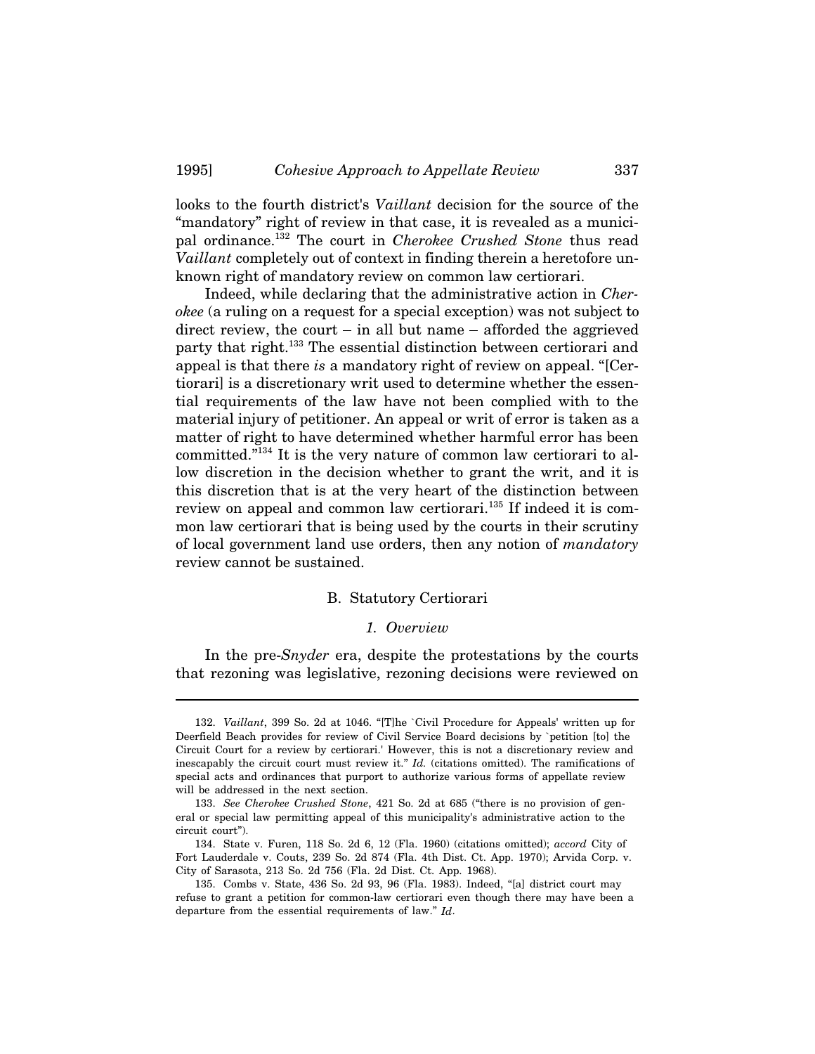looks to the fourth district's *Vaillant* decision for the source of the "mandatory" right of review in that case, it is revealed as a municipal ordinance.[132] The court in *Cherokee Crushed Stone* thus read *Vaillant* completely out of context in finding therein a heretofore unknown right of mandatory review on common law certiorari.

Indeed, while declaring that the administrative action in *Cherokee* (a ruling on a request for a special exception) was not subject to direct review, the court – in all but name – afforded the aggrieved party that right.[133] The essential distinction between certiorari and appeal is that there *is* a mandatory right of review on appeal. "[Certiorari] is a discretionary writ used to determine whether the essential requirements of the law have not been complied with to the material injury of petitioner. An appeal or writ of error is taken as a matter of right to have determined whether harmful error has been committed."[134] It is the very nature of common law certiorari to allow discretion in the decision whether to grant the writ, and it is this discretion that is at the very heart of the distinction between review on appeal and common law certiorari.[135] If indeed it is common law certiorari that is being used by the courts in their scrutiny of local government land use orders, then any notion of *mandatory* review cannot be sustained.

### B. Statutory Certiorari

#### *1. Overview*

In the pre-*Snyder* era, despite the protestations by the courts that rezoning was legislative, rezoning decisions were reviewed on

---

132. *Vaillant*, 399 So. 2d at 1046. "[T]he `Civil Procedure for Appeals' written up for Deerfield Beach provides for review of Civil Service Board decisions by `petition [to] the Circuit Court for a review by certiorari.' However, this is not a discretionary review and inescapably the circuit court must review it." *Id.* (citations omitted). The ramifications of special acts and ordinances that purport to authorize various forms of appellate review will be addressed in the next section.

133. *See Cherokee Crushed Stone*, 421 So. 2d at 685 ("there is no provision of general or special law permitting appeal of this municipality's administrative action to the circuit court").

134. State v. Furen, 118 So. 2d 6, 12 (Fla. 1960) (citations omitted); *accord* City of Fort Lauderdale v. Couts, 239 So. 2d 874 (Fla. 4th Dist. Ct. App. 1970); Arvida Corp. v. City of Sarasota, 213 So. 2d 756 (Fla. 2d Dist. Ct. App. 1968).

135. Combs v. State, 436 So. 2d 93, 96 (Fla. 1983). Indeed, "[a] district court may refuse to grant a petition for common-law certiorari even though there may have been a departure from the essential requirements of law." *Id*.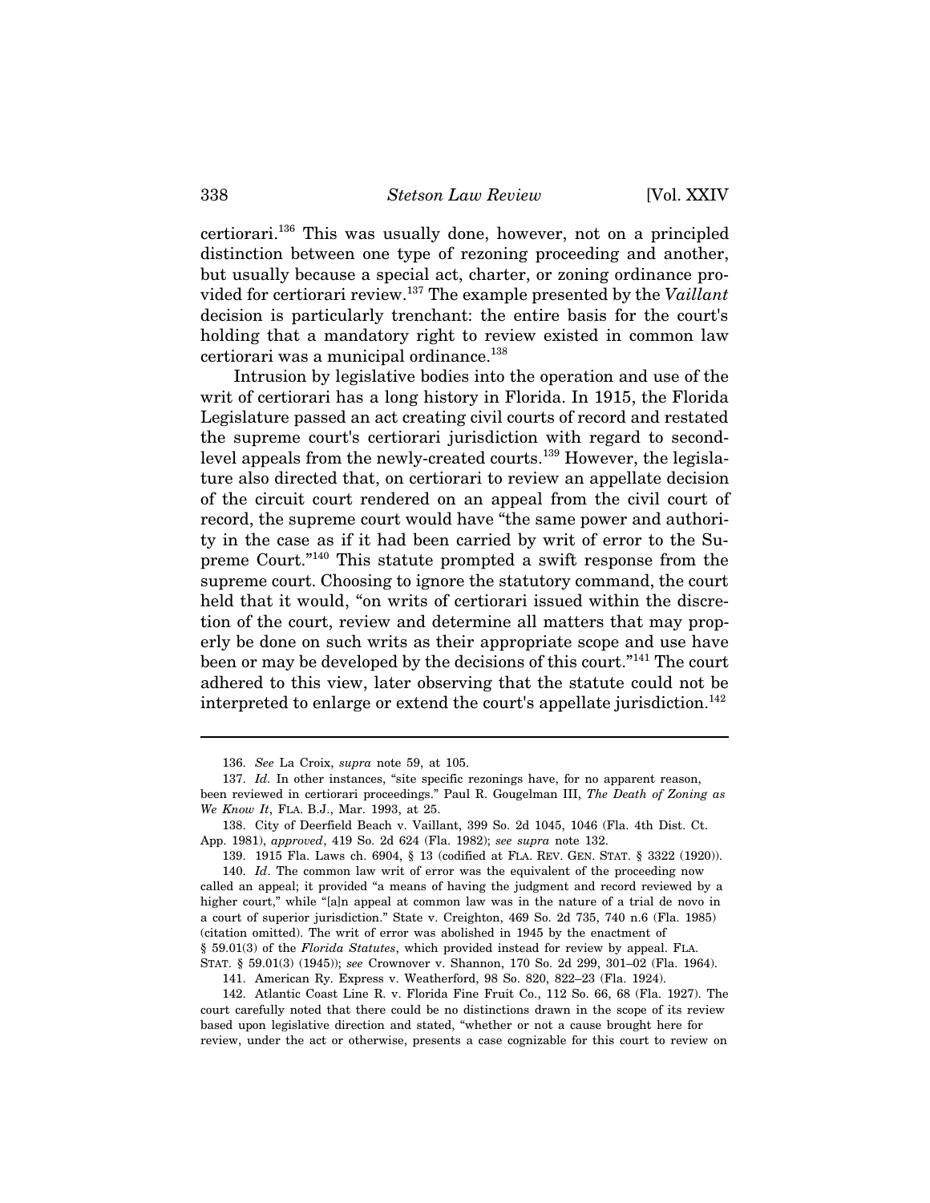certiorari.[136] This was usually done, however, not on a principled distinction between one type of rezoning proceeding and another, but usually because a special act, charter, or zoning ordinance provided for certiorari review.[137] The example presented by the *Vaillant* decision is particularly trenchant: the entire basis for the court's holding that a mandatory right to review existed in common law certiorari was a municipal ordinance.[138]

Intrusion by legislative bodies into the operation and use of the writ of certiorari has a long history in Florida. In 1915, the Florida Legislature passed an act creating civil courts of record and restated the supreme court's certiorari jurisdiction with regard to second-level appeals from the newly-created courts.[139] However, the legislature also directed that, on certiorari to review an appellate decision of the circuit court rendered on an appeal from the civil court of record, the supreme court would have "the same power and authority in the case as if it had been carried by writ of error to the Supreme Court."[140] This statute prompted a swift response from the supreme court. Choosing to ignore the statutory command, the court held that it would, "on writs of certiorari issued within the discretion of the court, review and determine all matters that may properly be done on such writs as their appropriate scope and use have been or may be developed by the decisions of this court."[141] The court adhered to this view, later observing that the statute could not be interpreted to enlarge or extend the court's appellate jurisdiction.[142]

---

136. *See* La Croix, *supra* note 59, at 105.

137. *Id.* In other instances, "site specific rezonings have, for no apparent reason, been reviewed in certiorari proceedings." Paul R. Gougelman III, *The Death of Zoning as We Know It*, FLA. B.J., Mar. 1993, at 25.

138. City of Deerfield Beach v. Vaillant, 399 So. 2d 1045, 1046 (Fla. 4th Dist. Ct. App. 1981), *approved*, 419 So. 2d 624 (Fla. 1982); *see supra* note 132.

139. 1915 Fla. Laws ch. 6904, § 13 (codified at FLA. REV. GEN. STAT. § 3322 (1920)).

140. *Id*. The common law writ of error was the equivalent of the proceeding now called an appeal; it provided "a means of having the judgment and record reviewed by a higher court," while "[a]n appeal at common law was in the nature of a trial de novo in a court of superior jurisdiction." State v. Creighton, 469 So. 2d 735, 740 n.6 (Fla. 1985) (citation omitted). The writ of error was abolished in 1945 by the enactment of § 59.01(3) of the *Florida Statutes*, which provided instead for review by appeal. FLA. STAT. § 59.01(3) (1945)); *see* Crownover v. Shannon, 170 So. 2d 299, 301–02 (Fla. 1964).

141. American Ry. Express v. Weatherford, 98 So. 820, 822–23 (Fla. 1924).

142. Atlantic Coast Line R. v. Florida Fine Fruit Co., 112 So. 66, 68 (Fla. 1927). The court carefully noted that there could be no distinctions drawn in the scope of its review based upon legislative direction and stated, "whether or not a cause brought here for review, under the act or otherwise, presents a case cognizable for this court to review on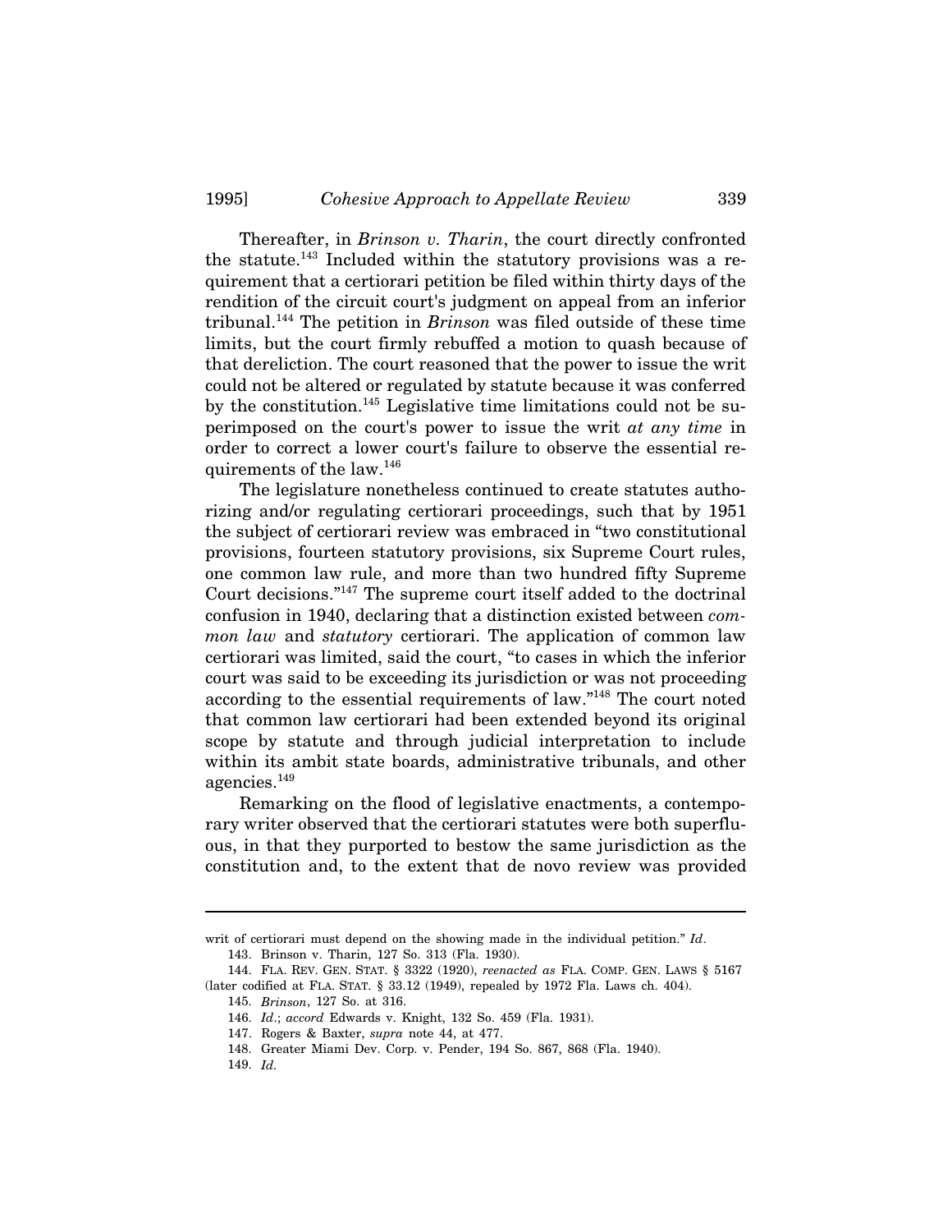Thereafter, in *Brinson v. Tharin*, the court directly confronted the statute.[143] Included within the statutory provisions was a requirement that a certiorari petition be filed within thirty days of the rendition of the circuit court's judgment on appeal from an inferior tribunal.[144] The petition in *Brinson* was filed outside of these time limits, but the court firmly rebuffed a motion to quash because of that dereliction. The court reasoned that the power to issue the writ could not be altered or regulated by statute because it was conferred by the constitution.[145] Legislative time limitations could not be superimposed on the court's power to issue the writ *at any time* in order to correct a lower court's failure to observe the essential requirements of the law.[146]

The legislature nonetheless continued to create statutes authorizing and/or regulating certiorari proceedings, such that by 1951 the subject of certiorari review was embraced in "two constitutional provisions, fourteen statutory provisions, six Supreme Court rules, one common law rule, and more than two hundred fifty Supreme Court decisions."[147] The supreme court itself added to the doctrinal confusion in 1940, declaring that a distinction existed between *common law* and *statutory* certiorari. The application of common law certiorari was limited, said the court, "to cases in which the inferior court was said to be exceeding its jurisdiction or was not proceeding according to the essential requirements of law."[148] The court noted that common law certiorari had been extended beyond its original scope by statute and through judicial interpretation to include within its ambit state boards, administrative tribunals, and other agencies.[149]

Remarking on the flood of legislative enactments, a contemporary writer observed that the certiorari statutes were both superfluous, in that they purported to bestow the same jurisdiction as the constitution and, to the extent that de novo review was provided

---

writ of certiorari must depend on the showing made in the individual petition." *Id*.

143. Brinson v. Tharin, 127 So. 313 (Fla. 1930).

144. FLA. REV. GEN. STAT. § 3322 (1920), *reenacted as* FLA. COMP. GEN. LAWS § 5167 (later codified at FLA. STAT. § 33.12 (1949), repealed by 1972 Fla. Laws ch. 404).

145. *Brinson*, 127 So. at 316.

146. *Id*.; *accord* Edwards v. Knight, 132 So. 459 (Fla. 1931).

147. Rogers & Baxter, *supra* note 44, at 477.

148. Greater Miami Dev. Corp. v. Pender, 194 So. 867, 868 (Fla. 1940).

149. *Id.*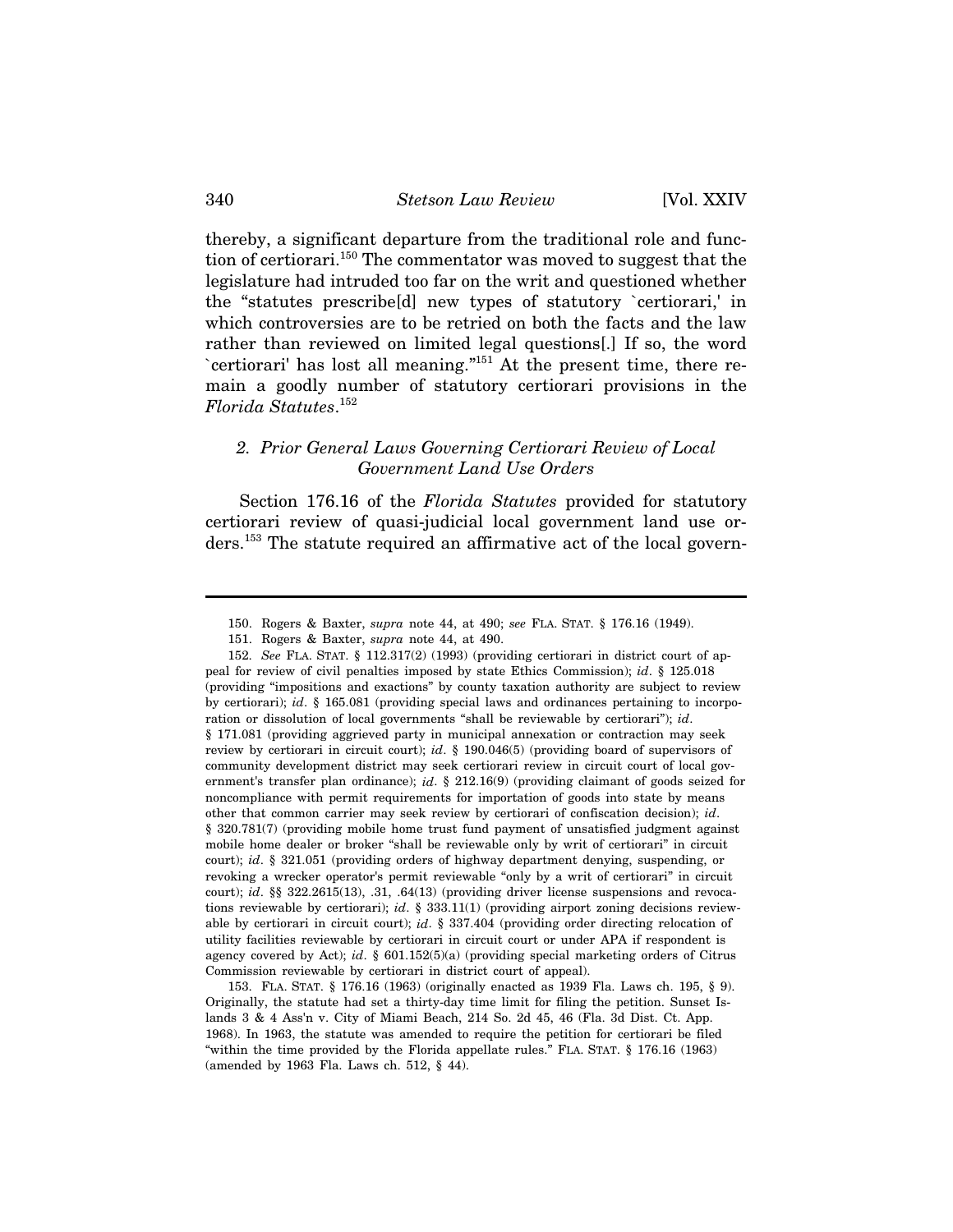thereby, a significant departure from the traditional role and function of certiorari.[150] The commentator was moved to suggest that the legislature had intruded too far on the writ and questioned whether the "statutes prescribe[d] new types of statutory `certiorari,' in which controversies are to be retried on both the facts and the law rather than reviewed on limited legal questions[.] If so, the word `certiorari' has lost all meaning."[151] At the present time, there remain a goodly number of statutory certiorari provisions in the *Florida Statutes*.[152]

### *2. Prior General Laws Governing Certiorari Review of Local Government Land Use Orders*

Section 176.16 of the *Florida Statutes* provided for statutory certiorari review of quasi-judicial local government land use orders.[153] The statute required an affirmative act of the local govern-

---

150. Rogers & Baxter, *supra* note 44, at 490; *see* FLA. STAT. § 176.16 (1949).

151. Rogers & Baxter, *supra* note 44, at 490.

152. *See* FLA. STAT. § 112.317(2) (1993) (providing certiorari in district court of appeal for review of civil penalties imposed by state Ethics Commission); *id*. § 125.018 (providing "impositions and exactions" by county taxation authority are subject to review by certiorari); *id*. § 165.081 (providing special laws and ordinances pertaining to incorporation or dissolution of local governments "shall be reviewable by certiorari"); *id*. § 171.081 (providing aggrieved party in municipal annexation or contraction may seek review by certiorari in circuit court); *id*. § 190.046(5) (providing board of supervisors of community development district may seek certiorari review in circuit court of local government's transfer plan ordinance); *id*. § 212.16(9) (providing claimant of goods seized for noncompliance with permit requirements for importation of goods into state by means other that common carrier may seek review by certiorari of confiscation decision); *id*. § 320.781(7) (providing mobile home trust fund payment of unsatisfied judgment against mobile home dealer or broker "shall be reviewable only by writ of certiorari" in circuit court); *id*. § 321.051 (providing orders of highway department denying, suspending, or revoking a wrecker operator's permit reviewable "only by a writ of certiorari" in circuit court); *id*. §§ 322.2615(13), .31, .64(13) (providing driver license suspensions and revocations reviewable by certiorari); *id*. § 333.11(1) (providing airport zoning decisions reviewable by certiorari in circuit court); *id*. § 337.404 (providing order directing relocation of utility facilities reviewable by certiorari in circuit court or under APA if respondent is agency covered by Act); *id*. § 601.152(5)(a) (providing special marketing orders of Citrus Commission reviewable by certiorari in district court of appeal).

153. FLA. STAT. § 176.16 (1963) (originally enacted as 1939 Fla. Laws ch. 195, § 9). Originally, the statute had set a thirty-day time limit for filing the petition. Sunset Islands 3 & 4 Ass'n v. City of Miami Beach, 214 So. 2d 45, 46 (Fla. 3d Dist. Ct. App. 1968). In 1963, the statute was amended to require the petition for certiorari be filed "within the time provided by the Florida appellate rules." FLA. STAT. § 176.16 (1963) (amended by 1963 Fla. Laws ch. 512, § 44).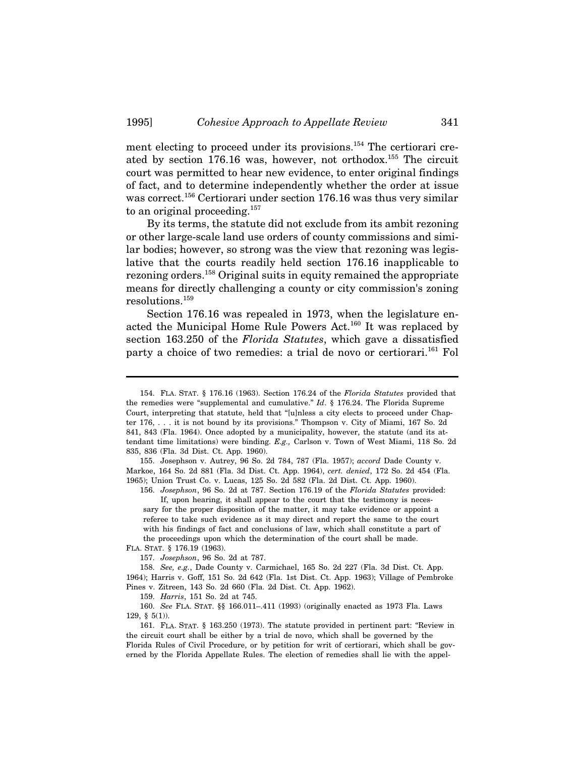ment electing to proceed under its provisions.[154] The certiorari created by section 176.16 was, however, not orthodox.[155] The circuit court was permitted to hear new evidence, to enter original findings of fact, and to determine independently whether the order at issue was correct.[156] Certiorari under section 176.16 was thus very similar to an original proceeding.[157]

By its terms, the statute did not exclude from its ambit rezoning or other large-scale land use orders of county commissions and similar bodies; however, so strong was the view that rezoning was legislative that the courts readily held section 176.16 inapplicable to rezoning orders.[158] Original suits in equity remained the appropriate means for directly challenging a county or city commission's zoning resolutions.[159]

Section 176.16 was repealed in 1973, when the legislature enacted the Municipal Home Rule Powers Act.[160] It was replaced by section 163.250 of the *Florida Statutes*, which gave a dissatisfied party a choice of two remedies: a trial de novo or certiorari.[161] Fol

---

154. FLA. STAT. § 176.16 (1963). Section 176.24 of the *Florida Statutes* provided that the remedies were "supplemental and cumulative." *Id*. § 176.24. The Florida Supreme Court, interpreting that statute, held that "[u]nless a city elects to proceed under Chapter 176, . . . it is not bound by its provisions." Thompson v. City of Miami, 167 So. 2d 841, 843 (Fla. 1964). Once adopted by a municipality, however, the statute (and its attendant time limitations) were binding. *E.g.,* Carlson v. Town of West Miami, 118 So. 2d 835, 836 (Fla. 3d Dist. Ct. App. 1960).

155. Josephson v. Autrey, 96 So. 2d 784, 787 (Fla. 1957); *accord* Dade County v. Markoe, 164 So. 2d 881 (Fla. 3d Dist. Ct. App. 1964), *cert. denied*, 172 So. 2d 454 (Fla. 1965); Union Trust Co. v. Lucas, 125 So. 2d 582 (Fla. 2d Dist. Ct. App. 1960).

156. *Josephson*, 96 So. 2d at 787. Section 176.19 of the *Florida Statutes* provided:

> If, upon hearing, it shall appear to the court that the testimony is necessary for the proper disposition of the matter, it may take evidence or appoint a referee to take such evidence as it may direct and report the same to the court with his findings of fact and conclusions of law, which shall constitute a part of the proceedings upon which the determination of the court shall be made.

FLA. STAT. § 176.19 (1963).

157. *Josephson*, 96 So. 2d at 787.

158. *See, e.g.*, Dade County v. Carmichael, 165 So. 2d 227 (Fla. 3d Dist. Ct. App. 1964); Harris v. Goff, 151 So. 2d 642 (Fla. 1st Dist. Ct. App. 1963); Village of Pembroke Pines v. Zitreen, 143 So. 2d 660 (Fla. 2d Dist. Ct. App. 1962).

159. *Harris*, 151 So. 2d at 745.

160. *See* FLA. STAT. §§ 166.011–.411 (1993) (originally enacted as 1973 Fla. Laws 129, § 5(1)).

161. FLA. STAT. § 163.250 (1973). The statute provided in pertinent part: "Review in the circuit court shall be either by a trial de novo, which shall be governed by the Florida Rules of Civil Procedure, or by petition for writ of certiorari, which shall be governed by the Florida Appellate Rules. The election of remedies shall lie with the appel-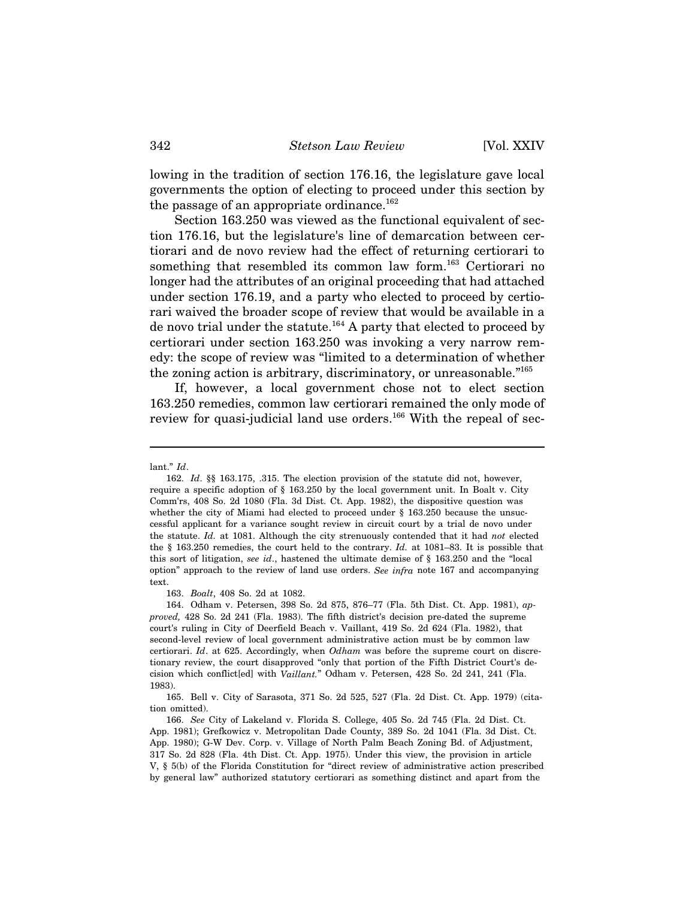lowing in the tradition of section 176.16, the legislature gave local governments the option of electing to proceed under this section by the passage of an appropriate ordinance.[162]

Section 163.250 was viewed as the functional equivalent of section 176.16, but the legislature's line of demarcation between certiorari and de novo review had the effect of returning certiorari to something that resembled its common law form.[163] Certiorari no longer had the attributes of an original proceeding that had attached under section 176.19, and a party who elected to proceed by certiorari waived the broader scope of review that would be available in a de novo trial under the statute.[164] A party that elected to proceed by certiorari under section 163.250 was invoking a very narrow remedy: the scope of review was "limited to a determination of whether the zoning action is arbitrary, discriminatory, or unreasonable."[165]

If, however, a local government chose not to elect section 163.250 remedies, common law certiorari remained the only mode of review for quasi-judicial land use orders.[166] With the repeal of sec-

---

lant." *Id*.

162. *Id*. §§ 163.175, .315. The election provision of the statute did not, however, require a specific adoption of § 163.250 by the local government unit. In Boalt v. City Comm'rs, 408 So. 2d 1080 (Fla. 3d Dist. Ct. App. 1982), the dispositive question was whether the city of Miami had elected to proceed under § 163.250 because the unsuccessful applicant for a variance sought review in circuit court by a trial de novo under the statute. *Id.* at 1081. Although the city strenuously contended that it had *not* elected the § 163.250 remedies, the court held to the contrary. *Id.* at 1081–83. It is possible that this sort of litigation, *see id*., hastened the ultimate demise of § 163.250 and the "local option" approach to the review of land use orders. *See infra* note 167 and accompanying text.

163. *Boalt*, 408 So. 2d at 1082.

164. Odham v. Petersen, 398 So. 2d 875, 876–77 (Fla. 5th Dist. Ct. App. 1981), *approved,* 428 So. 2d 241 (Fla. 1983). The fifth district's decision pre-dated the supreme court's ruling in City of Deerfield Beach v. Vaillant, 419 So. 2d 624 (Fla. 1982), that second-level review of local government administrative action must be by common law certiorari. *Id*. at 625. Accordingly, when *Odham* was before the supreme court on discretionary review, the court disapproved "only that portion of the Fifth District Court's decision which conflict[ed] with *Vaillant.*" Odham v. Petersen, 428 So. 2d 241, 241 (Fla. 1983).

165. Bell v. City of Sarasota, 371 So. 2d 525, 527 (Fla. 2d Dist. Ct. App. 1979) (citation omitted).

166. *See* City of Lakeland v. Florida S. College, 405 So. 2d 745 (Fla. 2d Dist. Ct. App. 1981); Grefkowicz v. Metropolitan Dade County, 389 So. 2d 1041 (Fla. 3d Dist. Ct. App. 1980); G-W Dev. Corp. v. Village of North Palm Beach Zoning Bd. of Adjustment, 317 So. 2d 828 (Fla. 4th Dist. Ct. App. 1975). Under this view, the provision in article V, § 5(b) of the Florida Constitution for "direct review of administrative action prescribed by general law" authorized statutory certiorari as something distinct and apart from the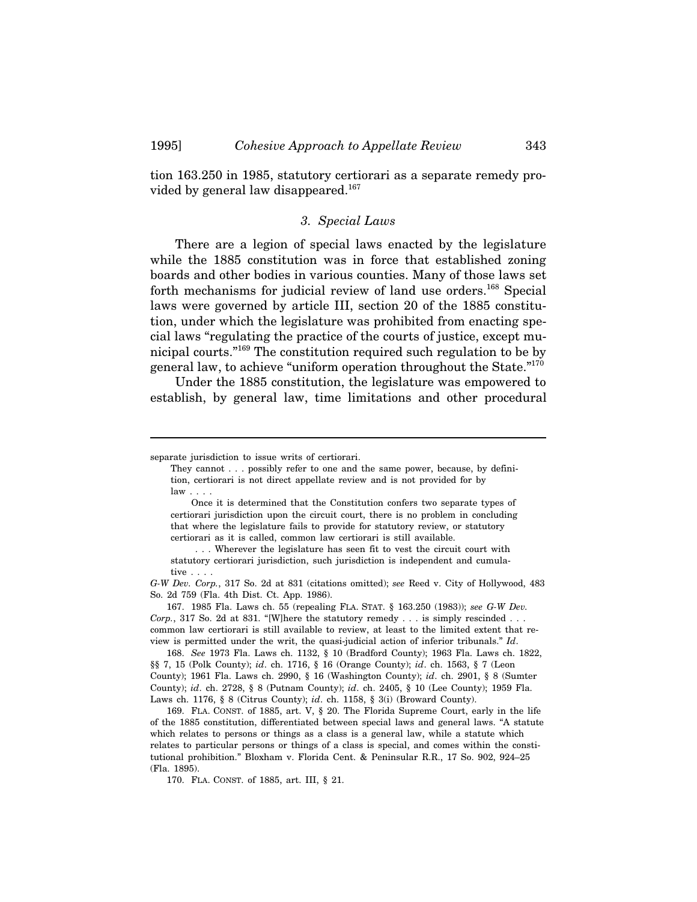tion 163.250 in 1985, statutory certiorari as a separate remedy provided by general law disappeared.[167]

### *3. Special Laws*

There are a legion of special laws enacted by the legislature while the 1885 constitution was in force that established zoning boards and other bodies in various counties. Many of those laws set forth mechanisms for judicial review of land use orders.[168] Special laws were governed by article III, section 20 of the 1885 constitution, under which the legislature was prohibited from enacting special laws "regulating the practice of the courts of justice, except municipal courts."[169] The constitution required such regulation to be by general law, to achieve "uniform operation throughout the State."[170]

Under the 1885 constitution, the legislature was empowered to establish, by general law, time limitations and other procedural

---

separate jurisdiction to issue writs of certiorari.

> They cannot . . . possibly refer to one and the same power, because, by definition, certiorari is not direct appellate review and is not provided for by law . . . .
>
> Once it is determined that the Constitution confers two separate types of certiorari jurisdiction upon the circuit court, there is no problem in concluding that where the legislature fails to provide for statutory review, or statutory certiorari as it is called, common law certiorari is still available.
>
> . . . Wherever the legislature has seen fit to vest the circuit court with statutory certiorari jurisdiction, such jurisdiction is independent and cumulative . . . .

*G-W Dev. Corp.*, 317 So. 2d at 831 (citations omitted); *see* Reed v. City of Hollywood, 483 So. 2d 759 (Fla. 4th Dist. Ct. App. 1986).

167. 1985 Fla. Laws ch. 55 (repealing FLA. STAT. § 163.250 (1983)); *see G-W Dev. Corp.*, 317 So. 2d at 831. "[W]here the statutory remedy . . . is simply rescinded . . . common law certiorari is still available to review, at least to the limited extent that review is permitted under the writ, the quasi-judicial action of inferior tribunals." *Id*.

168. *See* 1973 Fla. Laws ch. 1132, § 10 (Bradford County); 1963 Fla. Laws ch. 1822, §§ 7, 15 (Polk County); *id*. ch. 1716, § 16 (Orange County); *id*. ch. 1563, § 7 (Leon County); 1961 Fla. Laws ch. 2990, § 16 (Washington County); *id*. ch. 2901, § 8 (Sumter County); *id*. ch. 2728, § 8 (Putnam County); *id*. ch. 2405, § 10 (Lee County); 1959 Fla. Laws ch. 1176, § 8 (Citrus County); *id*. ch. 1158, § 3(i) (Broward County).

169. FLA. CONST. of 1885, art. V, § 20. The Florida Supreme Court, early in the life of the 1885 constitution, differentiated between special laws and general laws. "A statute which relates to persons or things as a class is a general law, while a statute which relates to particular persons or things of a class is special, and comes within the constitutional prohibition." Bloxham v. Florida Cent. & Peninsular R.R., 17 So. 902, 924–25 (Fla. 1895).

170. FLA. CONST. of 1885, art. III, § 21.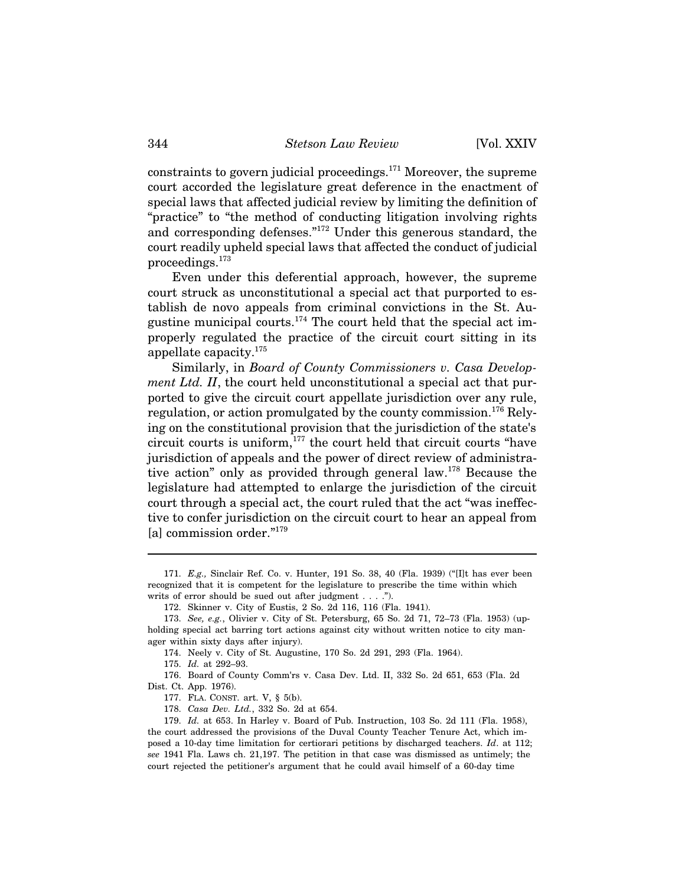constraints to govern judicial proceedings.[171] Moreover, the supreme court accorded the legislature great deference in the enactment of special laws that affected judicial review by limiting the definition of "practice" to "the method of conducting litigation involving rights and corresponding defenses."[172] Under this generous standard, the court readily upheld special laws that affected the conduct of judicial proceedings.[173]

Even under this deferential approach, however, the supreme court struck as unconstitutional a special act that purported to establish de novo appeals from criminal convictions in the St. Augustine municipal courts.[174] The court held that the special act improperly regulated the practice of the circuit court sitting in its appellate capacity.[175]

Similarly, in *Board of County Commissioners v. Casa Development Ltd. II*, the court held unconstitutional a special act that purported to give the circuit court appellate jurisdiction over any rule, regulation, or action promulgated by the county commission.[176] Relying on the constitutional provision that the jurisdiction of the state's circuit courts is uniform,[177] the court held that circuit courts "have jurisdiction of appeals and the power of direct review of administrative action" only as provided through general law.[178] Because the legislature had attempted to enlarge the jurisdiction of the circuit court through a special act, the court ruled that the act "was ineffective to confer jurisdiction on the circuit court to hear an appeal from [a] commission order."[179]

---

171. *E.g.,* Sinclair Ref. Co. v. Hunter, 191 So. 38, 40 (Fla. 1939) ("[I]t has ever been recognized that it is competent for the legislature to prescribe the time within which writs of error should be sued out after judgment . . . .").

172. Skinner v. City of Eustis, 2 So. 2d 116, 116 (Fla. 1941).

173. *See, e.g.,* Olivier v. City of St. Petersburg, 65 So. 2d 71, 72–73 (Fla. 1953) (upholding special act barring tort actions against city without written notice to city manager within sixty days after injury).

174. Neely v. City of St. Augustine, 170 So. 2d 291, 293 (Fla. 1964).

175. *Id.* at 292–93.

176. Board of County Comm'rs v. Casa Dev. Ltd. II, 332 So. 2d 651, 653 (Fla. 2d Dist. Ct. App. 1976).

177. FLA. CONST. art. V, § 5(b).

178. *Casa Dev. Ltd.*, 332 So. 2d at 654.

179. *Id.* at 653. In Harley v. Board of Pub. Instruction, 103 So. 2d 111 (Fla. 1958), the court addressed the provisions of the Duval County Teacher Tenure Act, which imposed a 10-day time limitation for certiorari petitions by discharged teachers. *Id*. at 112; *see* 1941 Fla. Laws ch. 21,197. The petition in that case was dismissed as untimely; the court rejected the petitioner's argument that he could avail himself of a 60-day time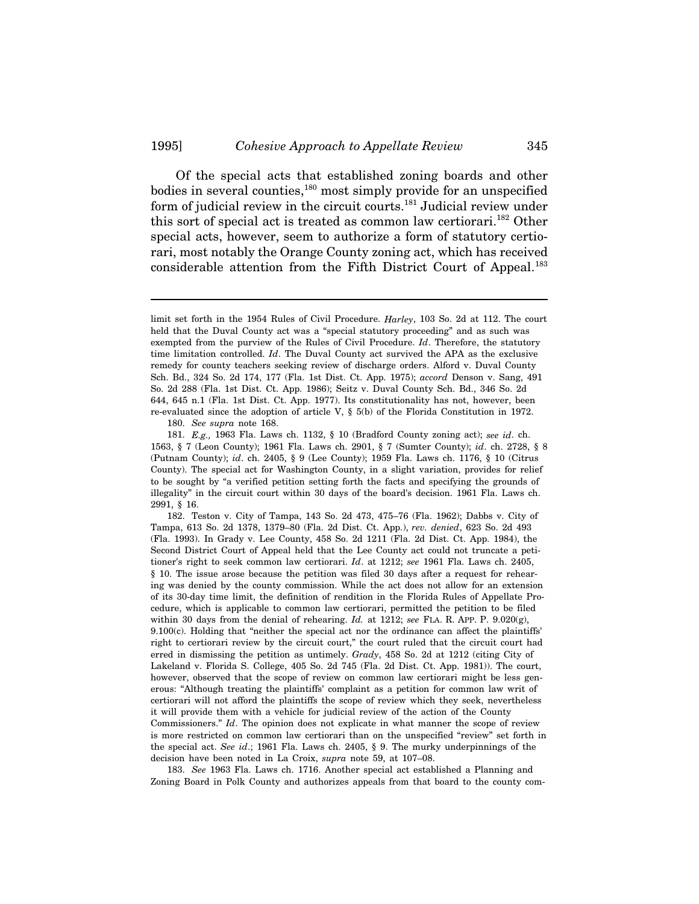Of the special acts that established zoning boards and other bodies in several counties,[180] most simply provide for an unspecified form of judicial review in the circuit courts.[181] Judicial review under this sort of special act is treated as common law certiorari.[182] Other special acts, however, seem to authorize a form of statutory certiorari, most notably the Orange County zoning act, which has received considerable attention from the Fifth District Court of Appeal.[183]

---

limit set forth in the 1954 Rules of Civil Procedure. *Harley*, 103 So. 2d at 112. The court held that the Duval County act was a "special statutory proceeding" and as such was exempted from the purview of the Rules of Civil Procedure. *Id*. Therefore, the statutory time limitation controlled. *Id*. The Duval County act survived the APA as the exclusive remedy for county teachers seeking review of discharge orders. Alford v. Duval County Sch. Bd., 324 So. 2d 174, 177 (Fla. 1st Dist. Ct. App. 1975); *accord* Denson v. Sang, 491 So. 2d 288 (Fla. 1st Dist. Ct. App. 1986); Seitz v. Duval County Sch. Bd., 346 So. 2d 644, 645 n.1 (Fla. 1st Dist. Ct. App. 1977). Its constitutionality has not, however, been re-evaluated since the adoption of article V, § 5(b) of the Florida Constitution in 1972.

180. *See supra* note 168.

181. *E.g.,* 1963 Fla. Laws ch. 1132, § 10 (Bradford County zoning act); *see id*. ch. 1563, § 7 (Leon County); 1961 Fla. Laws ch. 2901, § 7 (Sumter County); *id*. ch. 2728, § 8 (Putnam County); *id*. ch. 2405, § 9 (Lee County); 1959 Fla. Laws ch. 1176, § 10 (Citrus County). The special act for Washington County, in a slight variation, provides for relief to be sought by "a verified petition setting forth the facts and specifying the grounds of illegality" in the circuit court within 30 days of the board's decision. 1961 Fla. Laws ch. 2991, § 16.

182. Teston v. City of Tampa, 143 So. 2d 473, 475–76 (Fla. 1962); Dabbs v. City of Tampa, 613 So. 2d 1378, 1379–80 (Fla. 2d Dist. Ct. App.), *rev. denied*, 623 So. 2d 493 (Fla. 1993). In Grady v. Lee County, 458 So. 2d 1211 (Fla. 2d Dist. Ct. App. 1984), the Second District Court of Appeal held that the Lee County act could not truncate a petitioner's right to seek common law certiorari. *Id*. at 1212; *see* 1961 Fla. Laws ch. 2405, § 10. The issue arose because the petition was filed 30 days after a request for rehearing was denied by the county commission. While the act does not allow for an extension of its 30-day time limit, the definition of rendition in the Florida Rules of Appellate Procedure, which is applicable to common law certiorari, permitted the petition to be filed within 30 days from the denial of rehearing. *Id.* at 1212; *see* FLA. R. APP. P. 9.020(g), 9.100(c). Holding that "neither the special act nor the ordinance can affect the plaintiffs' right to certiorari review by the circuit court," the court ruled that the circuit court had erred in dismissing the petition as untimely. *Grady*, 458 So. 2d at 1212 (citing City of Lakeland v. Florida S. College, 405 So. 2d 745 (Fla. 2d Dist. Ct. App. 1981)). The court, however, observed that the scope of review on common law certiorari might be less generous: "Although treating the plaintiffs' complaint as a petition for common law writ of certiorari will not afford the plaintiffs the scope of review which they seek, nevertheless it will provide them with a vehicle for judicial review of the action of the County Commissioners." *Id*. The opinion does not explicate in what manner the scope of review is more restricted on common law certiorari than on the unspecified "review" set forth in the special act. *See id*.; 1961 Fla. Laws ch. 2405, § 9. The murky underpinnings of the decision have been noted in La Croix, *supra* note 59, at 107–08.

183. *See* 1963 Fla. Laws ch. 1716. Another special act established a Planning and Zoning Board in Polk County and authorizes appeals from that board to the county com-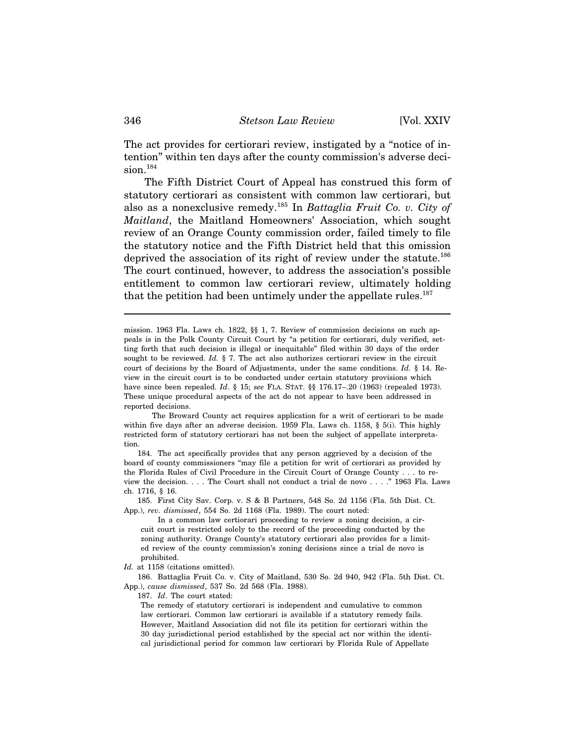The act provides for certiorari review, instigated by a "notice of intention" within ten days after the county commission's adverse decision.[184]

The Fifth District Court of Appeal has construed this form of statutory certiorari as consistent with common law certiorari, but also as a nonexclusive remedy.[185] In *Battaglia Fruit Co. v. City of Maitland*, the Maitland Homeowners' Association, which sought review of an Orange County commission order, failed timely to file the statutory notice and the Fifth District held that this omission deprived the association of its right of review under the statute.[186] The court continued, however, to address the association's possible entitlement to common law certiorari review, ultimately holding that the petition had been untimely under the appellate rules.[187]

---

mission. 1963 Fla. Laws ch. 1822, §§ 1, 7. Review of commission decisions on such appeals is in the Polk County Circuit Court by "a petition for certiorari, duly verified, setting forth that such decision is illegal or inequitable" filed within 30 days of the order sought to be reviewed. *Id.* § 7. The act also authorizes certiorari review in the circuit court of decisions by the Board of Adjustments, under the same conditions. *Id.* § 14. Review in the circuit court is to be conducted under certain statutory provisions which have since been repealed. *Id*. § 15; *see* FLA. STAT. §§ 176.17–.20 (1963) (repealed 1973). These unique procedural aspects of the act do not appear to have been addressed in reported decisions.

The Broward County act requires application for a writ of certiorari to be made within five days after an adverse decision. 1959 Fla. Laws ch. 1158, § 5(i). This highly restricted form of statutory certiorari has not been the subject of appellate interpretation.

184. The act specifically provides that any person aggrieved by a decision of the board of county commissioners "may file a petition for writ of certiorari as provided by the Florida Rules of Civil Procedure in the Circuit Court of Orange County . . . to review the decision. . . . The Court shall not conduct a trial de novo . . . ." 1963 Fla. Laws ch. 1716, § 16.

185. First City Sav. Corp. v. S & B Partners, 548 So. 2d 1156 (Fla. 5th Dist. Ct. App.), *rev. dismissed*, 554 So. 2d 1168 (Fla. 1989). The court noted:

> In a common law certiorari proceeding to review a zoning decision, a circuit court is restricted solely to the record of the proceeding conducted by the zoning authority. Orange County's statutory certiorari also provides for a limited review of the county commission's zoning decisions since a trial de novo is prohibited.

*Id.* at 1158 (citations omitted).

186. Battaglia Fruit Co. v. City of Maitland, 530 So. 2d 940, 942 (Fla. 5th Dist. Ct. App.), *cause dismissed*, 537 So. 2d 568 (Fla. 1988).

187. *Id*. The court stated:

> The remedy of statutory certiorari is independent and cumulative to common law certiorari. Common law certiorari is available if a statutory remedy fails. However, Maitland Association did not file its petition for certiorari within the 30 day jurisdictional period established by the special act nor within the identical jurisdictional period for common law certiorari by Florida Rule of Appellate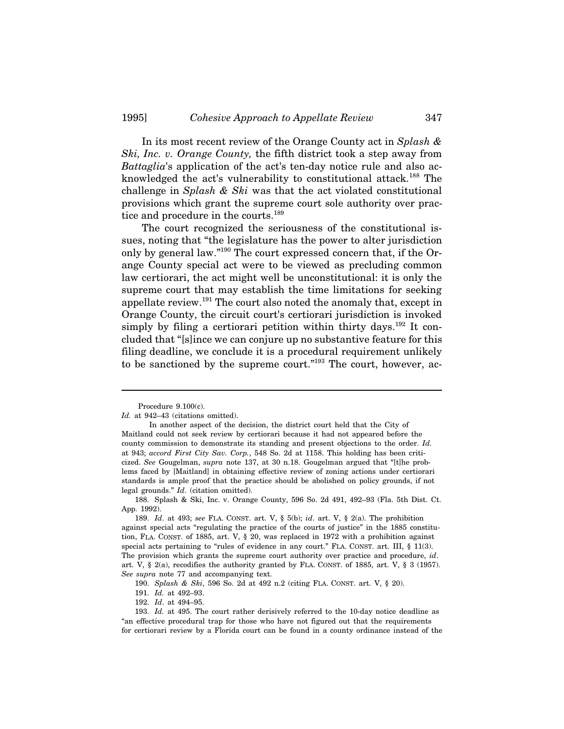In its most recent review of the Orange County act in *Splash & Ski, Inc. v. Orange County,* the fifth district took a step away from *Battaglia*'s application of the act's ten-day notice rule and also acknowledged the act's vulnerability to constitutional attack.[188] The challenge in *Splash & Ski* was that the act violated constitutional provisions which grant the supreme court sole authority over practice and procedure in the courts.[189]

The court recognized the seriousness of the constitutional issues, noting that "the legislature has the power to alter jurisdiction only by general law."[190] The court expressed concern that, if the Orange County special act were to be viewed as precluding common law certiorari, the act might well be unconstitutional: it is only the supreme court that may establish the time limitations for seeking appellate review.[191] The court also noted the anomaly that, except in Orange County, the circuit court's certiorari jurisdiction is invoked simply by filing a certiorari petition within thirty days.[192] It concluded that "[s]ince we can conjure up no substantive feature for this filing deadline, we conclude it is a procedural requirement unlikely to be sanctioned by the supreme court."[193] The court, however, ac-

---

Procedure 9.100(c).

*Id.* at 942–43 (citations omitted).

In another aspect of the decision, the district court held that the City of Maitland could not seek review by certiorari because it had not appeared before the county commission to demonstrate its standing and present objections to the order. *Id.* at 943; *accord First City Sav. Corp.*, 548 So. 2d at 1158. This holding has been criticized. *See* Gougelman, *supra* note 137, at 30 n.18. Gougelman argued that "[t]he problems faced by [Maitland] in obtaining effective review of zoning actions under certiorari standards is ample proof that the practice should be abolished on policy grounds, if not legal grounds." *Id*. (citation omitted).

188. Splash & Ski, Inc. v. Orange County, 596 So. 2d 491, 492–93 (Fla. 5th Dist. Ct. App. 1992).

189. *Id*. at 493; *see* FLA. CONST. art. V, § 5(b); *id*. art. V, § 2(a). The prohibition against special acts "regulating the practice of the courts of justice" in the 1885 constitution, FLA. CONST. of 1885, art. V, § 20, was replaced in 1972 with a prohibition against special acts pertaining to "rules of evidence in any court." FLA. CONST. art. III, § 11(3). The provision which grants the supreme court authority over practice and procedure, *id*. art. V, § 2(a), recodifies the authority granted by FLA. CONST. of 1885, art. V, § 3 (1957). *See supra* note 77 and accompanying text.

190. *Splash & Ski*, 596 So. 2d at 492 n.2 (citing FLA. CONST. art. V, § 20).

191. *Id.* at 492–93.

192. *Id*. at 494–95.

193. *Id.* at 495. The court rather derisively referred to the 10-day notice deadline as "an effective procedural trap for those who have not figured out that the requirements for certiorari review by a Florida court can be found in a county ordinance instead of the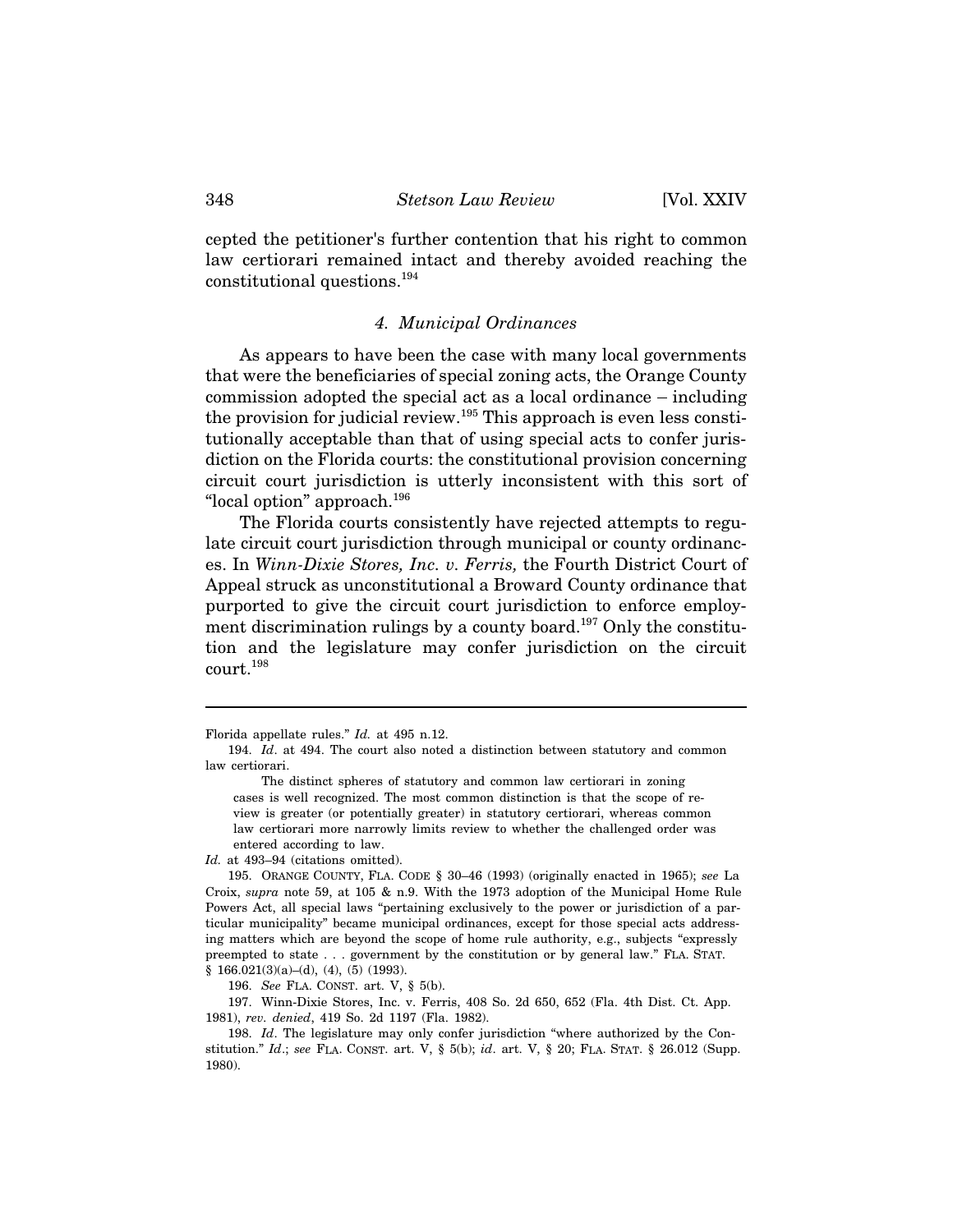cepted the petitioner's further contention that his right to common law certiorari remained intact and thereby avoided reaching the constitutional questions.[194]

### 4. Municipal Ordinances

As appears to have been the case with many local governments that were the beneficiaries of special zoning acts, the Orange County commission adopted the special act as a local ordinance – including the provision for judicial review.[195] This approach is even less constitutionally acceptable than that of using special acts to confer jurisdiction on the Florida courts: the constitutional provision concerning circuit court jurisdiction is utterly inconsistent with this sort of "local option" approach.[196]

The Florida courts consistently have rejected attempts to regulate circuit court jurisdiction through municipal or county ordinances. In *Winn-Dixie Stores, Inc. v. Ferris,* the Fourth District Court of Appeal struck as unconstitutional a Broward County ordinance that purported to give the circuit court jurisdiction to enforce employment discrimination rulings by a county board.[197] Only the constitution and the legislature may confer jurisdiction on the circuit court.[198]

---

Florida appellate rules." *Id.* at 495 n.12.

194. *Id*. at 494. The court also noted a distinction between statutory and common law certiorari.

> The distinct spheres of statutory and common law certiorari in zoning cases is well recognized. The most common distinction is that the scope of review is greater (or potentially greater) in statutory certiorari, whereas common law certiorari more narrowly limits review to whether the challenged order was entered according to law.

*Id.* at 493–94 (citations omitted).

195. ORANGE COUNTY, FLA. CODE § 30–46 (1993) (originally enacted in 1965); *see* La Croix, *supra* note 59, at 105 & n.9. With the 1973 adoption of the Municipal Home Rule Powers Act, all special laws "pertaining exclusively to the power or jurisdiction of a particular municipality" became municipal ordinances, except for those special acts addressing matters which are beyond the scope of home rule authority, e.g., subjects "expressly preempted to state . . . government by the constitution or by general law." FLA. STAT. § 166.021(3)(a)–(d), (4), (5) (1993).

196. *See* FLA. CONST. art. V, § 5(b).

197. Winn-Dixie Stores, Inc. v. Ferris, 408 So. 2d 650, 652 (Fla. 4th Dist. Ct. App. 1981), *rev. denied*, 419 So. 2d 1197 (Fla. 1982).

198. *Id*. The legislature may only confer jurisdiction "where authorized by the Constitution." *Id*.; *see* FLA. CONST. art. V, § 5(b); *id*. art. V, § 20; FLA. STAT. § 26.012 (Supp. 1980).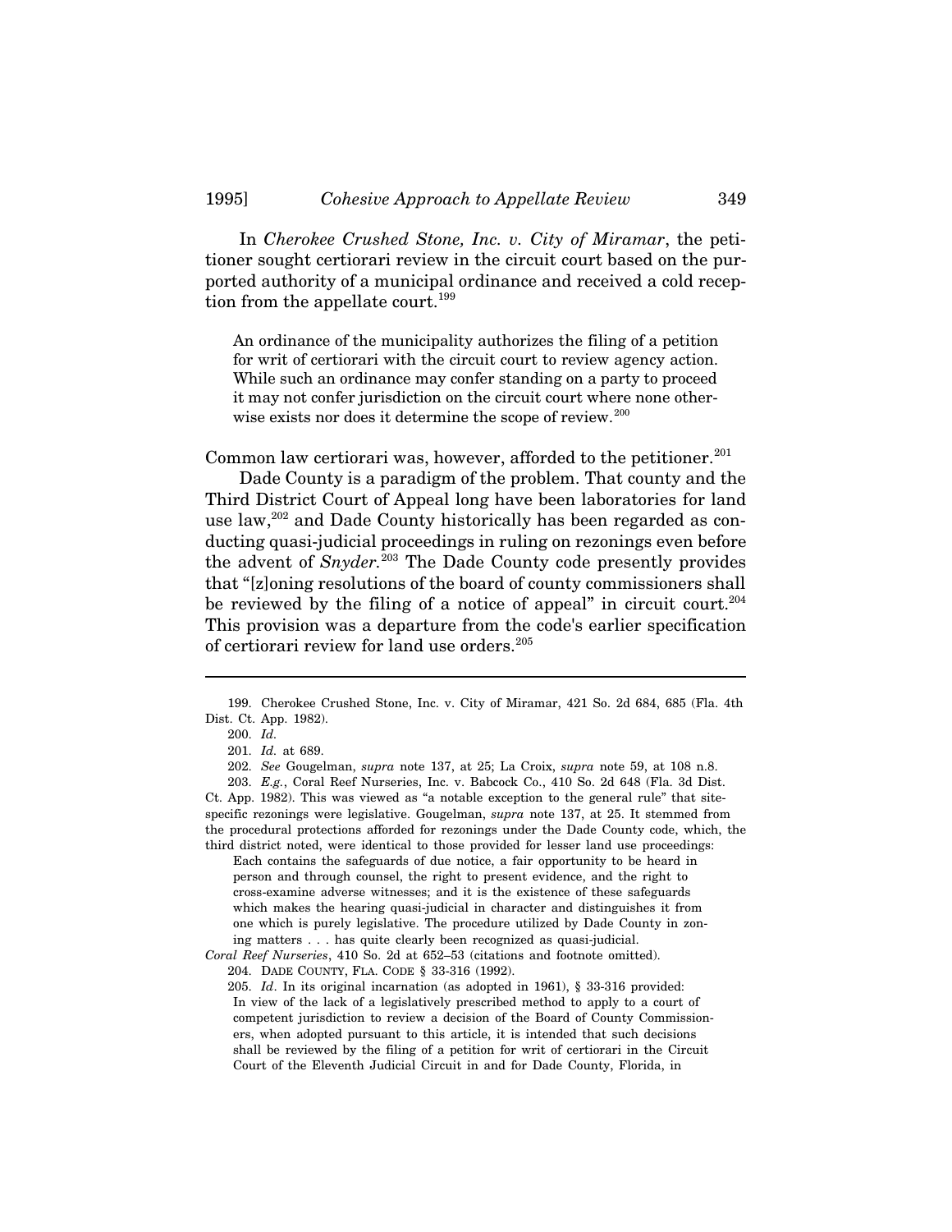In *Cherokee Crushed Stone, Inc. v. City of Miramar*, the petitioner sought certiorari review in the circuit court based on the purported authority of a municipal ordinance and received a cold reception from the appellate court.[199]

> An ordinance of the municipality authorizes the filing of a petition for writ of certiorari with the circuit court to review agency action. While such an ordinance may confer standing on a party to proceed it may not confer jurisdiction on the circuit court where none otherwise exists nor does it determine the scope of review.[200]

Common law certiorari was, however, afforded to the petitioner.[201]

Dade County is a paradigm of the problem. That county and the Third District Court of Appeal long have been laboratories for land use law,[202] and Dade County historically has been regarded as conducting quasi-judicial proceedings in ruling on rezonings even before the advent of *Snyder*.[203] The Dade County code presently provides that "[z]oning resolutions of the board of county commissioners shall be reviewed by the filing of a notice of appeal" in circuit court.[204] This provision was a departure from the code's earlier specification of certiorari review for land use orders.[205]

---

199. Cherokee Crushed Stone, Inc. v. City of Miramar, 421 So. 2d 684, 685 (Fla. 4th Dist. Ct. App. 1982).

200. *Id.*

201. *Id.* at 689.

202. *See* Gougelman, *supra* note 137, at 25; La Croix, *supra* note 59, at 108 n.8.

203. *E.g.*, Coral Reef Nurseries, Inc. v. Babcock Co., 410 So. 2d 648 (Fla. 3d Dist. Ct. App. 1982). This was viewed as "a notable exception to the general rule" that site-specific rezonings were legislative. Gougelman, *supra* note 137, at 25. It stemmed from the procedural protections afforded for rezonings under the Dade County code, which, the third district noted, were identical to those provided for lesser land use proceedings:

> Each contains the safeguards of due notice, a fair opportunity to be heard in person and through counsel, the right to present evidence, and the right to cross-examine adverse witnesses; and it is the existence of these safeguards which makes the hearing quasi-judicial in character and distinguishes it from one which is purely legislative. The procedure utilized by Dade County in zoning matters . . . has quite clearly been recognized as quasi-judicial.

*Coral Reef Nurseries*, 410 So. 2d at 652–53 (citations and footnote omitted).

204. DADE COUNTY, FLA. CODE § 33-316 (1992).

205. *Id*. In its original incarnation (as adopted in 1961), § 33-316 provided:

> In view of the lack of a legislatively prescribed method to apply to a court of competent jurisdiction to review a decision of the Board of County Commissioners, when adopted pursuant to this article, it is intended that such decisions shall be reviewed by the filing of a petition for writ of certiorari in the Circuit Court of the Eleventh Judicial Circuit in and for Dade County, Florida, in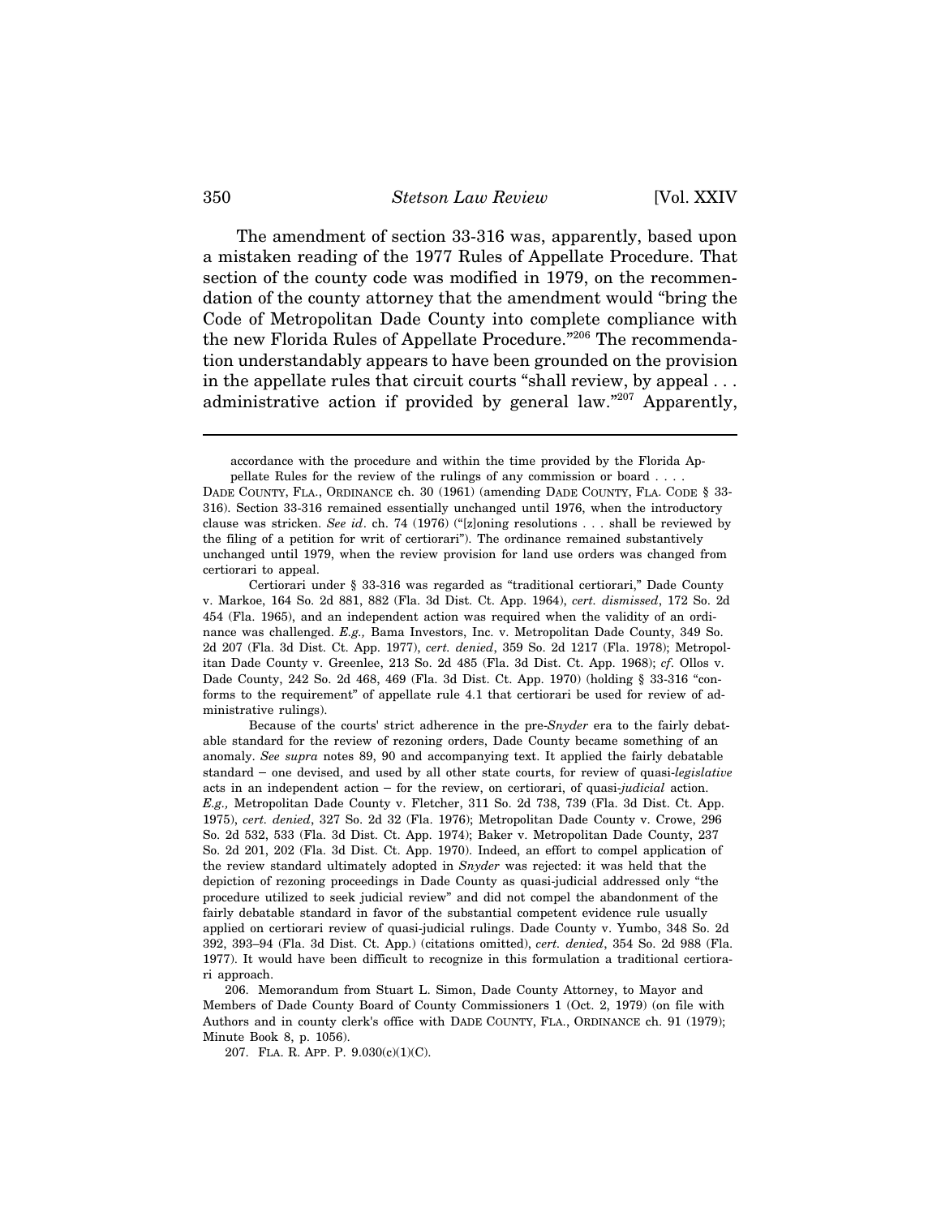The amendment of section 33-316 was, apparently, based upon a mistaken reading of the 1977 Rules of Appellate Procedure. That section of the county code was modified in 1979, on the recommendation of the county attorney that the amendment would "bring the Code of Metropolitan Dade County into complete compliance with the new Florida Rules of Appellate Procedure."[206] The recommendation understandably appears to have been grounded on the provision in the appellate rules that circuit courts "shall review, by appeal . . . administrative action if provided by general law."[207] Apparently,

---

accordance with the procedure and within the time provided by the Florida Appellate Rules for the review of the rulings of any commission or board . . . .

DADE COUNTY, FLA., ORDINANCE ch. 30 (1961) (amending DADE COUNTY, FLA. CODE § 33-316). Section 33-316 remained essentially unchanged until 1976, when the introductory clause was stricken. *See id*. ch. 74 (1976) ("[z]oning resolutions . . . shall be reviewed by the filing of a petition for writ of certiorari"). The ordinance remained substantively unchanged until 1979, when the review provision for land use orders was changed from certiorari to appeal.

Certiorari under § 33-316 was regarded as "traditional certiorari," Dade County v. Markoe, 164 So. 2d 881, 882 (Fla. 3d Dist. Ct. App. 1964), *cert. dismissed*, 172 So. 2d 454 (Fla. 1965), and an independent action was required when the validity of an ordinance was challenged. *E.g.,* Bama Investors, Inc. v. Metropolitan Dade County, 349 So. 2d 207 (Fla. 3d Dist. Ct. App. 1977), *cert. denied*, 359 So. 2d 1217 (Fla. 1978); Metropolitan Dade County v. Greenlee, 213 So. 2d 485 (Fla. 3d Dist. Ct. App. 1968); *cf*. Ollos v. Dade County, 242 So. 2d 468, 469 (Fla. 3d Dist. Ct. App. 1970) (holding § 33-316 "conforms to the requirement" of appellate rule 4.1 that certiorari be used for review of administrative rulings).

Because of the courts' strict adherence in the pre-*Snyder* era to the fairly debatable standard for the review of rezoning orders, Dade County became something of an anomaly. *See supra* notes 89, 90 and accompanying text. It applied the fairly debatable standard – one devised, and used by all other state courts, for review of quasi-*legislative* acts in an independent action – for the review, on certiorari, of quasi-*judicial* action. *E.g.,* Metropolitan Dade County v. Fletcher, 311 So. 2d 738, 739 (Fla. 3d Dist. Ct. App. 1975), *cert. denied*, 327 So. 2d 32 (Fla. 1976); Metropolitan Dade County v. Crowe, 296 So. 2d 532, 533 (Fla. 3d Dist. Ct. App. 1974); Baker v. Metropolitan Dade County, 237 So. 2d 201, 202 (Fla. 3d Dist. Ct. App. 1970). Indeed, an effort to compel application of the review standard ultimately adopted in *Snyder* was rejected: it was held that the depiction of rezoning proceedings in Dade County as quasi-judicial addressed only "the procedure utilized to seek judicial review" and did not compel the abandonment of the fairly debatable standard in favor of the substantial competent evidence rule usually applied on certiorari review of quasi-judicial rulings. Dade County v. Yumbo, 348 So. 2d 392, 393–94 (Fla. 3d Dist. Ct. App.) (citations omitted), *cert. denied*, 354 So. 2d 988 (Fla. 1977). It would have been difficult to recognize in this formulation a traditional certiorari approach.

206. Memorandum from Stuart L. Simon, Dade County Attorney, to Mayor and Members of Dade County Board of County Commissioners 1 (Oct. 2, 1979) (on file with Authors and in county clerk's office with DADE COUNTY, FLA., ORDINANCE ch. 91 (1979); Minute Book 8, p. 1056).

207. FLA. R. APP. P. 9.030(c)(1)(C).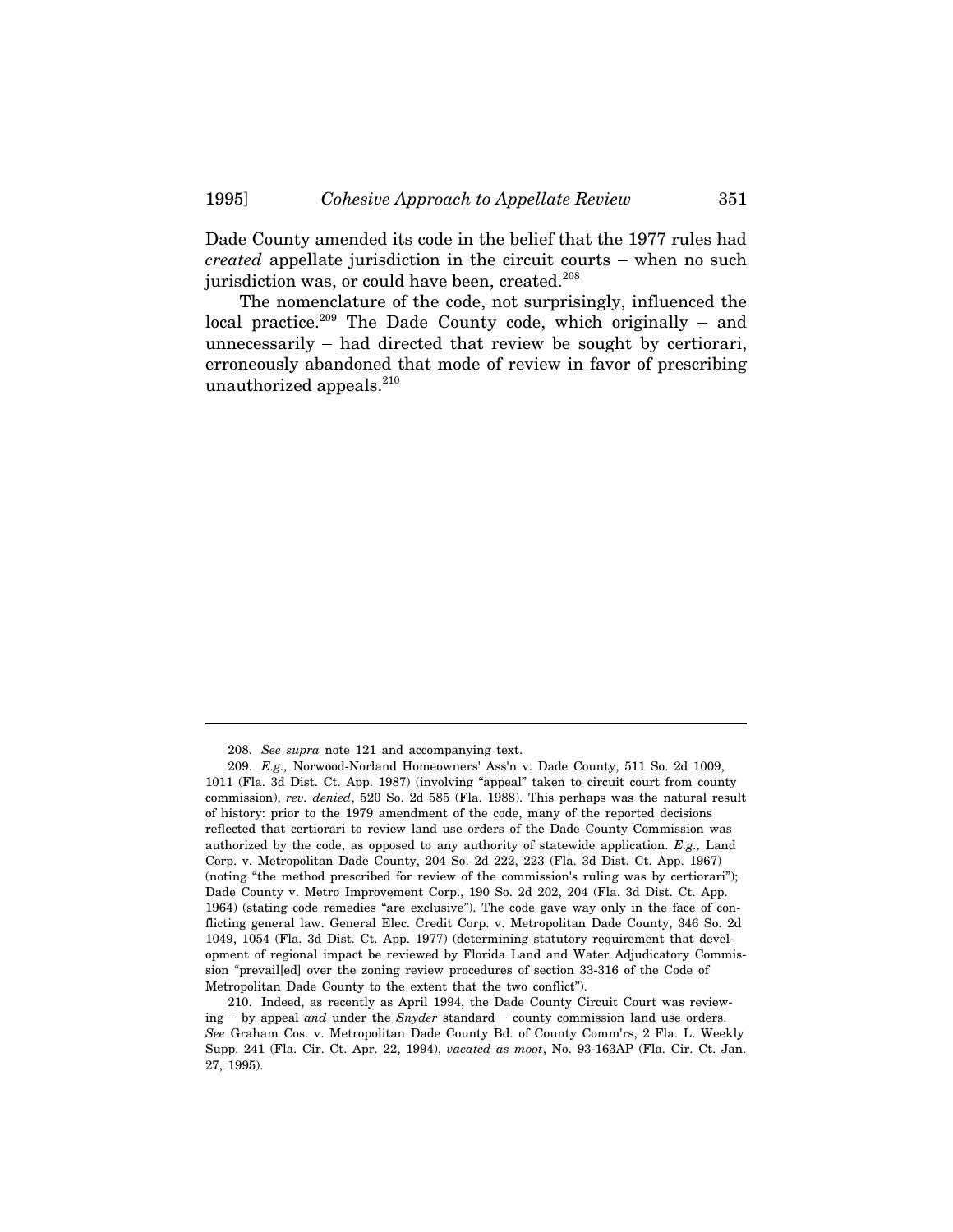Dade County amended its code in the belief that the 1977 rules had *created* appellate jurisdiction in the circuit courts – when no such jurisdiction was, or could have been, created.[208]

The nomenclature of the code, not surprisingly, influenced the local practice.[209] The Dade County code, which originally – and unnecessarily – had directed that review be sought by certiorari, erroneously abandoned that mode of review in favor of prescribing unauthorized appeals.[210]

---

208. *See supra* note 121 and accompanying text.

209. *E.g.,* Norwood-Norland Homeowners' Ass'n v. Dade County, 511 So. 2d 1009, 1011 (Fla. 3d Dist. Ct. App. 1987) (involving "appeal" taken to circuit court from county commission), *rev. denied*, 520 So. 2d 585 (Fla. 1988). This perhaps was the natural result of history: prior to the 1979 amendment of the code, many of the reported decisions reflected that certiorari to review land use orders of the Dade County Commission was authorized by the code, as opposed to any authority of statewide application. *E.g.,* Land Corp. v. Metropolitan Dade County, 204 So. 2d 222, 223 (Fla. 3d Dist. Ct. App. 1967) (noting "the method prescribed for review of the commission's ruling was by certiorari"); Dade County v. Metro Improvement Corp., 190 So. 2d 202, 204 (Fla. 3d Dist. Ct. App. 1964) (stating code remedies "are exclusive"). The code gave way only in the face of conflicting general law. General Elec. Credit Corp. v. Metropolitan Dade County, 346 So. 2d 1049, 1054 (Fla. 3d Dist. Ct. App. 1977) (determining statutory requirement that development of regional impact be reviewed by Florida Land and Water Adjudicatory Commission "prevail[ed] over the zoning review procedures of section 33-316 of the Code of Metropolitan Dade County to the extent that the two conflict").

210. Indeed, as recently as April 1994, the Dade County Circuit Court was reviewing – by appeal *and* under the *Snyder* standard – county commission land use orders. *See* Graham Cos. v. Metropolitan Dade County Bd. of County Comm'rs, 2 Fla. L. Weekly Supp. 241 (Fla. Cir. Ct. Apr. 22, 1994), *vacated as moot*, No. 93-163AP (Fla. Cir. Ct. Jan. 27, 1995).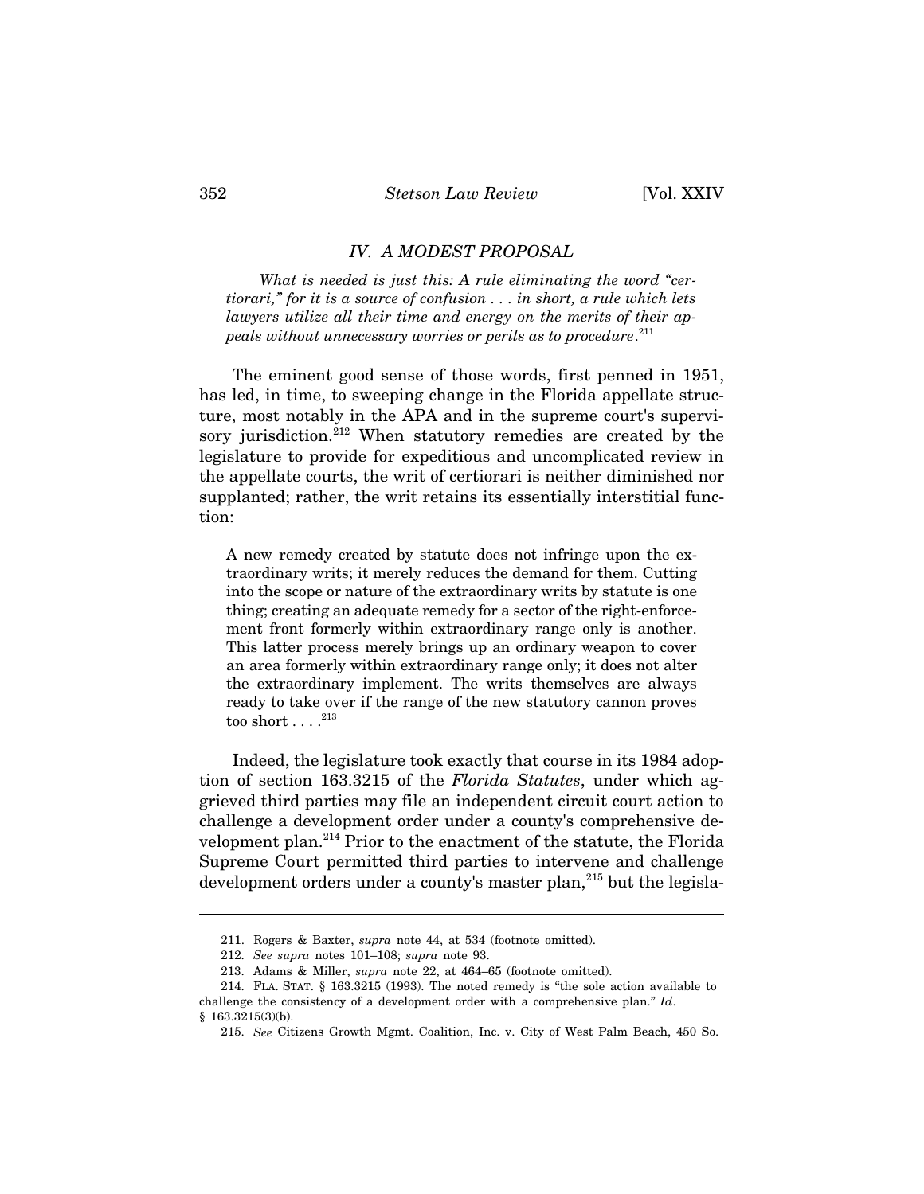## IV. A MODEST PROPOSAL

> *What is needed is just this: A rule eliminating the word "certiorari," for it is a source of confusion . . . in short, a rule which lets lawyers utilize all their time and energy on the merits of their appeals without unnecessary worries or perils as to procedure.*[211]

The eminent good sense of those words, first penned in 1951, has led, in time, to sweeping change in the Florida appellate structure, most notably in the APA and in the supreme court's supervisory jurisdiction.[212] When statutory remedies are created by the legislature to provide for expeditious and uncomplicated review in the appellate courts, the writ of certiorari is neither diminished nor supplanted; rather, the writ retains its essentially interstitial function:

> A new remedy created by statute does not infringe upon the extraordinary writs; it merely reduces the demand for them. Cutting into the scope or nature of the extraordinary writs by statute is one thing; creating an adequate remedy for a sector of the right-enforcement front formerly within extraordinary range only is another. This latter process merely brings up an ordinary weapon to cover an area formerly within extraordinary range only; it does not alter the extraordinary implement. The writs themselves are always ready to take over if the range of the new statutory cannon proves too short . . . .[213]

Indeed, the legislature took exactly that course in its 1984 adoption of section 163.3215 of the *Florida Statutes*, under which aggrieved third parties may file an independent circuit court action to challenge a development order under a county's comprehensive development plan.[214] Prior to the enactment of the statute, the Florida Supreme Court permitted third parties to intervene and challenge development orders under a county's master plan,[215] but the legisla-

---

211. Rogers & Baxter, *supra* note 44, at 534 (footnote omitted).

212. *See supra* notes 101–108; *supra* note 93.

213. Adams & Miller, *supra* note 22, at 464–65 (footnote omitted).

214. FLA. STAT. § 163.3215 (1993). The noted remedy is "the sole action available to challenge the consistency of a development order with a comprehensive plan." *Id*. § 163.3215(3)(b).

215. *See* Citizens Growth Mgmt. Coalition, Inc. v. City of West Palm Beach, 450 So.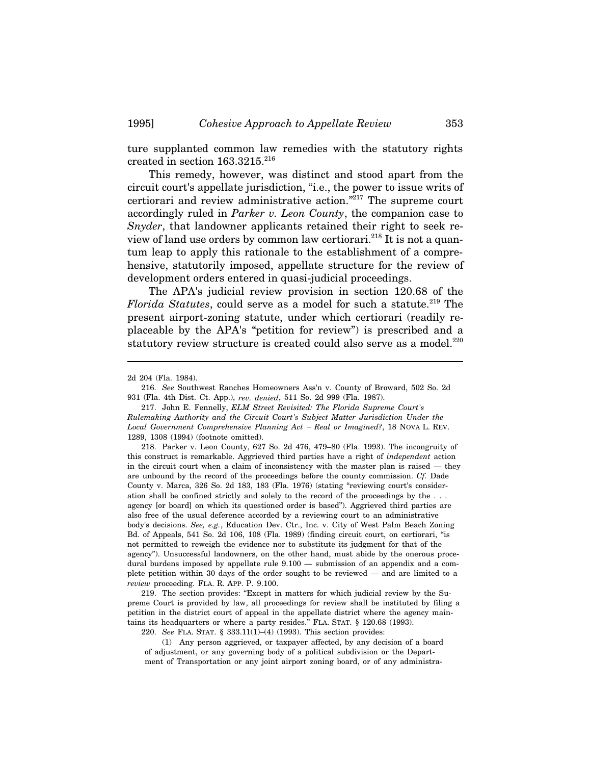ture supplanted common law remedies with the statutory rights created in section 163.3215.[216]

This remedy, however, was distinct and stood apart from the circuit court's appellate jurisdiction, "i.e., the power to issue writs of certiorari and review administrative action."[217] The supreme court accordingly ruled in *Parker v. Leon County*, the companion case to *Snyder*, that landowner applicants retained their right to seek review of land use orders by common law certiorari.[218] It is not a quantum leap to apply this rationale to the establishment of a comprehensive, statutorily imposed, appellate structure for the review of development orders entered in quasi-judicial proceedings.

The APA's judicial review provision in section 120.68 of the *Florida Statutes*, could serve as a model for such a statute.[219] The present airport-zoning statute, under which certiorari (readily replaceable by the APA's "petition for review") is prescribed and a statutory review structure is created could also serve as a model.[220]

---

2d 204 (Fla. 1984).

216. *See* Southwest Ranches Homeowners Ass'n v. County of Broward, 502 So. 2d 931 (Fla. 4th Dist. Ct. App.), *rev. denied*, 511 So. 2d 999 (Fla. 1987).

217. John E. Fennelly, *ELM Street Revisited: The Florida Supreme Court's Rulemaking Authority and the Circuit Court's Subject Matter Jurisdiction Under the Local Government Comprehensive Planning Act – Real or Imagined?*, 18 NOVA L. REV. 1289, 1308 (1994) (footnote omitted).

218. Parker v. Leon County, 627 So. 2d 476, 479–80 (Fla. 1993). The incongruity of this construct is remarkable. Aggrieved third parties have a right of *independent* action in the circuit court when a claim of inconsistency with the master plan is raised — they are unbound by the record of the proceedings before the county commission. *Cf.* Dade County v. Marca, 326 So. 2d 183, 183 (Fla. 1976) (stating "reviewing court's consideration shall be confined strictly and solely to the record of the proceedings by the . . . agency [or board] on which its questioned order is based"). Aggrieved third parties are also free of the usual deference accorded by a reviewing court to an administrative body's decisions. *See, e.g.*, Education Dev. Ctr., Inc. v. City of West Palm Beach Zoning Bd. of Appeals, 541 So. 2d 106, 108 (Fla. 1989) (finding circuit court, on certiorari, "is not permitted to reweigh the evidence nor to substitute its judgment for that of the agency"). Unsuccessful landowners, on the other hand, must abide by the onerous procedural burdens imposed by appellate rule 9.100 — submission of an appendix and a complete petition within 30 days of the order sought to be reviewed — and are limited to a *review* proceeding. FLA. R. APP. P. 9.100.

219. The section provides: "Except in matters for which judicial review by the Supreme Court is provided by law, all proceedings for review shall be instituted by filing a petition in the district court of appeal in the appellate district where the agency maintains its headquarters or where a party resides." FLA. STAT. § 120.68 (1993).

220. *See* FLA. STAT. § 333.11(1)–(4) (1993). This section provides:

> (1) Any person aggrieved, or taxpayer affected, by any decision of a board of adjustment, or any governing body of a political subdivision or the Department of Transportation or any joint airport zoning board, or of any administra-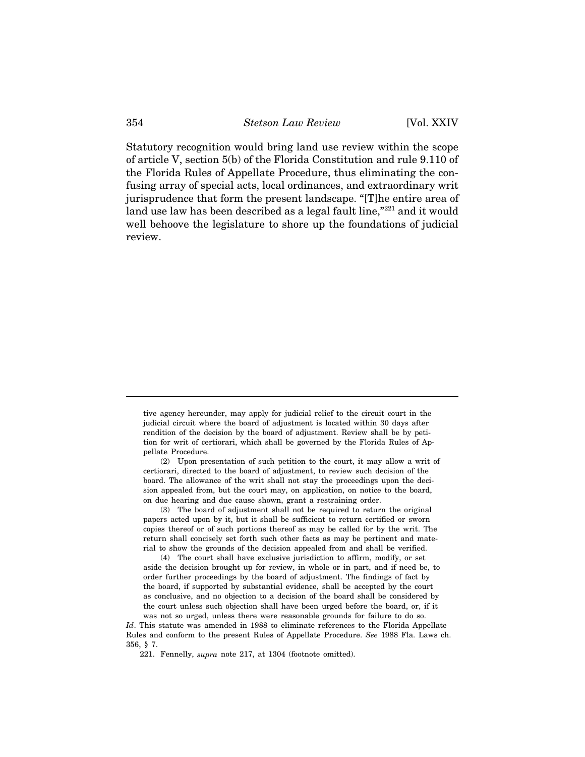Statutory recognition would bring land use review within the scope of article V, section 5(b) of the Florida Constitution and rule 9.110 of the Florida Rules of Appellate Procedure, thus eliminating the confusing array of special acts, local ordinances, and extraordinary writ jurisprudence that form the present landscape. "[T]he entire area of land use law has been described as a legal fault line,"[221] and it would well behoove the legislature to shore up the foundations of judicial review.

---

tive agency hereunder, may apply for judicial relief to the circuit court in the judicial circuit where the board of adjustment is located within 30 days after rendition of the decision by the board of adjustment. Review shall be by petition for writ of certiorari, which shall be governed by the Florida Rules of Appellate Procedure.

(2) Upon presentation of such petition to the court, it may allow a writ of certiorari, directed to the board of adjustment, to review such decision of the board. The allowance of the writ shall not stay the proceedings upon the decision appealed from, but the court may, on application, on notice to the board, on due hearing and due cause shown, grant a restraining order.

(3) The board of adjustment shall not be required to return the original papers acted upon by it, but it shall be sufficient to return certified or sworn copies thereof or of such portions thereof as may be called for by the writ. The return shall concisely set forth such other facts as may be pertinent and material to show the grounds of the decision appealed from and shall be verified.

(4) The court shall have exclusive jurisdiction to affirm, modify, or set aside the decision brought up for review, in whole or in part, and if need be, to order further proceedings by the board of adjustment. The findings of fact by the board, if supported by substantial evidence, shall be accepted by the court as conclusive, and no objection to a decision of the board shall be considered by the court unless such objection shall have been urged before the board, or, if it was not so urged, unless there were reasonable grounds for failure to do so.

*Id*. This statute was amended in 1988 to eliminate references to the Florida Appellate Rules and conform to the present Rules of Appellate Procedure. *See* 1988 Fla. Laws ch. 356, § 7.

221. Fennelly, *supra* note 217, at 1304 (footnote omitted).